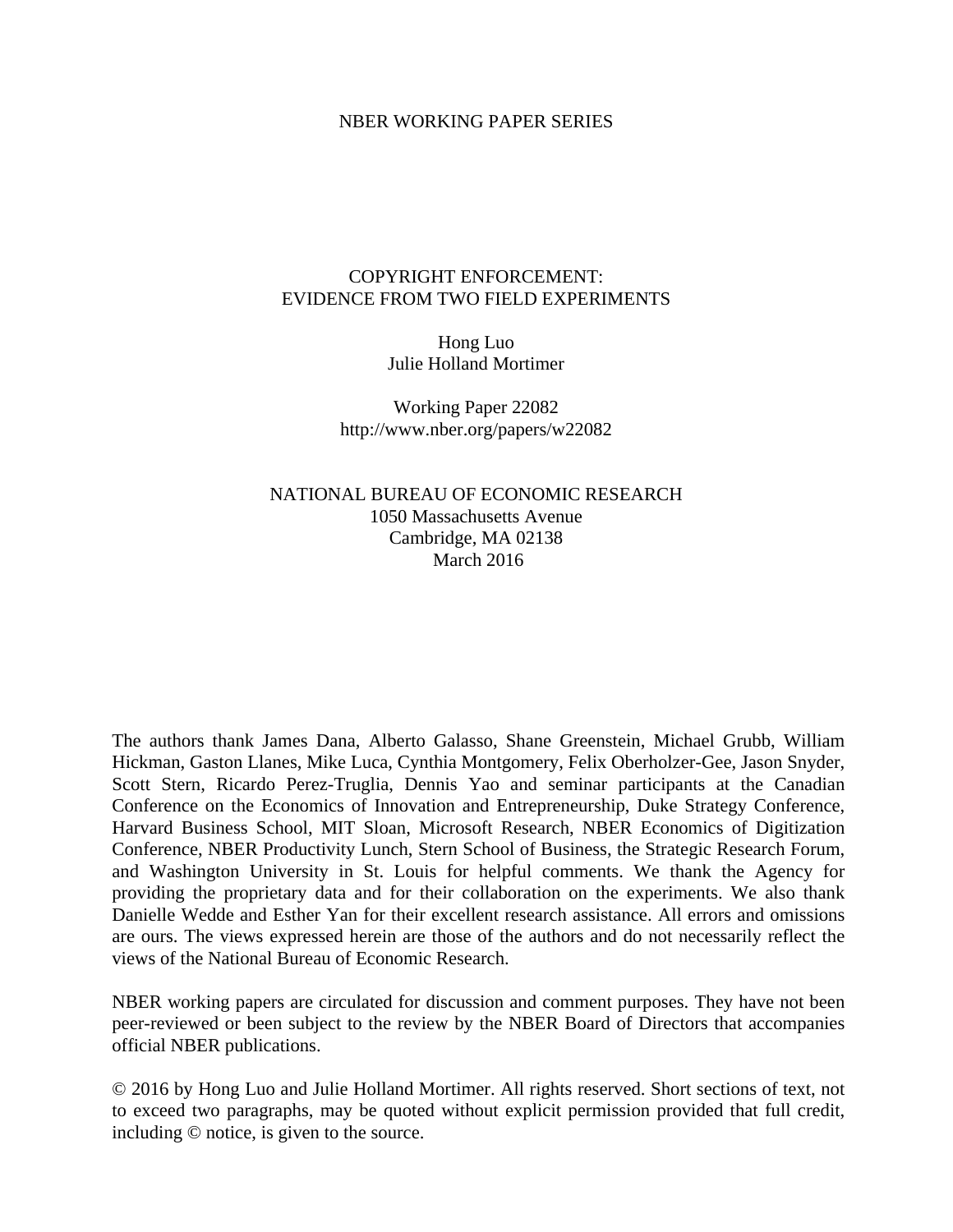NBER WORKING PAPER SERIES

# COPYRIGHT ENFORCEMENT:
# EVIDENCE FROM TWO FIELD EXPERIMENTS

Hong Luo
Julie Holland Mortimer

Working Paper 22082
http://www.nber.org/papers/w22082

NATIONAL BUREAU OF ECONOMIC RESEARCH
1050 Massachusetts Avenue
Cambridge, MA 02138
March 2016

The authors thank James Dana, Alberto Galasso, Shane Greenstein, Michael Grubb, William Hickman, Gaston Llanes, Mike Luca, Cynthia Montgomery, Felix Oberholzer-Gee, Jason Snyder, Scott Stern, Ricardo Perez-Truglia, Dennis Yao and seminar participants at the Canadian Conference on the Economics of Innovation and Entrepreneurship, Duke Strategy Conference, Harvard Business School, MIT Sloan, Microsoft Research, NBER Economics of Digitization Conference, NBER Productivity Lunch, Stern School of Business, the Strategic Research Forum, and Washington University in St. Louis for helpful comments. We thank the Agency for providing the proprietary data and for their collaboration on the experiments. We also thank Danielle Wedde and Esther Yan for their excellent research assistance. All errors and omissions are ours. The views expressed herein are those of the authors and do not necessarily reflect the views of the National Bureau of Economic Research.

NBER working papers are circulated for discussion and comment purposes. They have not been peer-reviewed or been subject to the review by the NBER Board of Directors that accompanies official NBER publications.

© 2016 by Hong Luo and Julie Holland Mortimer. All rights reserved. Short sections of text, not to exceed two paragraphs, may be quoted without explicit permission provided that full credit, including © notice, is given to the source.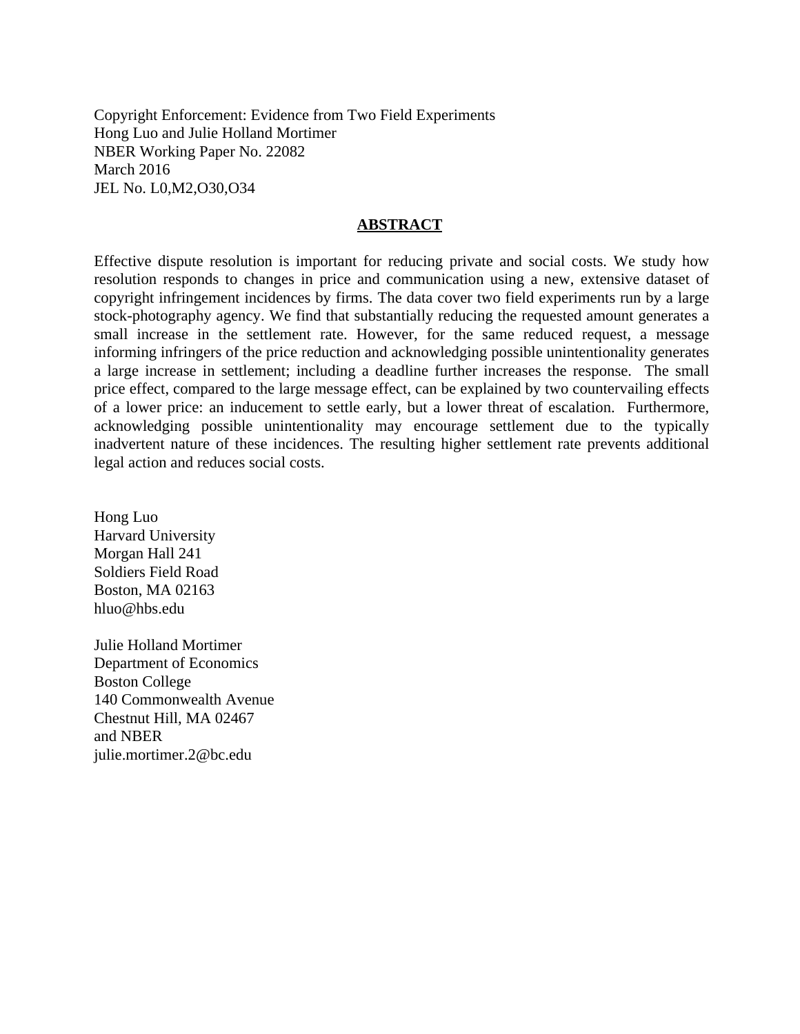Copyright Enforcement: Evidence from Two Field Experiments
Hong Luo and Julie Holland Mortimer
NBER Working Paper No. 22082
March 2016
JEL No. L0,M2,O30,O34

## ABSTRACT

Effective dispute resolution is important for reducing private and social costs. We study how resolution responds to changes in price and communication using a new, extensive dataset of copyright infringement incidences by firms. The data cover two field experiments run by a large stock-photography agency. We find that substantially reducing the requested amount generates a small increase in the settlement rate. However, for the same reduced request, a message informing infringers of the price reduction and acknowledging possible unintentionality generates a large increase in settlement; including a deadline further increases the response. The small price effect, compared to the large message effect, can be explained by two countervailing effects of a lower price: an inducement to settle early, but a lower threat of escalation. Furthermore, acknowledging possible unintentionality may encourage settlement due to the typically inadvertent nature of these incidences. The resulting higher settlement rate prevents additional legal action and reduces social costs.

Hong Luo
Harvard University
Morgan Hall 241
Soldiers Field Road
Boston, MA 02163
hluo@hbs.edu

Julie Holland Mortimer
Department of Economics
Boston College
140 Commonwealth Avenue
Chestnut Hill, MA 02467
and NBER
julie.mortimer.2@bc.edu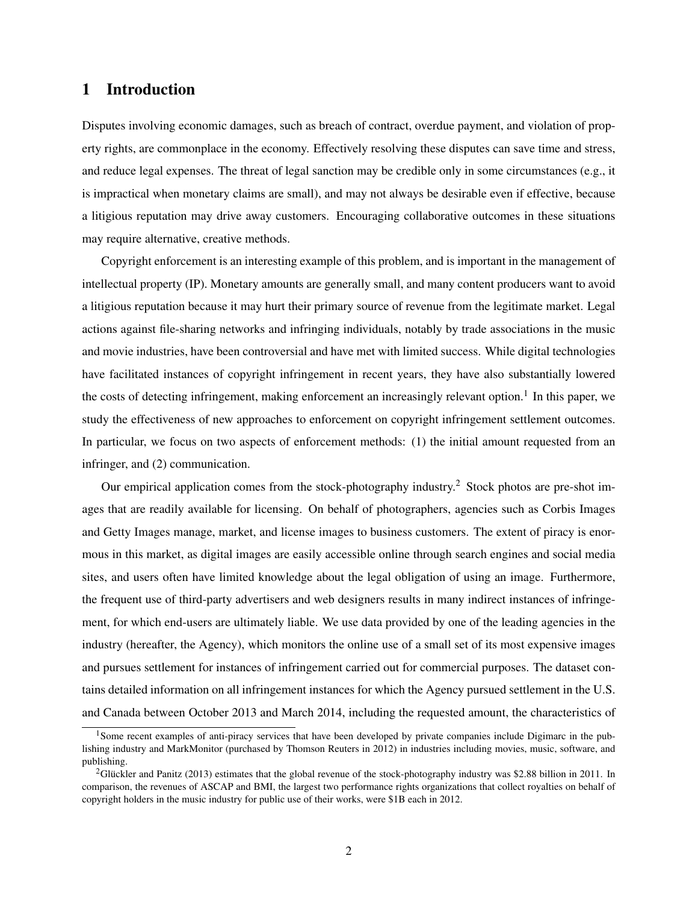# 1 Introduction

Disputes involving economic damages, such as breach of contract, overdue payment, and violation of property rights, are commonplace in the economy. Effectively resolving these disputes can save time and stress, and reduce legal expenses. The threat of legal sanction may be credible only in some circumstances (e.g., it is impractical when monetary claims are small), and may not always be desirable even if effective, because a litigious reputation may drive away customers. Encouraging collaborative outcomes in these situations may require alternative, creative methods.

Copyright enforcement is an interesting example of this problem, and is important in the management of intellectual property (IP). Monetary amounts are generally small, and many content producers want to avoid a litigious reputation because it may hurt their primary source of revenue from the legitimate market. Legal actions against file-sharing networks and infringing individuals, notably by trade associations in the music and movie industries, have been controversial and have met with limited success. While digital technologies have facilitated instances of copyright infringement in recent years, they have also substantially lowered the costs of detecting infringement, making enforcement an increasingly relevant option.[1] In this paper, we study the effectiveness of new approaches to enforcement on copyright infringement settlement outcomes. In particular, we focus on two aspects of enforcement methods: (1) the initial amount requested from an infringer, and (2) communication.

Our empirical application comes from the stock-photography industry.[2] Stock photos are pre-shot images that are readily available for licensing. On behalf of photographers, agencies such as Corbis Images and Getty Images manage, market, and license images to business customers. The extent of piracy is enormous in this market, as digital images are easily accessible online through search engines and social media sites, and users often have limited knowledge about the legal obligation of using an image. Furthermore, the frequent use of third-party advertisers and web designers results in many indirect instances of infringement, for which end-users are ultimately liable. We use data provided by one of the leading agencies in the industry (hereafter, the Agency), which monitors the online use of a small set of its most expensive images and pursues settlement for instances of infringement carried out for commercial purposes. The dataset contains detailed information on all infringement instances for which the Agency pursued settlement in the U.S. and Canada between October 2013 and March 2014, including the requested amount, the characteristics of

[1] Some recent examples of anti-piracy services that have been developed by private companies include Digimarc in the publishing industry and MarkMonitor (purchased by Thomson Reuters in 2012) in industries including movies, music, software, and publishing.

[2] Glückler and Panitz (2013) estimates that the global revenue of the stock-photography industry was $2.88 billion in 2011. In comparison, the revenues of ASCAP and BMI, the largest two performance rights organizations that collect royalties on behalf of copyright holders in the music industry for public use of their works, were $1B each in 2012.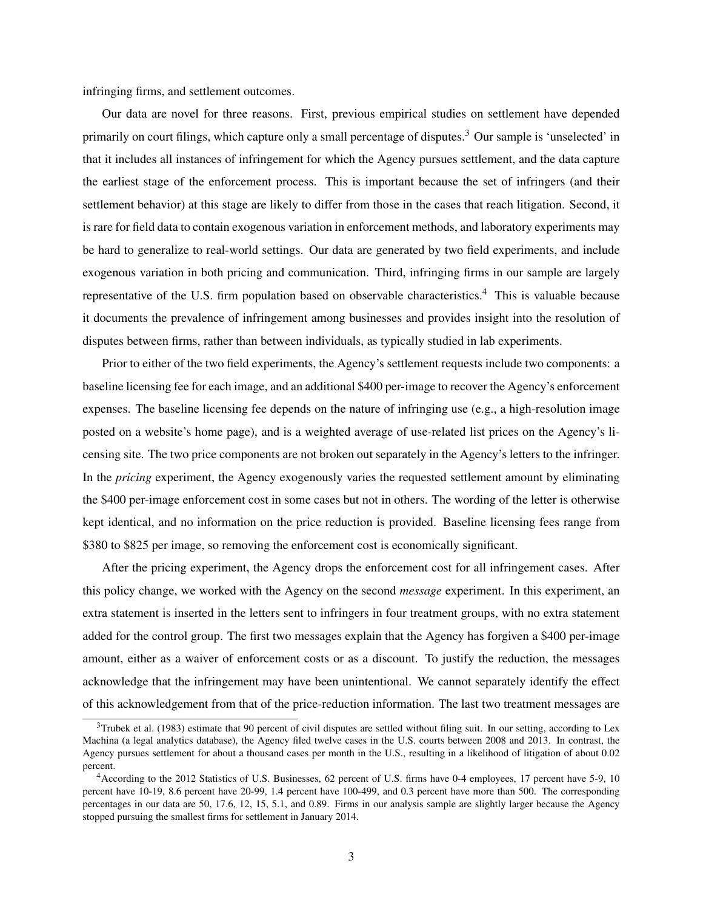infringing firms, and settlement outcomes.

Our data are novel for three reasons. First, previous empirical studies on settlement have depended primarily on court filings, which capture only a small percentage of disputes.[3] Our sample is 'unselected' in that it includes all instances of infringement for which the Agency pursues settlement, and the data capture the earliest stage of the enforcement process. This is important because the set of infringers (and their settlement behavior) at this stage are likely to differ from those in the cases that reach litigation. Second, it is rare for field data to contain exogenous variation in enforcement methods, and laboratory experiments may be hard to generalize to real-world settings. Our data are generated by two field experiments, and include exogenous variation in both pricing and communication. Third, infringing firms in our sample are largely representative of the U.S. firm population based on observable characteristics.[4] This is valuable because it documents the prevalence of infringement among businesses and provides insight into the resolution of disputes between firms, rather than between individuals, as typically studied in lab experiments.

Prior to either of the two field experiments, the Agency's settlement requests include two components: a baseline licensing fee for each image, and an additional \$400 per-image to recover the Agency's enforcement expenses. The baseline licensing fee depends on the nature of infringing use (e.g., a high-resolution image posted on a website's home page), and is a weighted average of use-related list prices on the Agency's licensing site. The two price components are not broken out separately in the Agency's letters to the infringer. In the *pricing* experiment, the Agency exogenously varies the requested settlement amount by eliminating the \$400 per-image enforcement cost in some cases but not in others. The wording of the letter is otherwise kept identical, and no information on the price reduction is provided. Baseline licensing fees range from \$380 to \$825 per image, so removing the enforcement cost is economically significant.

After the pricing experiment, the Agency drops the enforcement cost for all infringement cases. After this policy change, we worked with the Agency on the second *message* experiment. In this experiment, an extra statement is inserted in the letters sent to infringers in four treatment groups, with no extra statement added for the control group. The first two messages explain that the Agency has forgiven a \$400 per-image amount, either as a waiver of enforcement costs or as a discount. To justify the reduction, the messages acknowledge that the infringement may have been unintentional. We cannot separately identify the effect of this acknowledgement from that of the price-reduction information. The last two treatment messages are

[3] Trubek et al. (1983) estimate that 90 percent of civil disputes are settled without filing suit. In our setting, according to Lex Machina (a legal analytics database), the Agency filed twelve cases in the U.S. courts between 2008 and 2013. In contrast, the Agency pursues settlement for about a thousand cases per month in the U.S., resulting in a likelihood of litigation of about 0.02 percent.

[4] According to the 2012 Statistics of U.S. Businesses, 62 percent of U.S. firms have 0-4 employees, 17 percent have 5-9, 10 percent have 10-19, 8.6 percent have 20-99, 1.4 percent have 100-499, and 0.3 percent have more than 500. The corresponding percentages in our data are 50, 17.6, 12, 15, 5.1, and 0.89. Firms in our analysis sample are slightly larger because the Agency stopped pursuing the smallest firms for settlement in January 2014.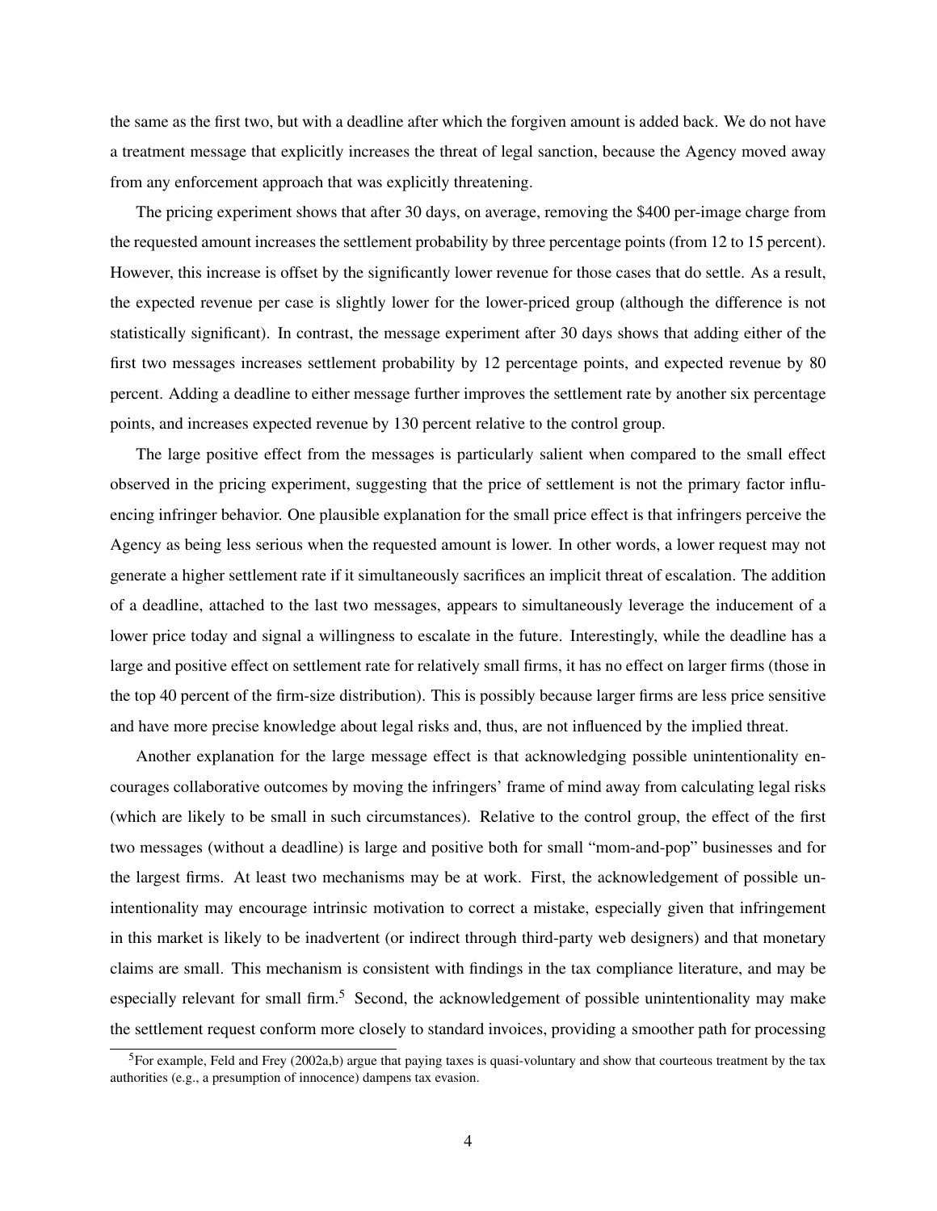the same as the first two, but with a deadline after which the forgiven amount is added back. We do not have a treatment message that explicitly increases the threat of legal sanction, because the Agency moved away from any enforcement approach that was explicitly threatening.

The pricing experiment shows that after 30 days, on average, removing the $400 per-image charge from the requested amount increases the settlement probability by three percentage points (from 12 to 15 percent). However, this increase is offset by the significantly lower revenue for those cases that do settle. As a result, the expected revenue per case is slightly lower for the lower-priced group (although the difference is not statistically significant). In contrast, the message experiment after 30 days shows that adding either of the first two messages increases settlement probability by 12 percentage points, and expected revenue by 80 percent. Adding a deadline to either message further improves the settlement rate by another six percentage points, and increases expected revenue by 130 percent relative to the control group.

The large positive effect from the messages is particularly salient when compared to the small effect observed in the pricing experiment, suggesting that the price of settlement is not the primary factor influencing infringer behavior. One plausible explanation for the small price effect is that infringers perceive the Agency as being less serious when the requested amount is lower. In other words, a lower request may not generate a higher settlement rate if it simultaneously sacrifices an implicit threat of escalation. The addition of a deadline, attached to the last two messages, appears to simultaneously leverage the inducement of a lower price today and signal a willingness to escalate in the future. Interestingly, while the deadline has a large and positive effect on settlement rate for relatively small firms, it has no effect on larger firms (those in the top 40 percent of the firm-size distribution). This is possibly because larger firms are less price sensitive and have more precise knowledge about legal risks and, thus, are not influenced by the implied threat.

Another explanation for the large message effect is that acknowledging possible unintentionality encourages collaborative outcomes by moving the infringers' frame of mind away from calculating legal risks (which are likely to be small in such circumstances). Relative to the control group, the effect of the first two messages (without a deadline) is large and positive both for small "mom-and-pop" businesses and for the largest firms. At least two mechanisms may be at work. First, the acknowledgement of possible unintentionality may encourage intrinsic motivation to correct a mistake, especially given that infringement in this market is likely to be inadvertent (or indirect through third-party web designers) and that monetary claims are small. This mechanism is consistent with findings in the tax compliance literature, and may be especially relevant for small firm.[5] Second, the acknowledgement of possible unintentionality may make the settlement request conform more closely to standard invoices, providing a smoother path for processing

[5] For example, Feld and Frey (2002a,b) argue that paying taxes is quasi-voluntary and show that courteous treatment by the tax authorities (e.g., a presumption of innocence) dampens tax evasion.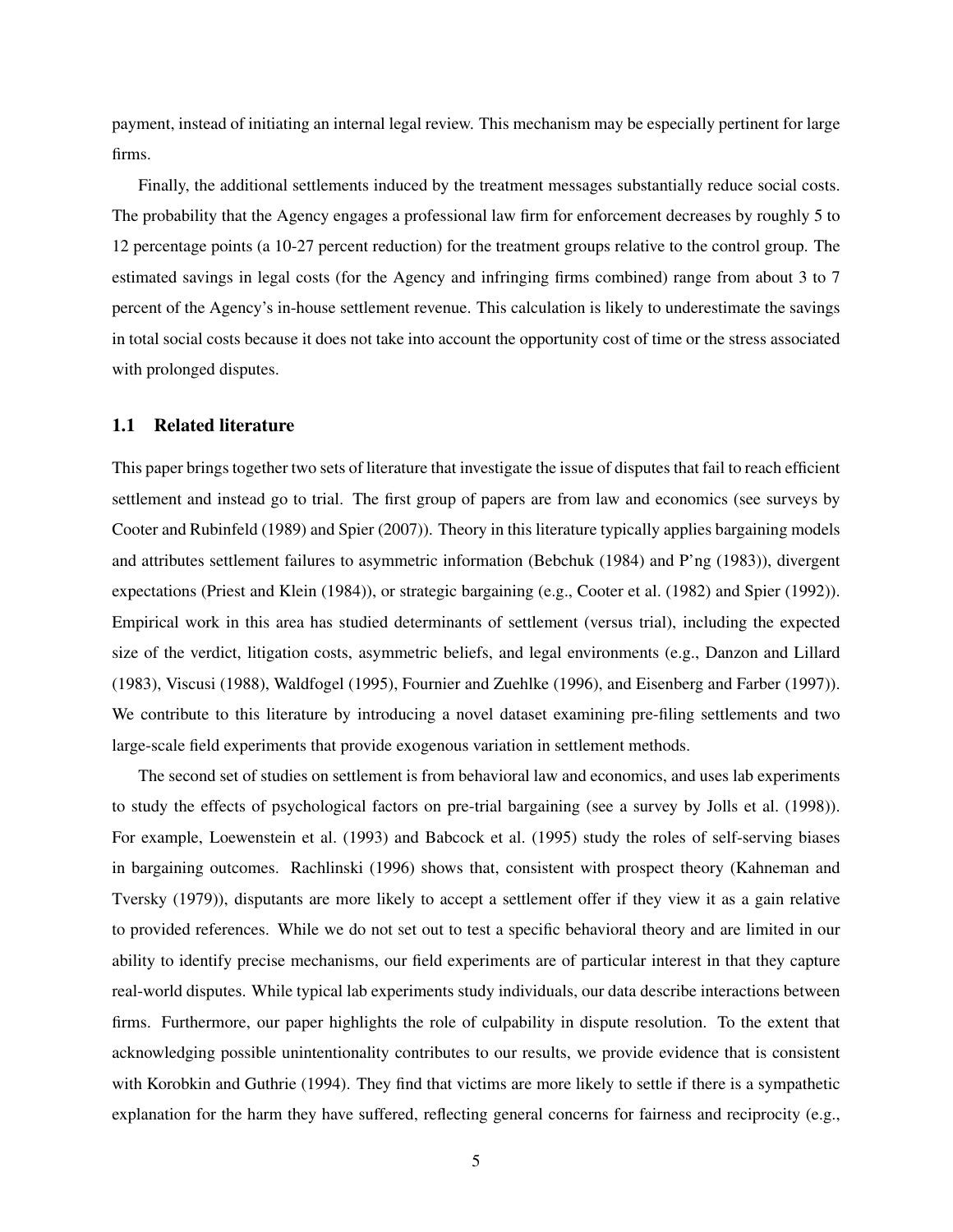payment, instead of initiating an internal legal review. This mechanism may be especially pertinent for large firms.

Finally, the additional settlements induced by the treatment messages substantially reduce social costs. The probability that the Agency engages a professional law firm for enforcement decreases by roughly 5 to 12 percentage points (a 10-27 percent reduction) for the treatment groups relative to the control group. The estimated savings in legal costs (for the Agency and infringing firms combined) range from about 3 to 7 percent of the Agency's in-house settlement revenue. This calculation is likely to underestimate the savings in total social costs because it does not take into account the opportunity cost of time or the stress associated with prolonged disputes.

## 1.1 Related literature

This paper brings together two sets of literature that investigate the issue of disputes that fail to reach efficient settlement and instead go to trial. The first group of papers are from law and economics (see surveys by Cooter and Rubinfeld (1989) and Spier (2007)). Theory in this literature typically applies bargaining models and attributes settlement failures to asymmetric information (Bebchuk (1984) and P'ng (1983)), divergent expectations (Priest and Klein (1984)), or strategic bargaining (e.g., Cooter et al. (1982) and Spier (1992)). Empirical work in this area has studied determinants of settlement (versus trial), including the expected size of the verdict, litigation costs, asymmetric beliefs, and legal environments (e.g., Danzon and Lillard (1983), Viscusi (1988), Waldfogel (1995), Fournier and Zuehlke (1996), and Eisenberg and Farber (1997)). We contribute to this literature by introducing a novel dataset examining pre-filing settlements and two large-scale field experiments that provide exogenous variation in settlement methods.

The second set of studies on settlement is from behavioral law and economics, and uses lab experiments to study the effects of psychological factors on pre-trial bargaining (see a survey by Jolls et al. (1998)). For example, Loewenstein et al. (1993) and Babcock et al. (1995) study the roles of self-serving biases in bargaining outcomes. Rachlinski (1996) shows that, consistent with prospect theory (Kahneman and Tversky (1979)), disputants are more likely to accept a settlement offer if they view it as a gain relative to provided references. While we do not set out to test a specific behavioral theory and are limited in our ability to identify precise mechanisms, our field experiments are of particular interest in that they capture real-world disputes. While typical lab experiments study individuals, our data describe interactions between firms. Furthermore, our paper highlights the role of culpability in dispute resolution. To the extent that acknowledging possible unintentionality contributes to our results, we provide evidence that is consistent with Korobkin and Guthrie (1994). They find that victims are more likely to settle if there is a sympathetic explanation for the harm they have suffered, reflecting general concerns for fairness and reciprocity (e.g.,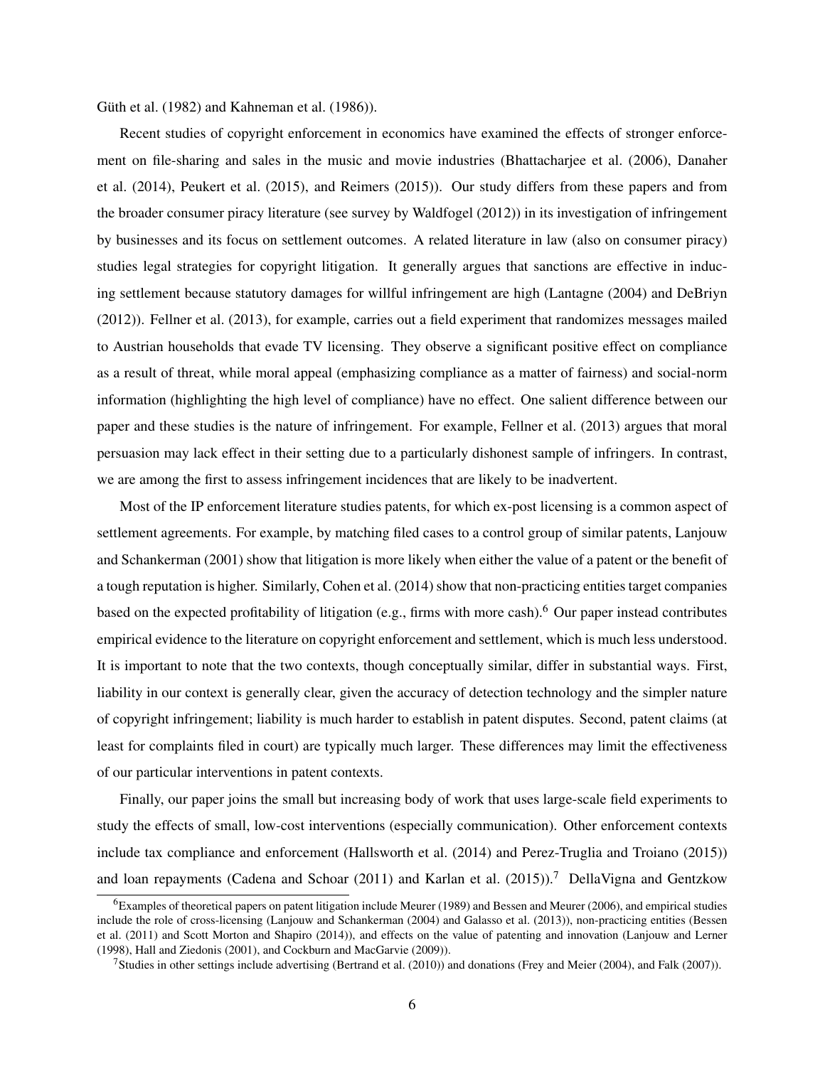Güth et al. (1982) and Kahneman et al. (1986)).

Recent studies of copyright enforcement in economics have examined the effects of stronger enforcement on file-sharing and sales in the music and movie industries (Bhattacharjee et al. (2006), Danaher et al. (2014), Peukert et al. (2015), and Reimers (2015)). Our study differs from these papers and from the broader consumer piracy literature (see survey by Waldfogel (2012)) in its investigation of infringement by businesses and its focus on settlement outcomes. A related literature in law (also on consumer piracy) studies legal strategies for copyright litigation. It generally argues that sanctions are effective in inducing settlement because statutory damages for willful infringement are high (Lantagne (2004) and DeBriyn (2012)). Fellner et al. (2013), for example, carries out a field experiment that randomizes messages mailed to Austrian households that evade TV licensing. They observe a significant positive effect on compliance as a result of threat, while moral appeal (emphasizing compliance as a matter of fairness) and social-norm information (highlighting the high level of compliance) have no effect. One salient difference between our paper and these studies is the nature of infringement. For example, Fellner et al. (2013) argues that moral persuasion may lack effect in their setting due to a particularly dishonest sample of infringers. In contrast, we are among the first to assess infringement incidences that are likely to be inadvertent.

Most of the IP enforcement literature studies patents, for which ex-post licensing is a common aspect of settlement agreements. For example, by matching filed cases to a control group of similar patents, Lanjouw and Schankerman (2001) show that litigation is more likely when either the value of a patent or the benefit of a tough reputation is higher. Similarly, Cohen et al. (2014) show that non-practicing entities target companies based on the expected profitability of litigation (e.g., firms with more cash).[6] Our paper instead contributes empirical evidence to the literature on copyright enforcement and settlement, which is much less understood. It is important to note that the two contexts, though conceptually similar, differ in substantial ways. First, liability in our context is generally clear, given the accuracy of detection technology and the simpler nature of copyright infringement; liability is much harder to establish in patent disputes. Second, patent claims (at least for complaints filed in court) are typically much larger. These differences may limit the effectiveness of our particular interventions in patent contexts.

Finally, our paper joins the small but increasing body of work that uses large-scale field experiments to study the effects of small, low-cost interventions (especially communication). Other enforcement contexts include tax compliance and enforcement (Hallsworth et al. (2014) and Perez-Truglia and Troiano (2015)) and loan repayments (Cadena and Schoar (2011) and Karlan et al. (2015)).[7] DellaVigna and Gentzkow

[6] Examples of theoretical papers on patent litigation include Meurer (1989) and Bessen and Meurer (2006), and empirical studies include the role of cross-licensing (Lanjouw and Schankerman (2004) and Galasso et al. (2013)), non-practicing entities (Bessen et al. (2011) and Scott Morton and Shapiro (2014)), and effects on the value of patenting and innovation (Lanjouw and Lerner (1998), Hall and Ziedonis (2001), and Cockburn and MacGarvie (2009)).

[7] Studies in other settings include advertising (Bertrand et al. (2010)) and donations (Frey and Meier (2004), and Falk (2007)).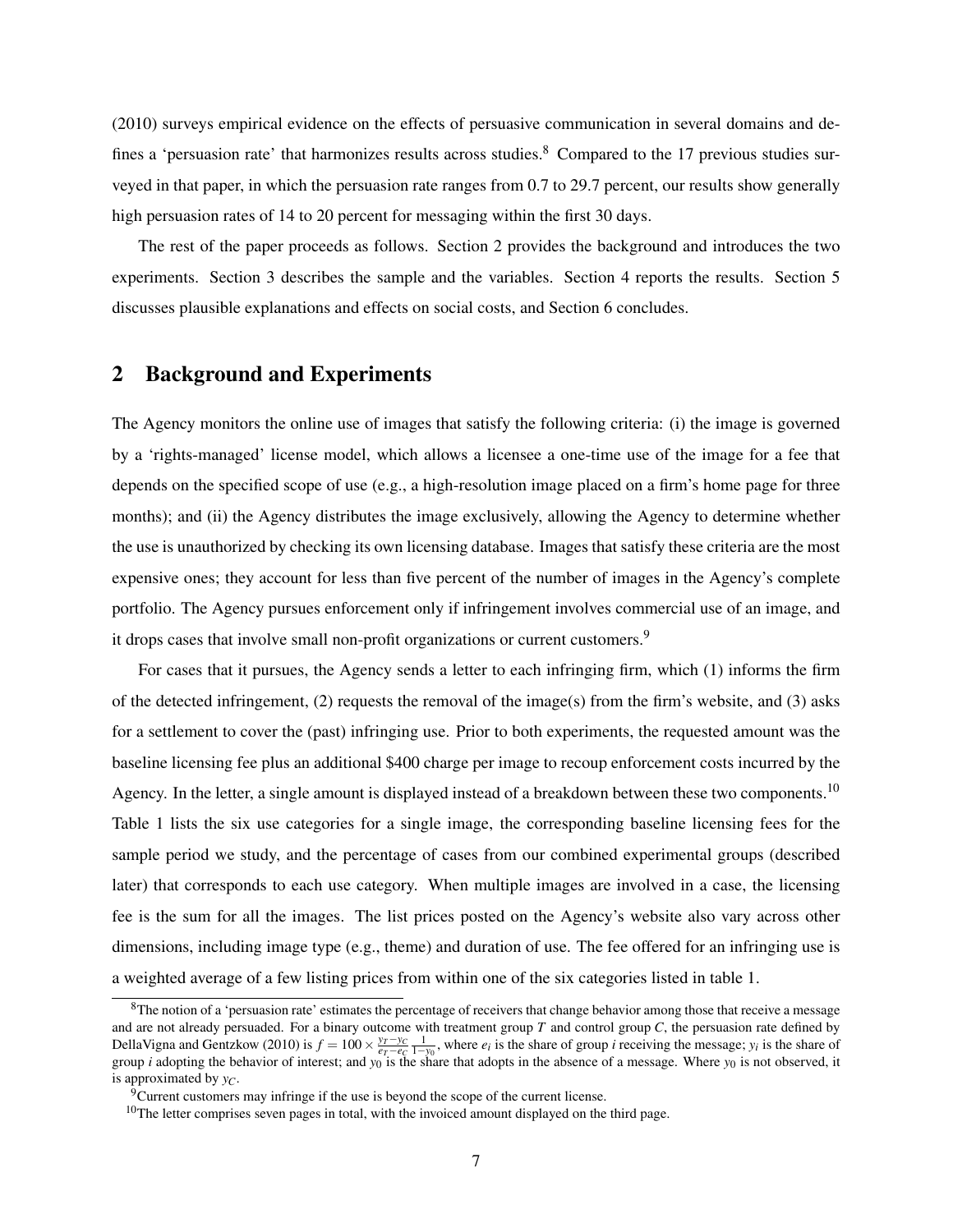(2010) surveys empirical evidence on the effects of persuasive communication in several domains and defines a 'persuasion rate' that harmonizes results across studies.[8] Compared to the 17 previous studies surveyed in that paper, in which the persuasion rate ranges from 0.7 to 29.7 percent, our results show generally high persuasion rates of 14 to 20 percent for messaging within the first 30 days.

The rest of the paper proceeds as follows. Section 2 provides the background and introduces the two experiments. Section 3 describes the sample and the variables. Section 4 reports the results. Section 5 discusses plausible explanations and effects on social costs, and Section 6 concludes.

## 2 Background and Experiments

The Agency monitors the online use of images that satisfy the following criteria: (i) the image is governed by a 'rights-managed' license model, which allows a licensee a one-time use of the image for a fee that depends on the specified scope of use (e.g., a high-resolution image placed on a firm's home page for three months); and (ii) the Agency distributes the image exclusively, allowing the Agency to determine whether the use is unauthorized by checking its own licensing database. Images that satisfy these criteria are the most expensive ones; they account for less than five percent of the number of images in the Agency's complete portfolio. The Agency pursues enforcement only if infringement involves commercial use of an image, and it drops cases that involve small non-profit organizations or current customers.[9]

For cases that it pursues, the Agency sends a letter to each infringing firm, which (1) informs the firm of the detected infringement, (2) requests the removal of the image(s) from the firm's website, and (3) asks for a settlement to cover the (past) infringing use. Prior to both experiments, the requested amount was the baseline licensing fee plus an additional \$400 charge per image to recoup enforcement costs incurred by the Agency. In the letter, a single amount is displayed instead of a breakdown between these two components.[10] Table 1 lists the six use categories for a single image, the corresponding baseline licensing fees for the sample period we study, and the percentage of cases from our combined experimental groups (described later) that corresponds to each use category. When multiple images are involved in a case, the licensing fee is the sum for all the images. The list prices posted on the Agency's website also vary across other dimensions, including image type (e.g., theme) and duration of use. The fee offered for an infringing use is a weighted average of a few listing prices from within one of the six categories listed in table 1.

[8] The notion of a 'persuasion rate' estimates the percentage of receivers that change behavior among those that receive a message and are not already persuaded. For a binary outcome with treatment group $T$ and control group $C$, the persuasion rate defined by DellaVigna and Gentzkow (2010) is $f = 100 \times \frac{y_T - y_C}{e_T - e_C} \frac{1}{1-y_0}$, where $e_i$ is the share of group $i$ receiving the message; $y_i$ is the share of group $i$ adopting the behavior of interest; and $y_0$ is the share that adopts in the absence of a message. Where $y_0$ is not observed, it is approximated by $y_C$.

[9] Current customers may infringe if the use is beyond the scope of the current license.

[10] The letter comprises seven pages in total, with the invoiced amount displayed on the third page.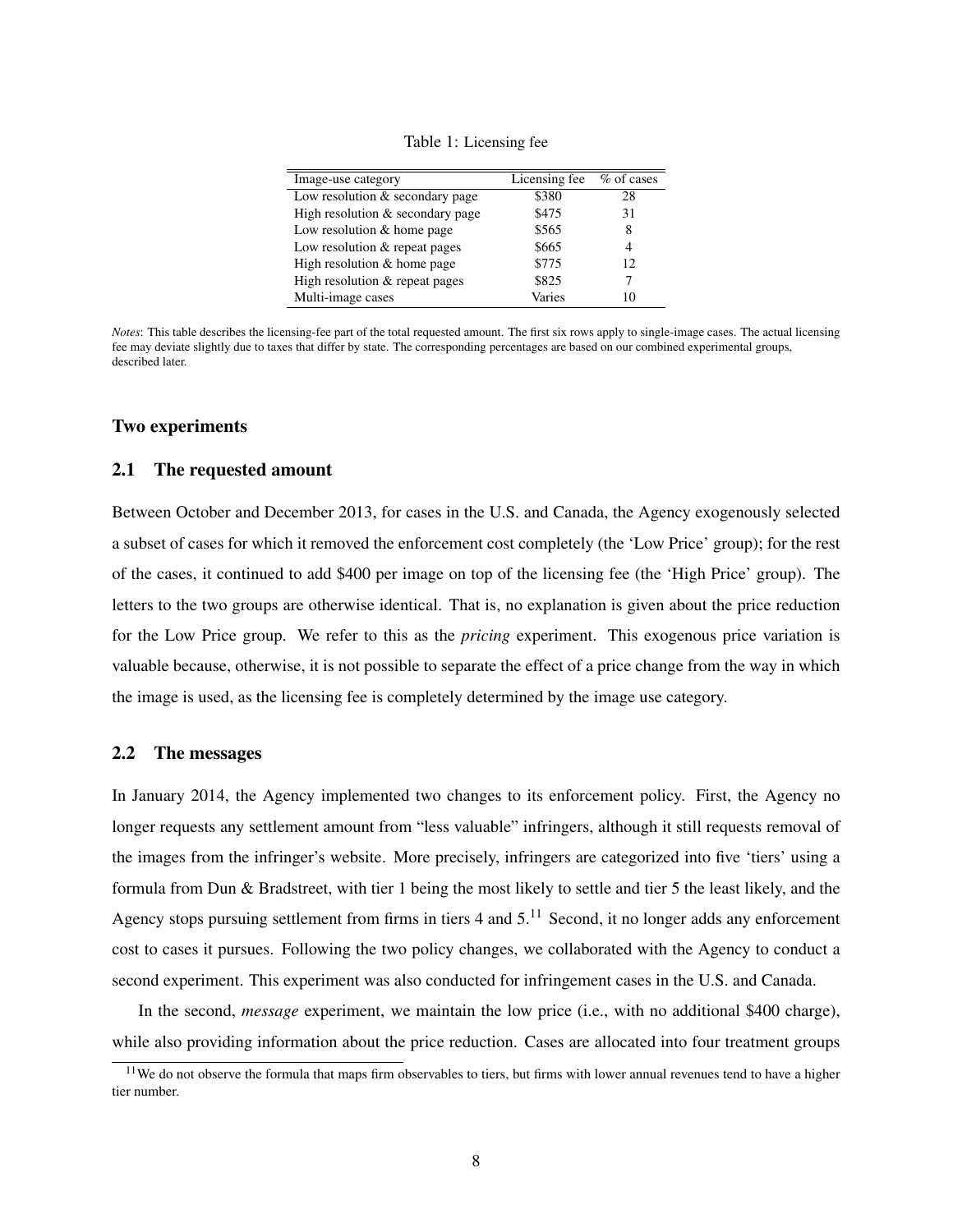Table 1: Licensing fee

| Image-use category | Licensing fee | % of cases |
|---|---|---|
| Low resolution & secondary page | $380 | 28 |
| High resolution & secondary page | $475 | 31 |
| Low resolution & home page | $565 | 8 |
| Low resolution & repeat pages | $665 | 4 |
| High resolution & home page | $775 | 12 |
| High resolution & repeat pages | $825 | 7 |
| Multi-image cases | Varies | 10 |

*Notes*: This table describes the licensing-fee part of the total requested amount. The first six rows apply to single-image cases. The actual licensing fee may deviate slightly due to taxes that differ by state. The corresponding percentages are based on our combined experimental groups, described later.

# Two experiments

## 2.1 The requested amount

Between October and December 2013, for cases in the U.S. and Canada, the Agency exogenously selected a subset of cases for which it removed the enforcement cost completely (the 'Low Price' group); for the rest of the cases, it continued to add $400 per image on top of the licensing fee (the 'High Price' group). The letters to the two groups are otherwise identical. That is, no explanation is given about the price reduction for the Low Price group. We refer to this as the *pricing* experiment. This exogenous price variation is valuable because, otherwise, it is not possible to separate the effect of a price change from the way in which the image is used, as the licensing fee is completely determined by the image use category.

## 2.2 The messages

In January 2014, the Agency implemented two changes to its enforcement policy. First, the Agency no longer requests any settlement amount from "less valuable" infringers, although it still requests removal of the images from the infringer's website. More precisely, infringers are categorized into five 'tiers' using a formula from Dun & Bradstreet, with tier 1 being the most likely to settle and tier 5 the least likely, and the Agency stops pursuing settlement from firms in tiers 4 and 5.[11] Second, it no longer adds any enforcement cost to cases it pursues. Following the two policy changes, we collaborated with the Agency to conduct a second experiment. This experiment was also conducted for infringement cases in the U.S. and Canada.

In the second, *message* experiment, we maintain the low price (i.e., with no additional $400 charge), while also providing information about the price reduction. Cases are allocated into four treatment groups

[11] We do not observe the formula that maps firm observables to tiers, but firms with lower annual revenues tend to have a higher tier number.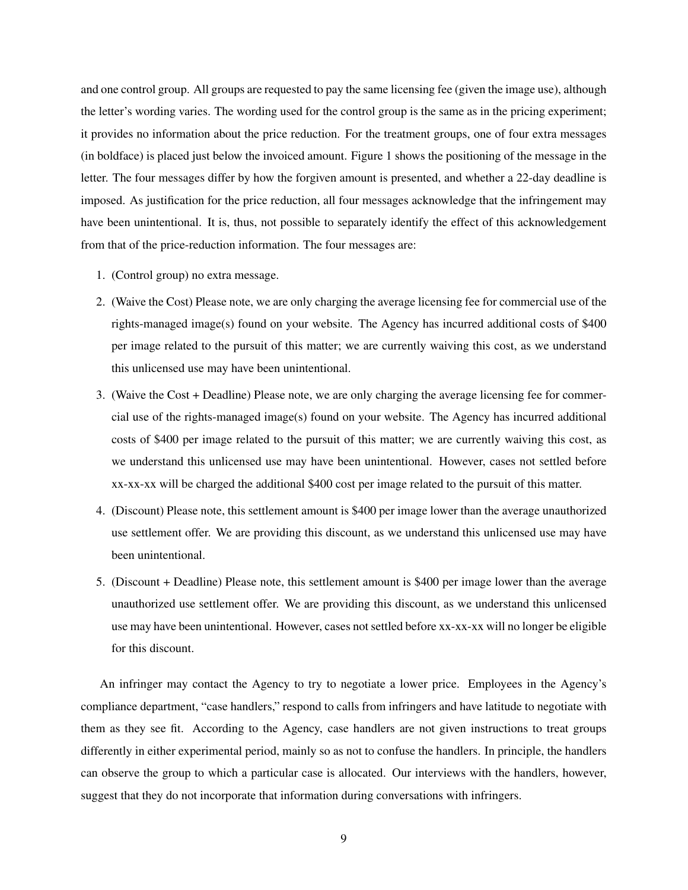and one control group. All groups are requested to pay the same licensing fee (given the image use), although the letter's wording varies. The wording used for the control group is the same as in the pricing experiment; it provides no information about the price reduction. For the treatment groups, one of four extra messages (in boldface) is placed just below the invoiced amount. Figure 1 shows the positioning of the message in the letter. The four messages differ by how the forgiven amount is presented, and whether a 22-day deadline is imposed. As justification for the price reduction, all four messages acknowledge that the infringement may have been unintentional. It is, thus, not possible to separately identify the effect of this acknowledgement from that of the price-reduction information. The four messages are:

1. (Control group) no extra message.
2. (Waive the Cost) Please note, we are only charging the average licensing fee for commercial use of the rights-managed image(s) found on your website. The Agency has incurred additional costs of $400 per image related to the pursuit of this matter; we are currently waiving this cost, as we understand this unlicensed use may have been unintentional.
3. (Waive the Cost + Deadline) Please note, we are only charging the average licensing fee for commercial use of the rights-managed image(s) found on your website. The Agency has incurred additional costs of $400 per image related to the pursuit of this matter; we are currently waiving this cost, as we understand this unlicensed use may have been unintentional. However, cases not settled before xx-xx-xx will be charged the additional $400 cost per image related to the pursuit of this matter.
4. (Discount) Please note, this settlement amount is $400 per image lower than the average unauthorized use settlement offer. We are providing this discount, as we understand this unlicensed use may have been unintentional.
5. (Discount + Deadline) Please note, this settlement amount is $400 per image lower than the average unauthorized use settlement offer. We are providing this discount, as we understand this unlicensed use may have been unintentional. However, cases not settled before xx-xx-xx will no longer be eligible for this discount.

An infringer may contact the Agency to try to negotiate a lower price. Employees in the Agency's compliance department, "case handlers," respond to calls from infringers and have latitude to negotiate with them as they see fit. According to the Agency, case handlers are not given instructions to treat groups differently in either experimental period, mainly so as not to confuse the handlers. In principle, the handlers can observe the group to which a particular case is allocated. Our interviews with the handlers, however, suggest that they do not incorporate that information during conversations with infringers.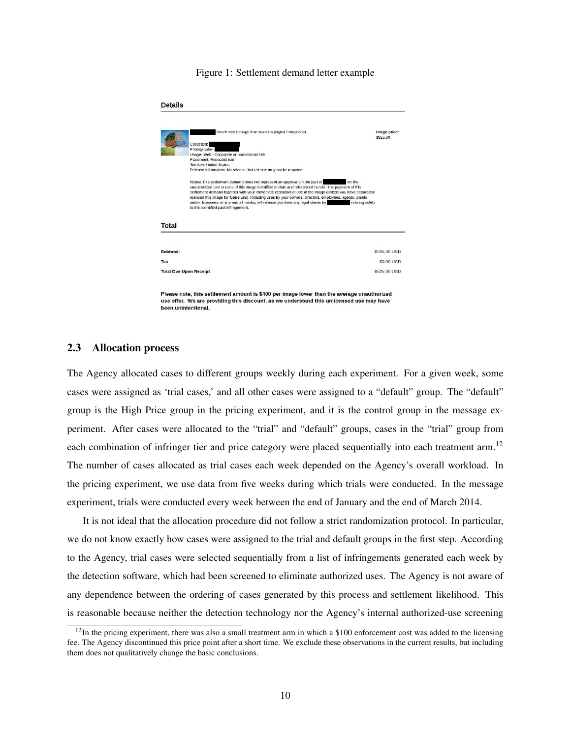Figure 1: Settlement demand letter example

**Details**

Beech tree through four seasons (digital Composite)

Collection:
Photographer:
Usage: Web - Corporate or promotional site
Placement: Repeated icon
Territory: United States
Release Information: No release, but release may not be required.

Notes: This settlement demand does not represent an approval on the part of for the unauthorized use or uses of this image identified to date and referenced herein. The payment of this settlement demand together with your immediate cessation of use of the image (unless you have separately licensed this image for future use), including uses by your owners, directors, employees, agents, clients and/or licensees, in any and all media, will release you from any legal claims by relating solely to this identified past infringement.

Image price: $825.00

**Total**

| | |
|---|---|
| **Subtotal:** | $825.00 USD |
| Tax | $0.00 USD |
| **Total Due Upon Receipt** | $825.00 USD |

**Please note, this settlement amount is $400 per image lower than the average unauthorized use offer. We are providing this discount, as we understand this unlicensed use may have been unintentional.**

## 2.3 Allocation process

The Agency allocated cases to different groups weekly during each experiment. For a given week, some cases were assigned as 'trial cases,' and all other cases were assigned to a "default" group. The "default" group is the High Price group in the pricing experiment, and it is the control group in the message experiment. After cases were allocated to the "trial" and "default" groups, cases in the "trial" group from each combination of infringer tier and price category were placed sequentially into each treatment arm.[12] The number of cases allocated as trial cases each week depended on the Agency's overall workload. In the pricing experiment, we use data from five weeks during which trials were conducted. In the message experiment, trials were conducted every week between the end of January and the end of March 2014.

It is not ideal that the allocation procedure did not follow a strict randomization protocol. In particular, we do not know exactly how cases were assigned to the trial and default groups in the first step. According to the Agency, trial cases were selected sequentially from a list of infringements generated each week by the detection software, which had been screened to eliminate authorized uses. The Agency is not aware of any dependence between the ordering of cases generated by this process and settlement likelihood. This is reasonable because neither the detection technology nor the Agency's internal authorized-use screening

[12] In the pricing experiment, there was also a small treatment arm in which a $100 enforcement cost was added to the licensing fee. The Agency discontinued this price point after a short time. We exclude these observations in the current results, but including them does not qualitatively change the basic conclusions.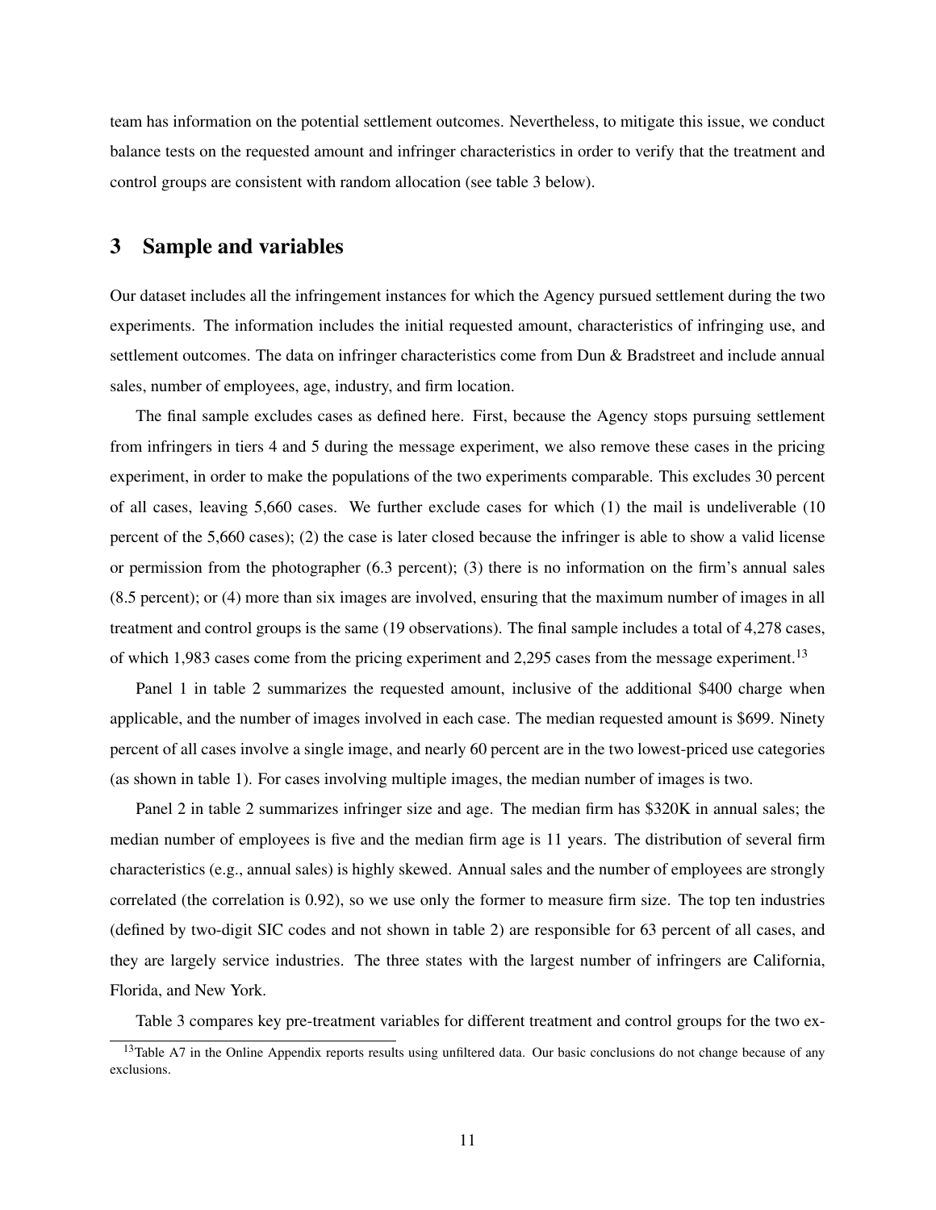team has information on the potential settlement outcomes. Nevertheless, to mitigate this issue, we conduct balance tests on the requested amount and infringer characteristics in order to verify that the treatment and control groups are consistent with random allocation (see table 3 below).

## 3 Sample and variables

Our dataset includes all the infringement instances for which the Agency pursued settlement during the two experiments. The information includes the initial requested amount, characteristics of infringing use, and settlement outcomes. The data on infringer characteristics come from Dun & Bradstreet and include annual sales, number of employees, age, industry, and firm location.

The final sample excludes cases as defined here. First, because the Agency stops pursuing settlement from infringers in tiers 4 and 5 during the message experiment, we also remove these cases in the pricing experiment, in order to make the populations of the two experiments comparable. This excludes 30 percent of all cases, leaving 5,660 cases. We further exclude cases for which (1) the mail is undeliverable (10 percent of the 5,660 cases); (2) the case is later closed because the infringer is able to show a valid license or permission from the photographer (6.3 percent); (3) there is no information on the firm's annual sales (8.5 percent); or (4) more than six images are involved, ensuring that the maximum number of images in all treatment and control groups is the same (19 observations). The final sample includes a total of 4,278 cases, of which 1,983 cases come from the pricing experiment and 2,295 cases from the message experiment.[13]

Panel 1 in table 2 summarizes the requested amount, inclusive of the additional $400 charge when applicable, and the number of images involved in each case. The median requested amount is $699. Ninety percent of all cases involve a single image, and nearly 60 percent are in the two lowest-priced use categories (as shown in table 1). For cases involving multiple images, the median number of images is two.

Panel 2 in table 2 summarizes infringer size and age. The median firm has $320K in annual sales; the median number of employees is five and the median firm age is 11 years. The distribution of several firm characteristics (e.g., annual sales) is highly skewed. Annual sales and the number of employees are strongly correlated (the correlation is 0.92), so we use only the former to measure firm size. The top ten industries (defined by two-digit SIC codes and not shown in table 2) are responsible for 63 percent of all cases, and they are largely service industries. The three states with the largest number of infringers are California, Florida, and New York.

Table 3 compares key pre-treatment variables for different treatment and control groups for the two ex-

[13]Table A7 in the Online Appendix reports results using unfiltered data. Our basic conclusions do not change because of any exclusions.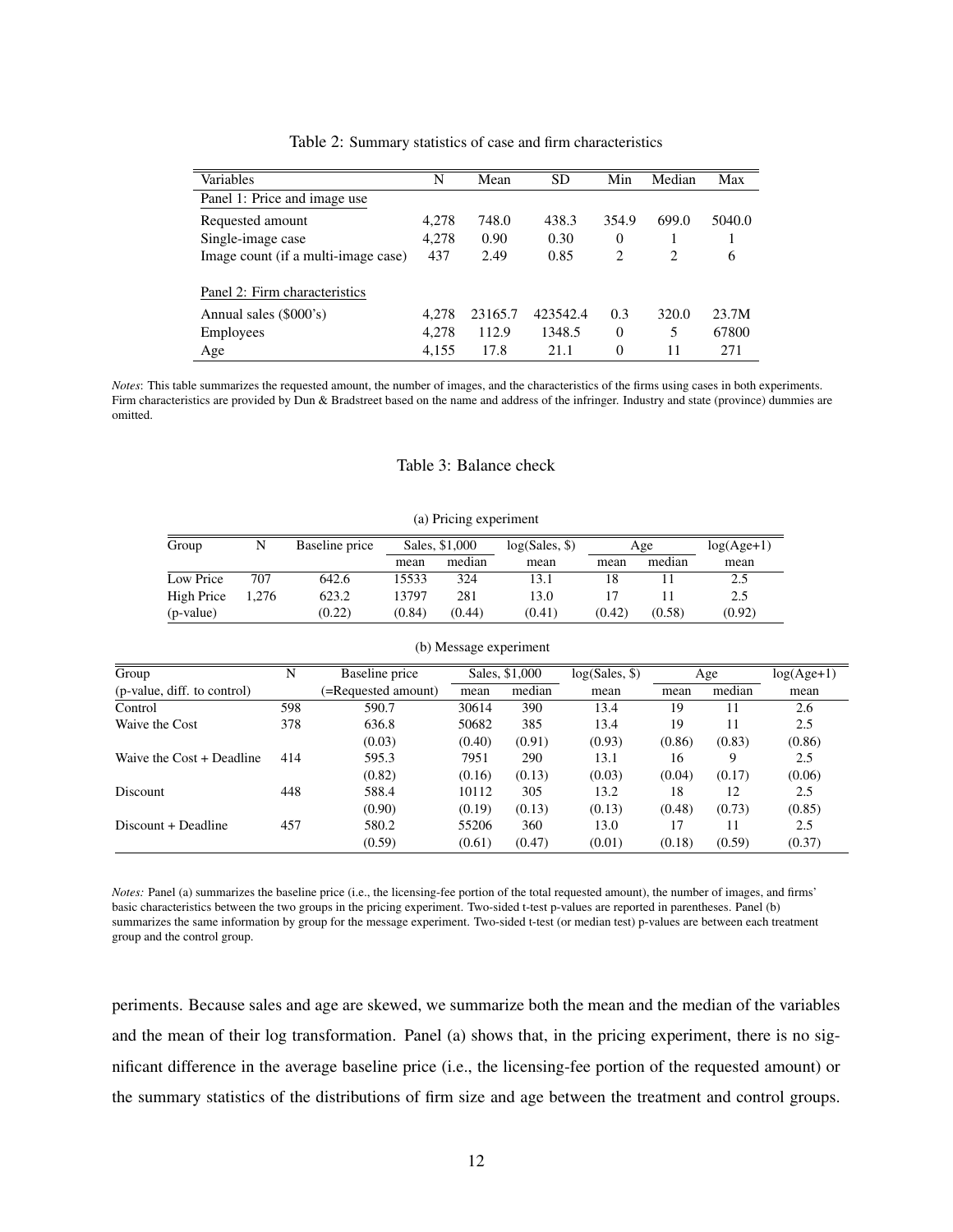Table 2: Summary statistics of case and firm characteristics

| Variables | N | Mean | SD | Min | Median | Max |
|---|---|---|---|---|---|---|
| Panel 1: Price and image use | | | | | | |
| Requested amount | 4,278 | 748.0 | 438.3 | 354.9 | 699.0 | 5040.0 |
| Single-image case | 4,278 | 0.90 | 0.30 | 0 | 1 | 1 |
| Image count (if a multi-image case) | 437 | 2.49 | 0.85 | 2 | 2 | 6 |
| Panel 2: Firm characteristics | | | | | | |
| Annual sales ($000's) | 4,278 | 23165.7 | 423542.4 | 0.3 | 320.0 | 23.7M |
| Employees | 4,278 | 112.9 | 1348.5 | 0 | 5 | 67800 |
| Age | 4,155 | 17.8 | 21.1 | 0 | 11 | 271 |

*Notes*: This table summarizes the requested amount, the number of images, and the characteristics of the firms using cases in both experiments. Firm characteristics are provided by Dun & Bradstreet based on the name and address of the infringer. Industry and state (province) dummies are omitted.

Table 3: Balance check

(a) Pricing experiment

| Group | N | Baseline price | Sales, $1,000 | | log(Sales, $) | Age | | log(Age+1) |
|---|---|---|---|---|---|---|---|---|
| | | | mean | median | mean | mean | median | mean |
| Low Price | 707 | 642.6 | 15533 | 324 | 13.1 | 18 | 11 | 2.5 |
| High Price | 1,276 | 623.2 | 13797 | 281 | 13.0 | 17 | 11 | 2.5 |
| (p-value) | | (0.22) | (0.84) | (0.44) | (0.41) | (0.42) | (0.58) | (0.92) |

(b) Message experiment

| Group | N | Baseline price | Sales, $1,000 | | log(Sales, $) | Age | | log(Age+1) |
|---|---|---|---|---|---|---|---|---|
| (p-value, diff. to control) | | (=Requested amount) | mean | median | mean | mean | median | mean |
| Control | 598 | 590.7 | 30614 | 390 | 13.4 | 19 | 11 | 2.6 |
| Waive the Cost | 378 | 636.8 | 50682 | 385 | 13.4 | 19 | 11 | 2.5 |
| | | (0.03) | (0.40) | (0.91) | (0.93) | (0.86) | (0.83) | (0.86) |
| Waive the Cost + Deadline | 414 | 595.3 | 7951 | 290 | 13.1 | 16 | 9 | 2.5 |
| | | (0.82) | (0.16) | (0.13) | (0.03) | (0.04) | (0.17) | (0.06) |
| Discount | 448 | 588.4 | 10112 | 305 | 13.2 | 18 | 12 | 2.5 |
| | | (0.90) | (0.19) | (0.13) | (0.13) | (0.48) | (0.73) | (0.85) |
| Discount + Deadline | 457 | 580.2 | 55206 | 360 | 13.0 | 17 | 11 | 2.5 |
| | | (0.59) | (0.61) | (0.47) | (0.01) | (0.18) | (0.59) | (0.37) |

*Notes:* Panel (a) summarizes the baseline price (i.e., the licensing-fee portion of the total requested amount), the number of images, and firms' basic characteristics between the two groups in the pricing experiment. Two-sided t-test p-values are reported in parentheses. Panel (b) summarizes the same information by group for the message experiment. Two-sided t-test (or median test) p-values are between each treatment group and the control group.

periments. Because sales and age are skewed, we summarize both the mean and the median of the variables and the mean of their log transformation. Panel (a) shows that, in the pricing experiment, there is no significant difference in the average baseline price (i.e., the licensing-fee portion of the requested amount) or the summary statistics of the distributions of firm size and age between the treatment and control groups.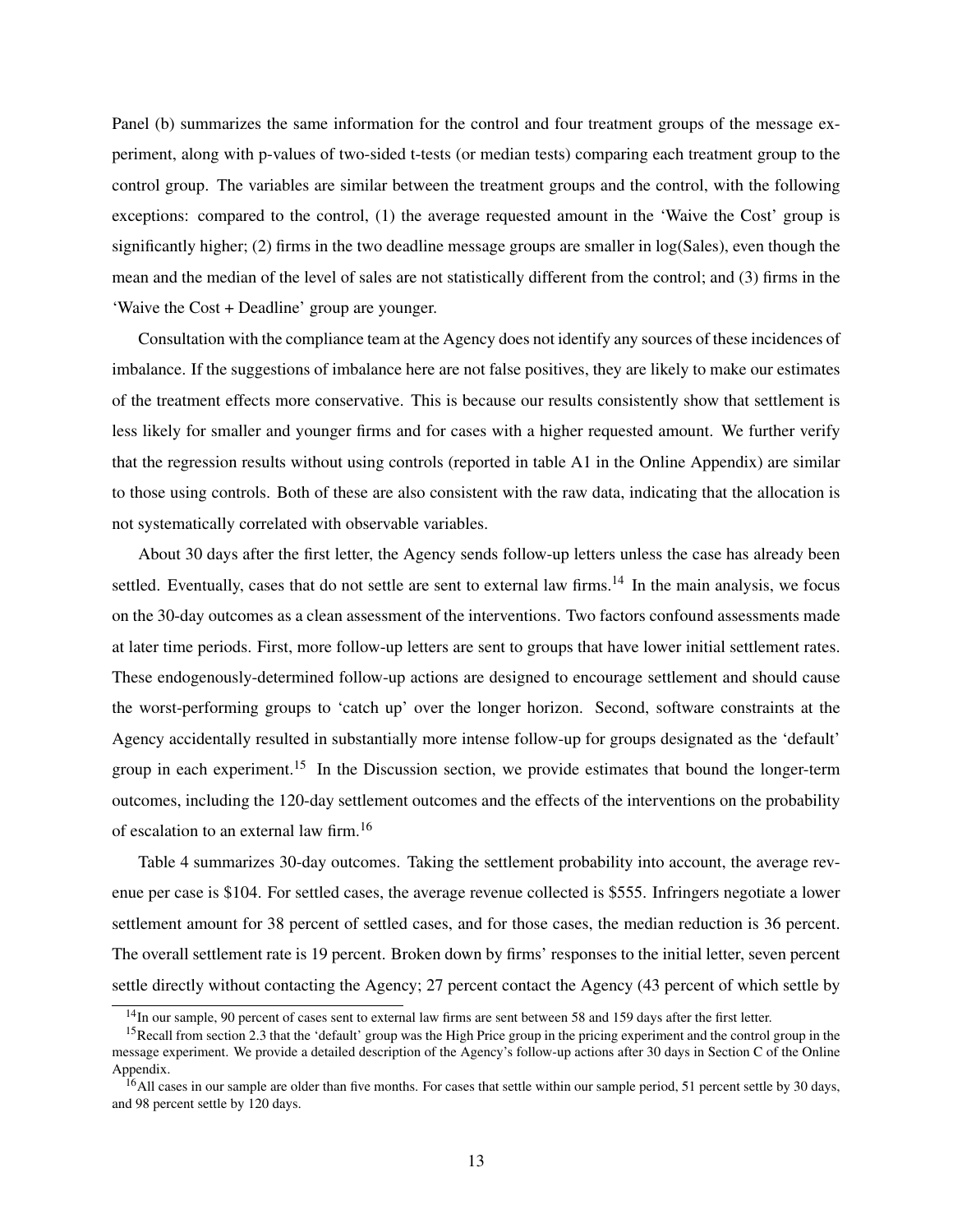Panel (b) summarizes the same information for the control and four treatment groups of the message experiment, along with p-values of two-sided t-tests (or median tests) comparing each treatment group to the control group. The variables are similar between the treatment groups and the control, with the following exceptions: compared to the control, (1) the average requested amount in the 'Waive the Cost' group is significantly higher; (2) firms in the two deadline message groups are smaller in log(Sales), even though the mean and the median of the level of sales are not statistically different from the control; and (3) firms in the 'Waive the Cost + Deadline' group are younger.

Consultation with the compliance team at the Agency does not identify any sources of these incidences of imbalance. If the suggestions of imbalance here are not false positives, they are likely to make our estimates of the treatment effects more conservative. This is because our results consistently show that settlement is less likely for smaller and younger firms and for cases with a higher requested amount. We further verify that the regression results without using controls (reported in table A1 in the Online Appendix) are similar to those using controls. Both of these are also consistent with the raw data, indicating that the allocation is not systematically correlated with observable variables.

About 30 days after the first letter, the Agency sends follow-up letters unless the case has already been settled. Eventually, cases that do not settle are sent to external law firms.[14] In the main analysis, we focus on the 30-day outcomes as a clean assessment of the interventions. Two factors confound assessments made at later time periods. First, more follow-up letters are sent to groups that have lower initial settlement rates. These endogenously-determined follow-up actions are designed to encourage settlement and should cause the worst-performing groups to 'catch up' over the longer horizon. Second, software constraints at the Agency accidentally resulted in substantially more intense follow-up for groups designated as the 'default' group in each experiment.[15] In the Discussion section, we provide estimates that bound the longer-term outcomes, including the 120-day settlement outcomes and the effects of the interventions on the probability of escalation to an external law firm.[16]

Table 4 summarizes 30-day outcomes. Taking the settlement probability into account, the average revenue per case is \$104. For settled cases, the average revenue collected is \$555. Infringers negotiate a lower settlement amount for 38 percent of settled cases, and for those cases, the median reduction is 36 percent. The overall settlement rate is 19 percent. Broken down by firms' responses to the initial letter, seven percent settle directly without contacting the Agency; 27 percent contact the Agency (43 percent of which settle by

[14] In our sample, 90 percent of cases sent to external law firms are sent between 58 and 159 days after the first letter.

[15] Recall from section 2.3 that the 'default' group was the High Price group in the pricing experiment and the control group in the message experiment. We provide a detailed description of the Agency's follow-up actions after 30 days in Section C of the Online Appendix.

[16] All cases in our sample are older than five months. For cases that settle within our sample period, 51 percent settle by 30 days, and 98 percent settle by 120 days.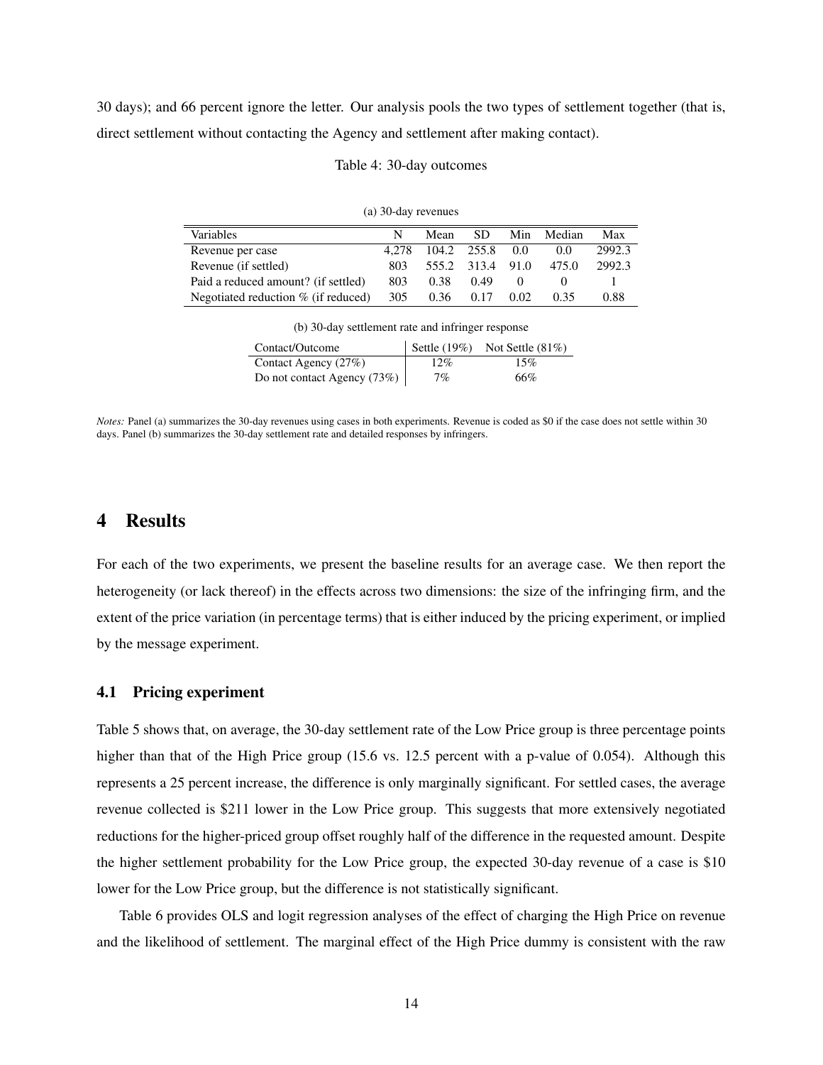30 days); and 66 percent ignore the letter. Our analysis pools the two types of settlement together (that is, direct settlement without contacting the Agency and settlement after making contact).

Table 4: 30-day outcomes

(a) 30-day revenues

| Variables | N | Mean | SD | Min | Median | Max |
|---|---|---|---|---|---|---|
| Revenue per case | 4,278 | 104.2 | 255.8 | 0.0 | 0.0 | 2992.3 |
| Revenue (if settled) | 803 | 555.2 | 313.4 | 91.0 | 475.0 | 2992.3 |
| Paid a reduced amount? (if settled) | 803 | 0.38 | 0.49 | 0 | 0 | 1 |
| Negotiated reduction % (if reduced) | 305 | 0.36 | 0.17 | 0.02 | 0.35 | 0.88 |

(b) 30-day settlement rate and infringer response

| Contact/Outcome | Settle (19%) | Not Settle (81%) |
|---|---|---|
| Contact Agency (27%) | 12% | 15% |
| Do not contact Agency (73%) | 7% | 66% |

*Notes:* Panel (a) summarizes the 30-day revenues using cases in both experiments. Revenue is coded as $0 if the case does not settle within 30 days. Panel (b) summarizes the 30-day settlement rate and detailed responses by infringers.

# 4 Results

For each of the two experiments, we present the baseline results for an average case. We then report the heterogeneity (or lack thereof) in the effects across two dimensions: the size of the infringing firm, and the extent of the price variation (in percentage terms) that is either induced by the pricing experiment, or implied by the message experiment.

## 4.1 Pricing experiment

Table 5 shows that, on average, the 30-day settlement rate of the Low Price group is three percentage points higher than that of the High Price group (15.6 vs. 12.5 percent with a p-value of 0.054). Although this represents a 25 percent increase, the difference is only marginally significant. For settled cases, the average revenue collected is $211 lower in the Low Price group. This suggests that more extensively negotiated reductions for the higher-priced group offset roughly half of the difference in the requested amount. Despite the higher settlement probability for the Low Price group, the expected 30-day revenue of a case is $10 lower for the Low Price group, but the difference is not statistically significant.

Table 6 provides OLS and logit regression analyses of the effect of charging the High Price on revenue and the likelihood of settlement. The marginal effect of the High Price dummy is consistent with the raw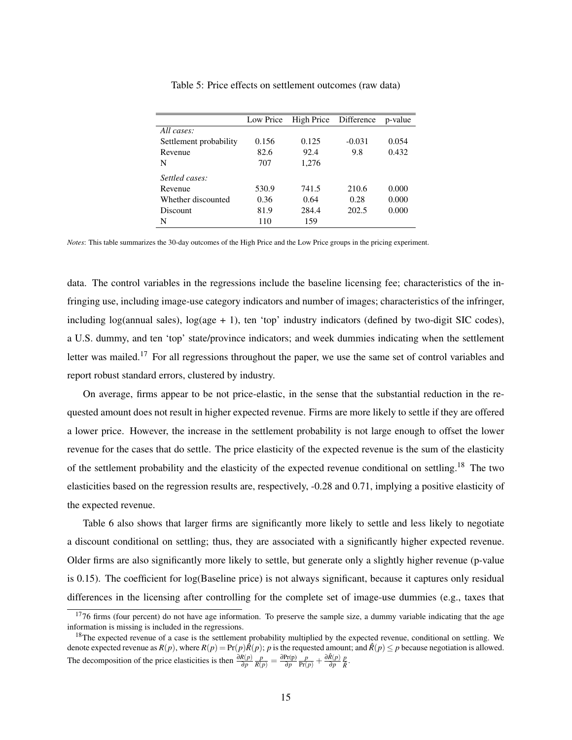Table 5: Price effects on settlement outcomes (raw data)

| | Low Price | High Price | Difference | p-value |
|---|---|---|---|---|
| *All cases:* | | | | |
| Settlement probability | 0.156 | 0.125 | -0.031 | 0.054 |
| Revenue | 82.6 | 92.4 | 9.8 | 0.432 |
| N | 707 | 1,276 | | |
| *Settled cases:* | | | | |
| Revenue | 530.9 | 741.5 | 210.6 | 0.000 |
| Whether discounted | 0.36 | 0.64 | 0.28 | 0.000 |
| Discount | 81.9 | 284.4 | 202.5 | 0.000 |
| N | 110 | 159 | | |

*Notes*: This table summarizes the 30-day outcomes of the High Price and the Low Price groups in the pricing experiment.

data. The control variables in the regressions include the baseline licensing fee; characteristics of the infringing use, including image-use category indicators and number of images; characteristics of the infringer, including log(annual sales), log(age + 1), ten 'top' industry indicators (defined by two-digit SIC codes), a U.S. dummy, and ten 'top' state/province indicators; and week dummies indicating when the settlement letter was mailed.[17] For all regressions throughout the paper, we use the same set of control variables and report robust standard errors, clustered by industry.

On average, firms appear to be not price-elastic, in the sense that the substantial reduction in the requested amount does not result in higher expected revenue. Firms are more likely to settle if they are offered a lower price. However, the increase in the settlement probability is not large enough to offset the lower revenue for the cases that do settle. The price elasticity of the expected revenue is the sum of the elasticity of the settlement probability and the elasticity of the expected revenue conditional on settling.[18] The two elasticities based on the regression results are, respectively, -0.28 and 0.71, implying a positive elasticity of the expected revenue.

Table 6 also shows that larger firms are significantly more likely to settle and less likely to negotiate a discount conditional on settling; thus, they are associated with a significantly higher expected revenue. Older firms are also significantly more likely to settle, but generate only a slightly higher revenue (p-value is 0.15). The coefficient for log(Baseline price) is not always significant, because it captures only residual differences in the licensing after controlling for the complete set of image-use dummies (e.g., taxes that

[17] 76 firms (four percent) do not have age information. To preserve the sample size, a dummy variable indicating that the age information is missing is included in the regressions.

[18] The expected revenue of a case is the settlement probability multiplied by the expected revenue, conditional on settling. We denote expected revenue as $R(p)$, where $R(p) = \Pr(p)\hat{R}(p)$; $p$ is the requested amount; and $\hat{R}(p) \leq p$ because negotiation is allowed. The decomposition of the price elasticities is then $\frac{\partial R(p)}{\partial p}\frac{p}{R(p)} = \frac{\partial \Pr(p)}{\partial p}\frac{p}{\Pr(p)} + \frac{\partial \hat{R}(p)}{\partial p}\frac{p}{\hat{R}}$.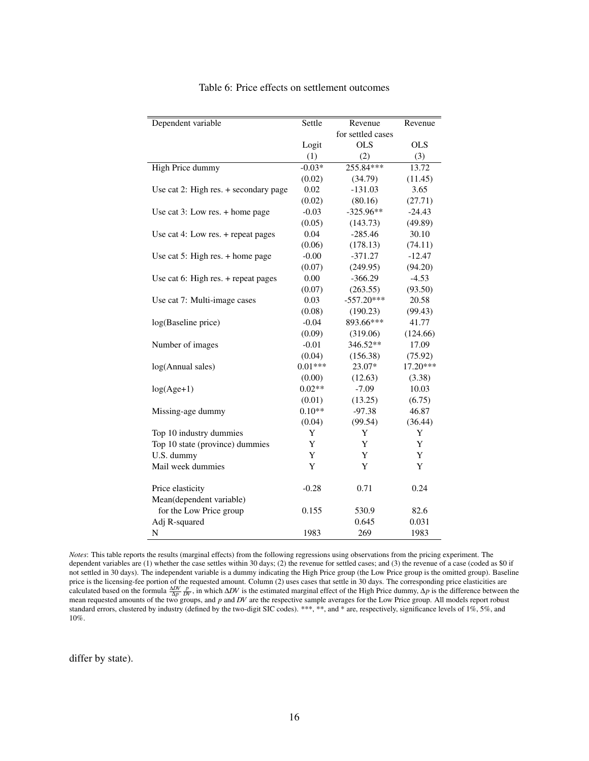Table 6: Price effects on settlement outcomes

| Dependent variable | Settle | Revenue for settled cases | Revenue |
|---|---|---|---|
| | Logit | OLS | OLS |
| | (1) | (2) | (3) |
| High Price dummy | -0.03* | 255.84*** | 13.72 |
| | (0.02) | (34.79) | (11.45) |
| Use cat 2: High res. + secondary page | 0.02 | -131.03 | 3.65 |
| | (0.02) | (80.16) | (27.71) |
| Use cat 3: Low res. + home page | -0.03 | -325.96** | -24.43 |
| | (0.05) | (143.73) | (49.89) |
| Use cat 4: Low res. + repeat pages | 0.04 | -285.46 | 30.10 |
| | (0.06) | (178.13) | (74.11) |
| Use cat 5: High res. + home page | -0.00 | -371.27 | -12.47 |
| | (0.07) | (249.95) | (94.20) |
| Use cat 6: High res. + repeat pages | 0.00 | -366.29 | -4.53 |
| | (0.07) | (263.55) | (93.50) |
| Use cat 7: Multi-image cases | 0.03 | -557.20*** | 20.58 |
| | (0.08) | (190.23) | (99.43) |
| log(Baseline price) | -0.04 | 893.66*** | 41.77 |
| | (0.09) | (319.06) | (124.66) |
| Number of images | -0.01 | 346.52** | 17.09 |
| | (0.04) | (156.38) | (75.92) |
| log(Annual sales) | 0.01*** | 23.07* | 17.20*** |
| | (0.00) | (12.63) | (3.38) |
| log(Age+1) | 0.02** | -7.09 | 10.03 |
| | (0.01) | (13.25) | (6.75) |
| Missing-age dummy | 0.10** | -97.38 | 46.87 |
| | (0.04) | (99.54) | (36.44) |
| Top 10 industry dummies | Y | Y | Y |
| Top 10 state (province) dummies | Y | Y | Y |
| U.S. dummy | Y | Y | Y |
| Mail week dummies | Y | Y | Y |
| Price elasticity | -0.28 | 0.71 | 0.24 |
| Mean(dependent variable) for the Low Price group | 0.155 | 530.9 | 82.6 |
| Adj R-squared | | 0.645 | 0.031 |
| N | 1983 | 269 | 1983 |

*Notes*: This table reports the results (marginal effects) from the following regressions using observations from the pricing experiment. The dependent variables are (1) whether the case settles within 30 days; (2) the revenue for settled cases; and (3) the revenue of a case (coded as \$0 if not settled in 30 days). The independent variable is a dummy indicating the High Price group (the Low Price group is the omitted group). Baseline price is the licensing-fee portion of the requested amount. Column (2) uses cases that settle in 30 days. The corresponding price elasticities are calculated based on the formula $\frac{\Delta DV}{\Delta p}\frac{p}{DV}$, in which $\Delta DV$ is the estimated marginal effect of the High Price dummy, $\Delta p$ is the difference between the mean requested amounts of the two groups, and $p$ and $DV$ are the respective sample averages for the Low Price group. All models report robust standard errors, clustered by industry (defined by the two-digit SIC codes). ***, **, and * are, respectively, significance levels of 1%, 5%, and 10%.

differ by state).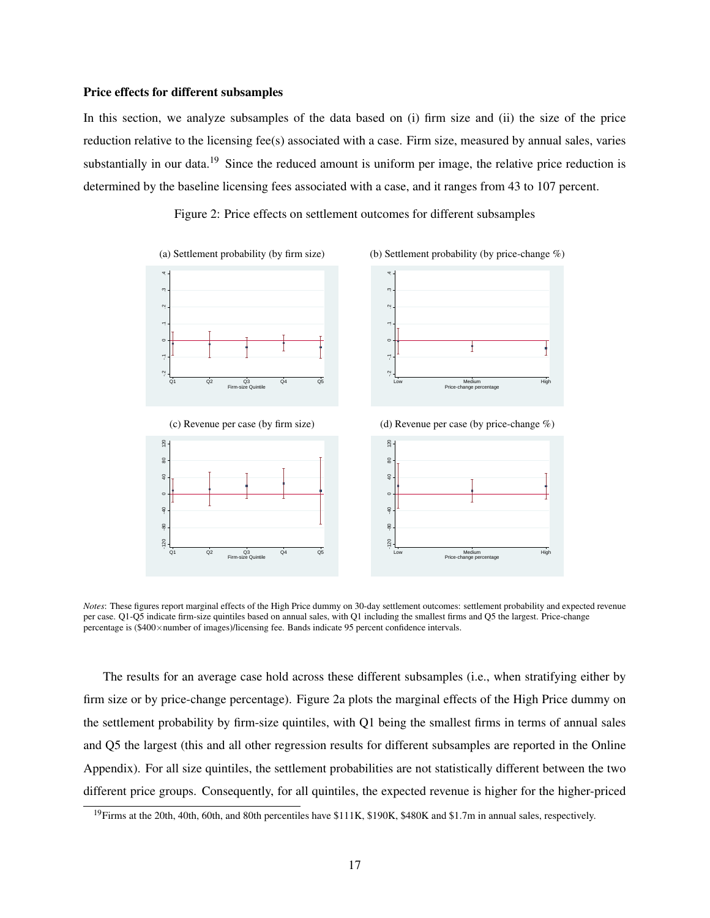**Price effects for different subsamples**

In this section, we analyze subsamples of the data based on (i) firm size and (ii) the size of the price reduction relative to the licensing fee(s) associated with a case. Firm size, measured by annual sales, varies substantially in our data.[19] Since the reduced amount is uniform per image, the relative price reduction is determined by the baseline licensing fees associated with a case, and it ranges from 43 to 107 percent.

Figure 2: Price effects on settlement outcomes for different subsamples

(a) Settlement probability (by firm size)

-.2 -.1 0 .1 .2 .3 .4

Q1 Q2 Q3 Q4 Q5

Firm-size Quintile

(b) Settlement probability (by price-change %)

-.2 -.1 0 .1 .2 .3 .4

Low Medium High

Price-change percentage

(c) Revenue per case (by firm size)

-120 -80 -40 0 40 80 120

Q1 Q2 Q3 Q4 Q5

Firm-size Quintile

(d) Revenue per case (by price-change %)

-120 -80 -40 0 40 80 120

Low Medium High

Price-change percentage

*Notes*: These figures report marginal effects of the High Price dummy on 30-day settlement outcomes: settlement probability and expected revenue per case. Q1-Q5 indicate firm-size quintiles based on annual sales, with Q1 including the smallest firms and Q5 the largest. Price-change percentage is ($400×number of images)/licensing fee. Bands indicate 95 percent confidence intervals.

The results for an average case hold across these different subsamples (i.e., when stratifying either by firm size or by price-change percentage). Figure 2a plots the marginal effects of the High Price dummy on the settlement probability by firm-size quintiles, with Q1 being the smallest firms in terms of annual sales and Q5 the largest (this and all other regression results for different subsamples are reported in the Online Appendix). For all size quintiles, the settlement probabilities are not statistically different between the two different price groups. Consequently, for all quintiles, the expected revenue is higher for the higher-priced

[19] Firms at the 20th, 40th, 60th, and 80th percentiles have $111K, $190K, $480K and $1.7m in annual sales, respectively.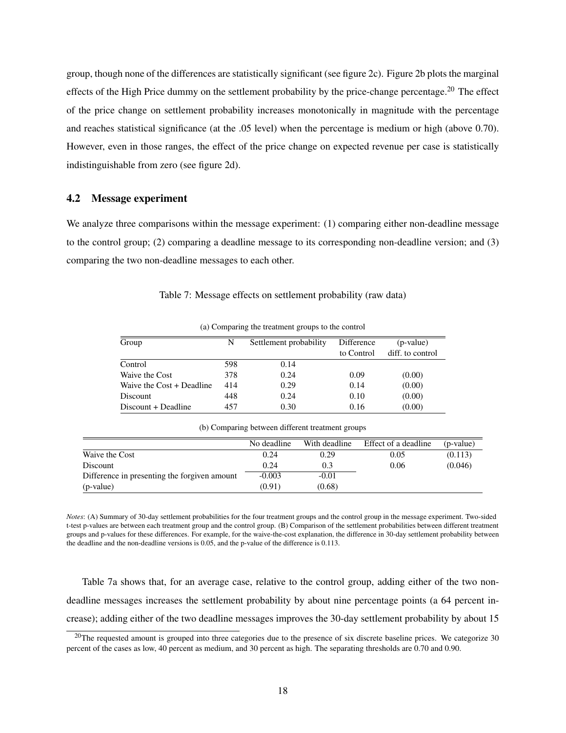group, though none of the differences are statistically significant (see figure 2c). Figure 2b plots the marginal effects of the High Price dummy on the settlement probability by the price-change percentage.[20] The effect of the price change on settlement probability increases monotonically in magnitude with the percentage and reaches statistical significance (at the .05 level) when the percentage is medium or high (above 0.70). However, even in those ranges, the effect of the price change on expected revenue per case is statistically indistinguishable from zero (see figure 2d).

### 4.2 Message experiment

We analyze three comparisons within the message experiment: (1) comparing either non-deadline message to the control group; (2) comparing a deadline message to its corresponding non-deadline version; and (3) comparing the two non-deadline messages to each other.

Table 7: Message effects on settlement probability (raw data)

(a) Comparing the treatment groups to the control

| Group | N | Settlement probability | Difference to Control | (p-value) diff. to control |
|---|---|---|---|---|
| Control | 598 | 0.14 | | |
| Waive the Cost | 378 | 0.24 | 0.09 | (0.00) |
| Waive the Cost + Deadline | 414 | 0.29 | 0.14 | (0.00) |
| Discount | 448 | 0.24 | 0.10 | (0.00) |
| Discount + Deadline | 457 | 0.30 | 0.16 | (0.00) |

(b) Comparing between different treatment groups

| | No deadline | With deadline | Effect of a deadline | (p-value) |
|---|---|---|---|---|
| Waive the Cost | 0.24 | 0.29 | 0.05 | (0.113) |
| Discount | 0.24 | 0.3 | 0.06 | (0.046) |
| Difference in presenting the forgiven amount | -0.003 | -0.01 | | |
| (p-value) | (0.91) | (0.68) | | |

*Notes*: (A) Summary of 30-day settlement probabilities for the four treatment groups and the control group in the message experiment. Two-sided t-test p-values are between each treatment group and the control group. (B) Comparison of the settlement probabilities between different treatment groups and p-values for these differences. For example, for the waive-the-cost explanation, the difference in 30-day settlement probability between the deadline and the non-deadline versions is 0.05, and the p-value of the difference is 0.113.

Table 7a shows that, for an average case, relative to the control group, adding either of the two non-deadline messages increases the settlement probability by about nine percentage points (a 64 percent increase); adding either of the two deadline messages improves the 30-day settlement probability by about 15

[20] The requested amount is grouped into three categories due to the presence of six discrete baseline prices. We categorize 30 percent of the cases as low, 40 percent as medium, and 30 percent as high. The separating thresholds are 0.70 and 0.90.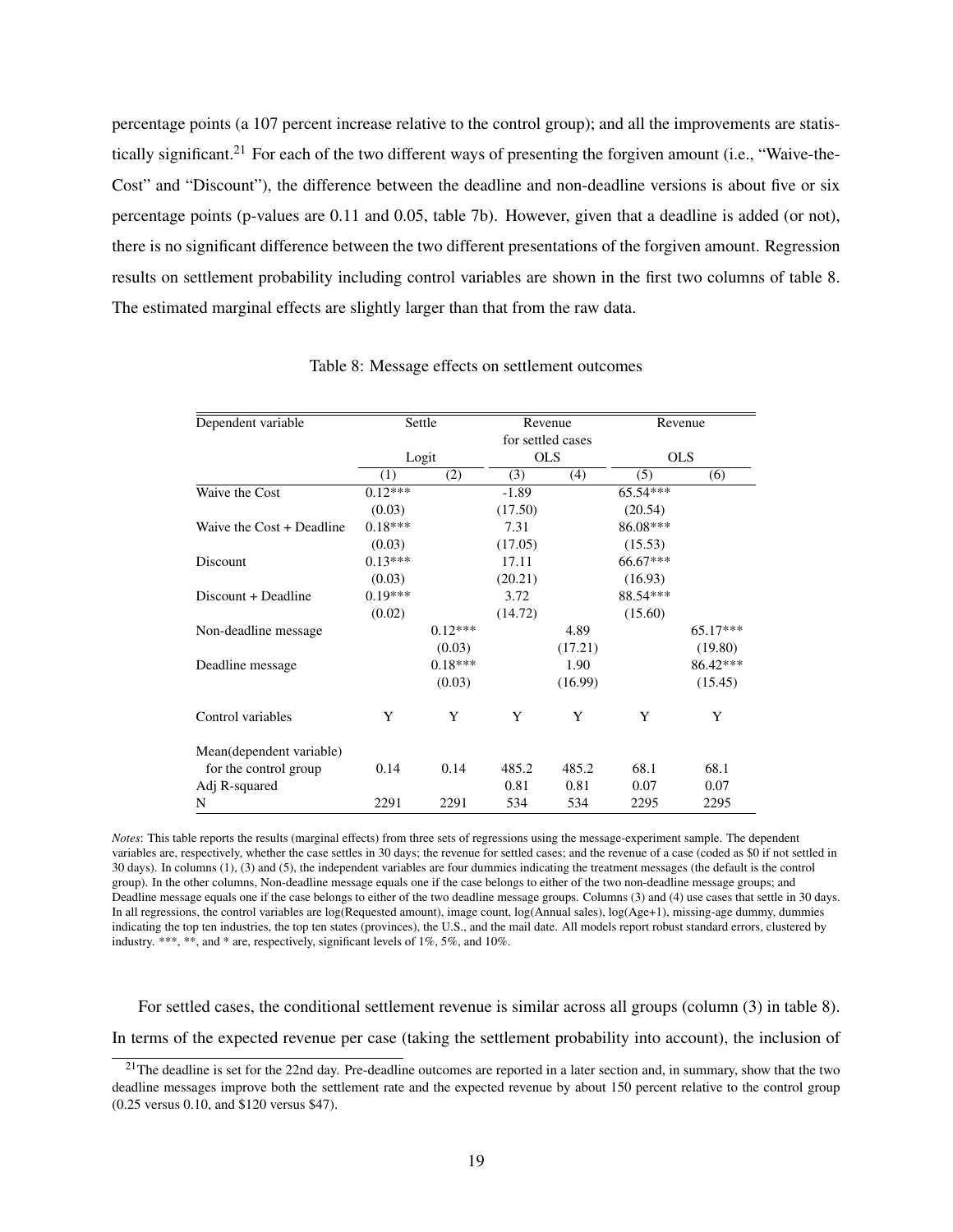percentage points (a 107 percent increase relative to the control group); and all the improvements are statistically significant.[21] For each of the two different ways of presenting the forgiven amount (i.e., "Waive-the-Cost" and "Discount"), the difference between the deadline and non-deadline versions is about five or six percentage points (p-values are 0.11 and 0.05, table 7b). However, given that a deadline is added (or not), there is no significant difference between the two different presentations of the forgiven amount. Regression results on settlement probability including control variables are shown in the first two columns of table 8. The estimated marginal effects are slightly larger than that from the raw data.

Table 8: Message effects on settlement outcomes

| Dependent variable | Settle | | Revenue for settled cases | | Revenue | |
|---|---|---|---|---|---|---|
| | Logit | | OLS | | OLS | |
| | (1) | (2) | (3) | (4) | (5) | (6) |
| Waive the Cost | 0.12*** | | -1.89 | | 65.54*** | |
| | (0.03) | | (17.50) | | (20.54) | |
| Waive the Cost + Deadline | 0.18*** | | 7.31 | | 86.08*** | |
| | (0.03) | | (17.05) | | (15.53) | |
| Discount | 0.13*** | | 17.11 | | 66.67*** | |
| | (0.03) | | (20.21) | | (16.93) | |
| Discount + Deadline | 0.19*** | | 3.72 | | 88.54*** | |
| | (0.02) | | (14.72) | | (15.60) | |
| Non-deadline message | | 0.12*** | | 4.89 | | 65.17*** |
| | | (0.03) | | (17.21) | | (19.80) |
| Deadline message | | 0.18*** | | 1.90 | | 86.42*** |
| | | (0.03) | | (16.99) | | (15.45) |
| Control variables | Y | Y | Y | Y | Y | Y |
| Mean(dependent variable) for the control group | 0.14 | 0.14 | 485.2 | 485.2 | 68.1 | 68.1 |
| Adj R-squared | | | 0.81 | 0.81 | 0.07 | 0.07 |
| N | 2291 | 2291 | 534 | 534 | 2295 | 2295 |

*Notes*: This table reports the results (marginal effects) from three sets of regressions using the message-experiment sample. The dependent variables are, respectively, whether the case settles in 30 days; the revenue for settled cases; and the revenue of a case (coded as $0 if not settled in 30 days). In columns (1), (3) and (5), the independent variables are four dummies indicating the treatment messages (the default is the control group). In the other columns, Non-deadline message equals one if the case belongs to either of the two non-deadline message groups; and Deadline message equals one if the case belongs to either of the two deadline message groups. Columns (3) and (4) use cases that settle in 30 days. In all regressions, the control variables are log(Requested amount), image count, log(Annual sales), log(Age+1), missing-age dummy, dummies indicating the top ten industries, the top ten states (provinces), the U.S., and the mail date. All models report robust standard errors, clustered by industry. ***, **, and * are, respectively, significant levels of 1%, 5%, and 10%.

For settled cases, the conditional settlement revenue is similar across all groups (column (3) in table 8). In terms of the expected revenue per case (taking the settlement probability into account), the inclusion of

[21] The deadline is set for the 22nd day. Pre-deadline outcomes are reported in a later section and, in summary, show that the two deadline messages improve both the settlement rate and the expected revenue by about 150 percent relative to the control group (0.25 versus 0.10, and $120 versus $47).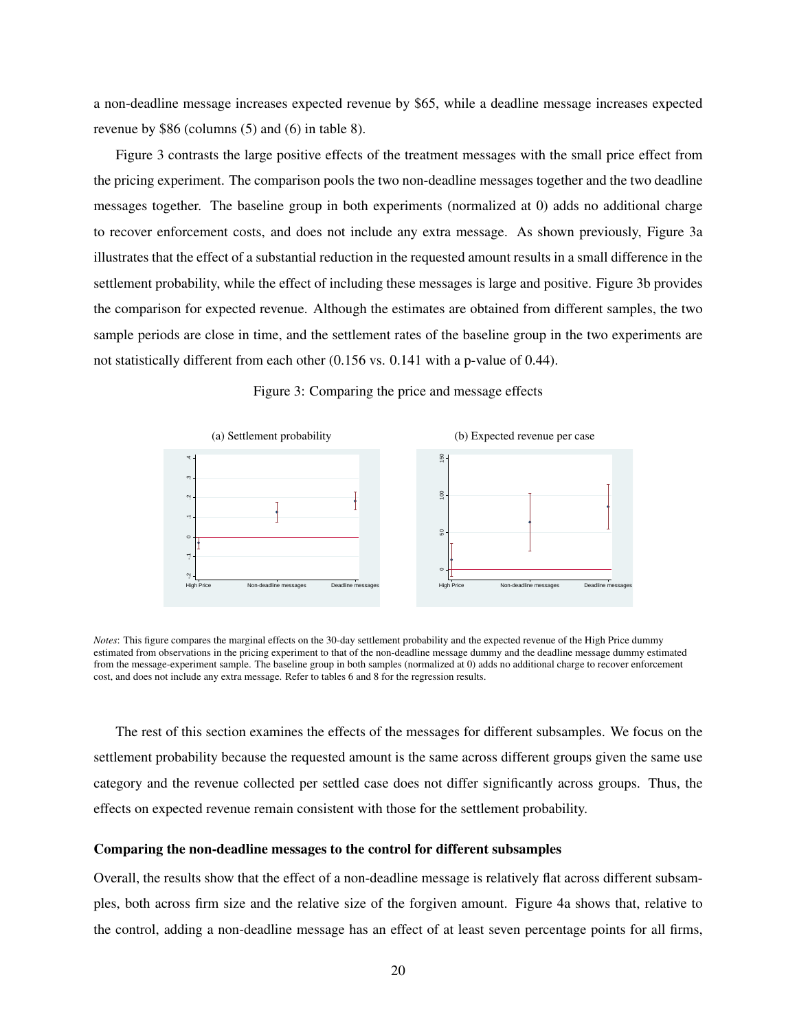a non-deadline message increases expected revenue by \$65, while a deadline message increases expected revenue by \$86 (columns (5) and (6) in table 8).

Figure 3 contrasts the large positive effects of the treatment messages with the small price effect from the pricing experiment. The comparison pools the two non-deadline messages together and the two deadline messages together. The baseline group in both experiments (normalized at 0) adds no additional charge to recover enforcement costs, and does not include any extra message. As shown previously, Figure 3a illustrates that the effect of a substantial reduction in the requested amount results in a small difference in the settlement probability, while the effect of including these messages is large and positive. Figure 3b provides the comparison for expected revenue. Although the estimates are obtained from different samples, the two sample periods are close in time, and the settlement rates of the baseline group in the two experiments are not statistically different from each other (0.156 vs. 0.141 with a p-value of 0.44).

Figure 3: Comparing the price and message effects

(a) Settlement probability

.4
.3
.2
.1
0
-.1
-.2
High Price
Non-deadline messages
Deadline messages

(b) Expected revenue per case

150
100
50
0
High Price
Non-deadline messages
Deadline messages

*Notes*: This figure compares the marginal effects on the 30-day settlement probability and the expected revenue of the High Price dummy estimated from observations in the pricing experiment to that of the non-deadline message dummy and the deadline message dummy estimated from the message-experiment sample. The baseline group in both samples (normalized at 0) adds no additional charge to recover enforcement cost, and does not include any extra message. Refer to tables 6 and 8 for the regression results.

The rest of this section examines the effects of the messages for different subsamples. We focus on the settlement probability because the requested amount is the same across different groups given the same use category and the revenue collected per settled case does not differ significantly across groups. Thus, the effects on expected revenue remain consistent with those for the settlement probability.

**Comparing the non-deadline messages to the control for different subsamples**

Overall, the results show that the effect of a non-deadline message is relatively flat across different subsamples, both across firm size and the relative size of the forgiven amount. Figure 4a shows that, relative to the control, adding a non-deadline message has an effect of at least seven percentage points for all firms,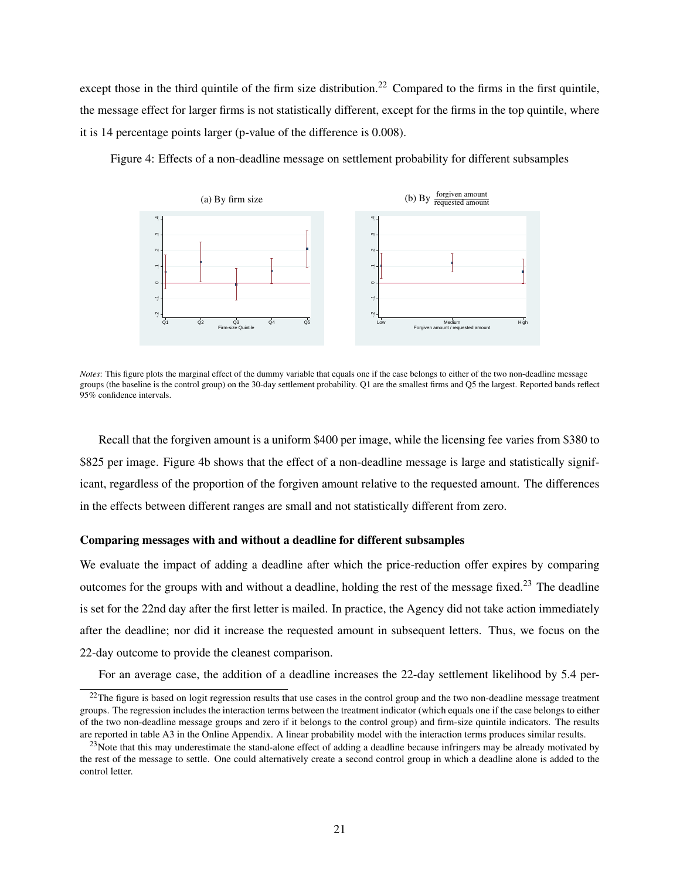except those in the third quintile of the firm size distribution.[22] Compared to the firms in the first quintile, the message effect for larger firms is not statistically different, except for the firms in the top quintile, where it is 14 percentage points larger (p-value of the difference is 0.008).

Figure 4: Effects of a non-deadline message on settlement probability for different subsamples

(a) By firm size

-.2
-.1
0
.1
.2
.3
.4

Q1 Q2 Q3 Q4 Q5

Firm-size Quintile

(b) By $\frac{\text{forgiven amount}}{\text{requested amount}}$

-.2
-.1
0
.1
.2
.3
.4

Low Medium High

Forgiven amount / requested amount

*Notes*: This figure plots the marginal effect of the dummy variable that equals one if the case belongs to either of the two non-deadline message groups (the baseline is the control group) on the 30-day settlement probability. Q1 are the smallest firms and Q5 the largest. Reported bands reflect 95% confidence intervals.

Recall that the forgiven amount is a uniform \$400 per image, while the licensing fee varies from \$380 to \$825 per image. Figure 4b shows that the effect of a non-deadline message is large and statistically significant, regardless of the proportion of the forgiven amount relative to the requested amount. The differences in the effects between different ranges are small and not statistically different from zero.

**Comparing messages with and without a deadline for different subsamples**

We evaluate the impact of adding a deadline after which the price-reduction offer expires by comparing outcomes for the groups with and without a deadline, holding the rest of the message fixed.[23] The deadline is set for the 22nd day after the first letter is mailed. In practice, the Agency did not take action immediately after the deadline; nor did it increase the requested amount in subsequent letters. Thus, we focus on the 22-day outcome to provide the cleanest comparison.

For an average case, the addition of a deadline increases the 22-day settlement likelihood by 5.4 per-

[22] The figure is based on logit regression results that use cases in the control group and the two non-deadline message treatment groups. The regression includes the interaction terms between the treatment indicator (which equals one if the case belongs to either of the two non-deadline message groups and zero if it belongs to the control group) and firm-size quintile indicators. The results are reported in table A3 in the Online Appendix. A linear probability model with the interaction terms produces similar results.

[23] Note that this may underestimate the stand-alone effect of adding a deadline because infringers may be already motivated by the rest of the message to settle. One could alternatively create a second control group in which a deadline alone is added to the control letter.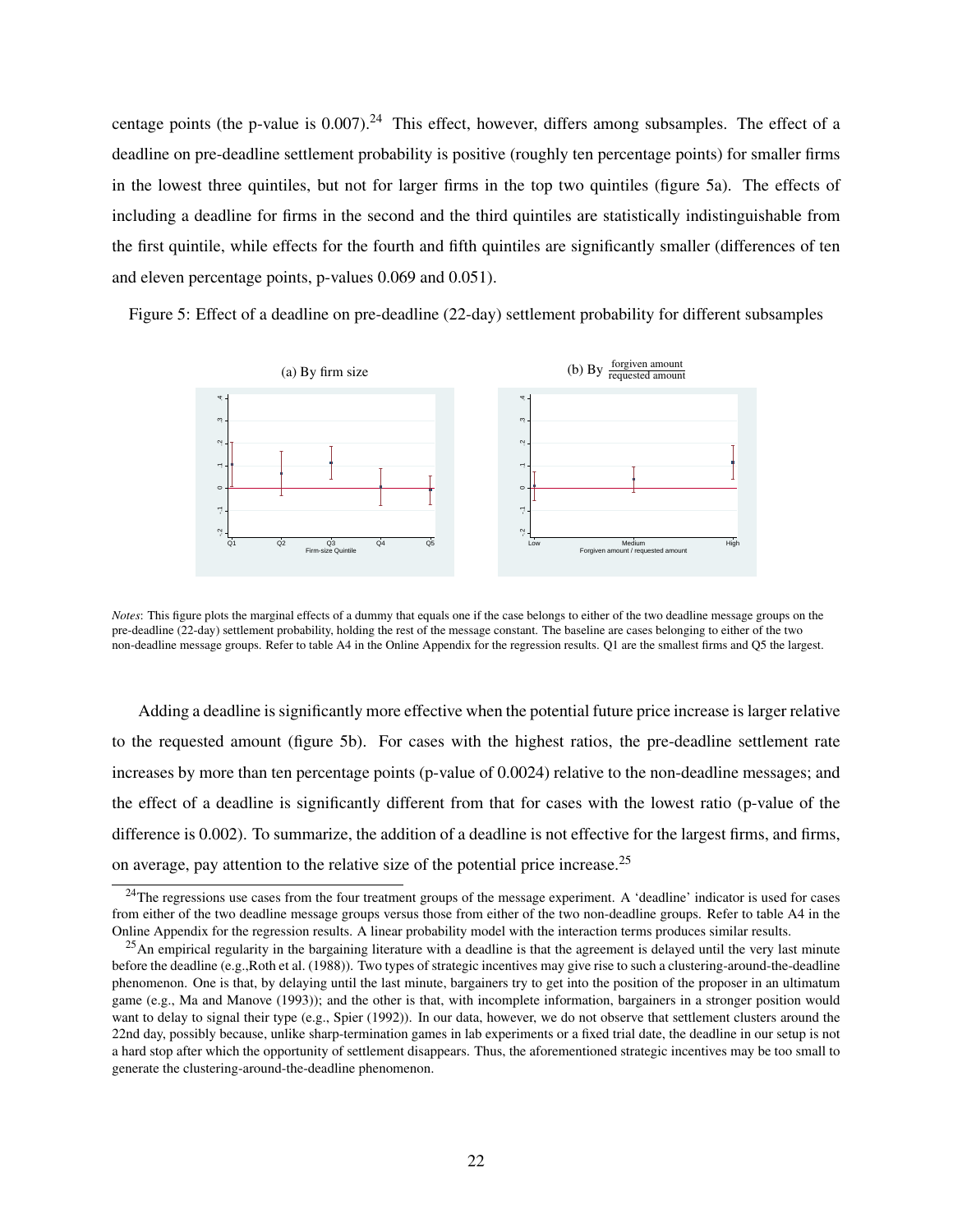centage points (the p-value is 0.007).[24] This effect, however, differs among subsamples. The effect of a deadline on pre-deadline settlement probability is positive (roughly ten percentage points) for smaller firms in the lowest three quintiles, but not for larger firms in the top two quintiles (figure 5a). The effects of including a deadline for firms in the second and the third quintiles are statistically indistinguishable from the first quintile, while effects for the fourth and fifth quintiles are significantly smaller (differences of ten and eleven percentage points, p-values 0.069 and 0.051).

Figure 5: Effect of a deadline on pre-deadline (22-day) settlement probability for different subsamples

(a) By firm size

-.2 -.1 0 .1 .2 .3 .4

Q1 Q2 Q3 Q4 Q5

Firm-size Quintile

(b) By $\frac{\text{forgiven amount}}{\text{requested amount}}$

-.2 -.1 0 .1 .2 .3 .4

Low Medium High

Forgiven amount / requested amount

*Notes*: This figure plots the marginal effects of a dummy that equals one if the case belongs to either of the two deadline message groups on the pre-deadline (22-day) settlement probability, holding the rest of the message constant. The baseline are cases belonging to either of the two non-deadline message groups. Refer to table A4 in the Online Appendix for the regression results. Q1 are the smallest firms and Q5 the largest.

Adding a deadline is significantly more effective when the potential future price increase is larger relative to the requested amount (figure 5b). For cases with the highest ratios, the pre-deadline settlement rate increases by more than ten percentage points (p-value of 0.0024) relative to the non-deadline messages; and the effect of a deadline is significantly different from that for cases with the lowest ratio (p-value of the difference is 0.002). To summarize, the addition of a deadline is not effective for the largest firms, and firms, on average, pay attention to the relative size of the potential price increase.[25]

[24] The regressions use cases from the four treatment groups of the message experiment. A 'deadline' indicator is used for cases from either of the two deadline message groups versus those from either of the two non-deadline groups. Refer to table A4 in the Online Appendix for the regression results. A linear probability model with the interaction terms produces similar results.

[25] An empirical regularity in the bargaining literature with a deadline is that the agreement is delayed until the very last minute before the deadline (e.g.,Roth et al. (1988)). Two types of strategic incentives may give rise to such a clustering-around-the-deadline phenomenon. One is that, by delaying until the last minute, bargainers try to get into the position of the proposer in an ultimatum game (e.g., Ma and Manove (1993)); and the other is that, with incomplete information, bargainers in a stronger position would want to delay to signal their type (e.g., Spier (1992)). In our data, however, we do not observe that settlement clusters around the 22nd day, possibly because, unlike sharp-termination games in lab experiments or a fixed trial date, the deadline in our setup is not a hard stop after which the opportunity of settlement disappears. Thus, the aforementioned strategic incentives may be too small to generate the clustering-around-the-deadline phenomenon.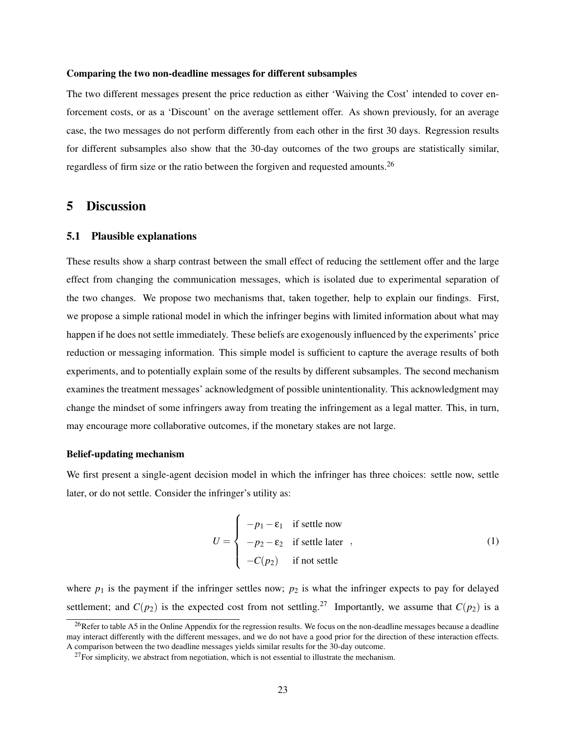#### Comparing the two non-deadline messages for different subsamples

The two different messages present the price reduction as either 'Waiving the Cost' intended to cover enforcement costs, or as a 'Discount' on the average settlement offer. As shown previously, for an average case, the two messages do not perform differently from each other in the first 30 days. Regression results for different subsamples also show that the 30-day outcomes of the two groups are statistically similar, regardless of firm size or the ratio between the forgiven and requested amounts.[26]

## 5 Discussion

### 5.1 Plausible explanations

These results show a sharp contrast between the small effect of reducing the settlement offer and the large effect from changing the communication messages, which is isolated due to experimental separation of the two changes. We propose two mechanisms that, taken together, help to explain our findings. First, we propose a simple rational model in which the infringer begins with limited information about what may happen if he does not settle immediately. These beliefs are exogenously influenced by the experiments' price reduction or messaging information. This simple model is sufficient to capture the average results of both experiments, and to potentially explain some of the results by different subsamples. The second mechanism examines the treatment messages' acknowledgment of possible unintentionality. This acknowledgment may change the mindset of some infringers away from treating the infringement as a legal matter. This, in turn, may encourage more collaborative outcomes, if the monetary stakes are not large.

#### Belief-updating mechanism

We first present a single-agent decision model in which the infringer has three choices: settle now, settle later, or do not settle. Consider the infringer's utility as:

$$U = \begin{cases} -p_1 - \varepsilon_1 & \text{if settle now} \\ -p_2 - \varepsilon_2 & \text{if settle later} \\ -C(p_2) & \text{if not settle} \end{cases}, \tag{1}$$

where $p_1$ is the payment if the infringer settles now; $p_2$ is what the infringer expects to pay for delayed settlement; and $C(p_2)$ is the expected cost from not settling.[27] Importantly, we assume that $C(p_2)$ is a

[26] Refer to table A5 in the Online Appendix for the regression results. We focus on the non-deadline messages because a deadline may interact differently with the different messages, and we do not have a good prior for the direction of these interaction effects. A comparison between the two deadline messages yields similar results for the 30-day outcome.

[27] For simplicity, we abstract from negotiation, which is not essential to illustrate the mechanism.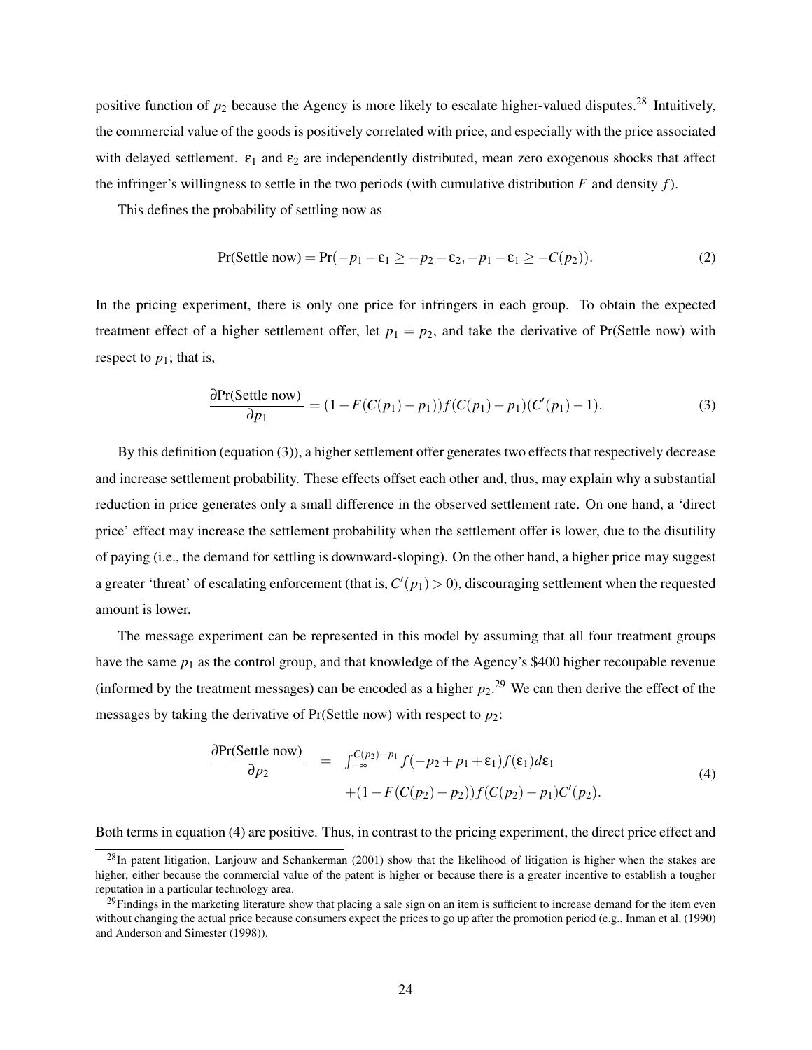positive function of $p_2$ because the Agency is more likely to escalate higher-valued disputes.[28] Intuitively, the commercial value of the goods is positively correlated with price, and especially with the price associated with delayed settlement. $\varepsilon_1$ and $\varepsilon_2$ are independently distributed, mean zero exogenous shocks that affect the infringer's willingness to settle in the two periods (with cumulative distribution $F$ and density $f$).

This defines the probability of settling now as

$$\Pr(\text{Settle now}) = \Pr(-p_1 - \varepsilon_1 \geq -p_2 - \varepsilon_2, -p_1 - \varepsilon_1 \geq -C(p_2)). \tag{2}$$

In the pricing experiment, there is only one price for infringers in each group. To obtain the expected treatment effect of a higher settlement offer, let $p_1 = p_2$, and take the derivative of Pr(Settle now) with respect to $p_1$; that is,

$$\frac{\partial \Pr(\text{Settle now})}{\partial p_1} = (1 - F(C(p_1) - p_1)) f(C(p_1) - p_1)(C'(p_1) - 1). \tag{3}$$

By this definition (equation (3)), a higher settlement offer generates two effects that respectively decrease and increase settlement probability. These effects offset each other and, thus, may explain why a substantial reduction in price generates only a small difference in the observed settlement rate. On one hand, a 'direct price' effect may increase the settlement probability when the settlement offer is lower, due to the disutility of paying (i.e., the demand for settling is downward-sloping). On the other hand, a higher price may suggest a greater 'threat' of escalating enforcement (that is, $C'(p_1) > 0$), discouraging settlement when the requested amount is lower.

The message experiment can be represented in this model by assuming that all four treatment groups have the same $p_1$ as the control group, and that knowledge of the Agency's \$400 higher recoupable revenue (informed by the treatment messages) can be encoded as a higher $p_2$.[29] We can then derive the effect of the messages by taking the derivative of Pr(Settle now) with respect to $p_2$:

$$\begin{aligned}
\frac{\partial \Pr(\text{Settle now})}{\partial p_2} &= \int_{-\infty}^{C(p_2)-p_1} f(-p_2 + p_1 + \varepsilon_1) f(\varepsilon_1) d\varepsilon_1 \\
&\quad + (1 - F(C(p_2) - p_2)) f(C(p_2) - p_1) C'(p_2).
\end{aligned} \tag{4}$$

Both terms in equation (4) are positive. Thus, in contrast to the pricing experiment, the direct price effect and

[28] In patent litigation, Lanjouw and Schankerman (2001) show that the likelihood of litigation is higher when the stakes are higher, either because the commercial value of the patent is higher or because there is a greater incentive to establish a tougher reputation in a particular technology area.

[29] Findings in the marketing literature show that placing a sale sign on an item is sufficient to increase demand for the item even without changing the actual price because consumers expect the prices to go up after the promotion period (e.g., Inman et al. (1990) and Anderson and Simester (1998)).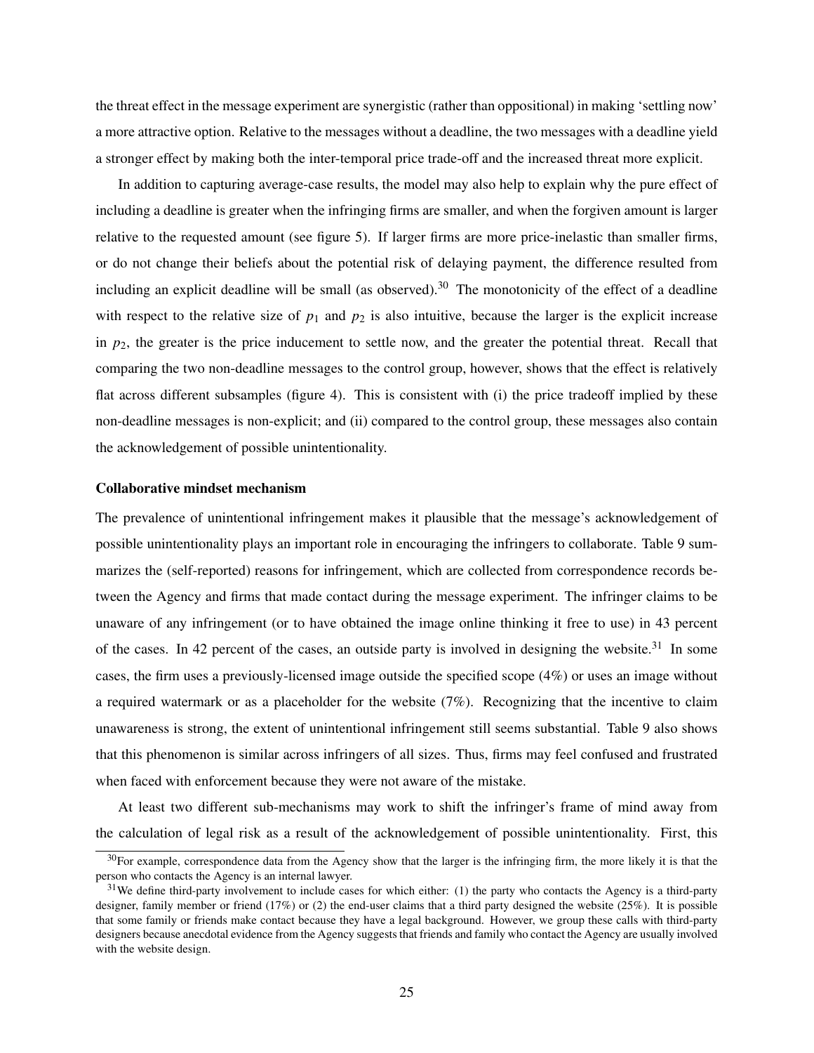the threat effect in the message experiment are synergistic (rather than oppositional) in making 'settling now' a more attractive option. Relative to the messages without a deadline, the two messages with a deadline yield a stronger effect by making both the inter-temporal price trade-off and the increased threat more explicit.

In addition to capturing average-case results, the model may also help to explain why the pure effect of including a deadline is greater when the infringing firms are smaller, and when the forgiven amount is larger relative to the requested amount (see figure 5). If larger firms are more price-inelastic than smaller firms, or do not change their beliefs about the potential risk of delaying payment, the difference resulted from including an explicit deadline will be small (as observed).[30] The monotonicity of the effect of a deadline with respect to the relative size of $p_1$ and $p_2$ is also intuitive, because the larger is the explicit increase in $p_2$, the greater is the price inducement to settle now, and the greater the potential threat. Recall that comparing the two non-deadline messages to the control group, however, shows that the effect is relatively flat across different subsamples (figure 4). This is consistent with (i) the price tradeoff implied by these non-deadline messages is non-explicit; and (ii) compared to the control group, these messages also contain the acknowledgement of possible unintentionality.

**Collaborative mindset mechanism**

The prevalence of unintentional infringement makes it plausible that the message's acknowledgement of possible unintentionality plays an important role in encouraging the infringers to collaborate. Table 9 summarizes the (self-reported) reasons for infringement, which are collected from correspondence records between the Agency and firms that made contact during the message experiment. The infringer claims to be unaware of any infringement (or to have obtained the image online thinking it free to use) in 43 percent of the cases. In 42 percent of the cases, an outside party is involved in designing the website.[31] In some cases, the firm uses a previously-licensed image outside the specified scope (4%) or uses an image without a required watermark or as a placeholder for the website (7%). Recognizing that the incentive to claim unawareness is strong, the extent of unintentional infringement still seems substantial. Table 9 also shows that this phenomenon is similar across infringers of all sizes. Thus, firms may feel confused and frustrated when faced with enforcement because they were not aware of the mistake.

At least two different sub-mechanisms may work to shift the infringer's frame of mind away from the calculation of legal risk as a result of the acknowledgement of possible unintentionality. First, this

[30] For example, correspondence data from the Agency show that the larger is the infringing firm, the more likely it is that the person who contacts the Agency is an internal lawyer.

[31] We define third-party involvement to include cases for which either: (1) the party who contacts the Agency is a third-party designer, family member or friend (17%) or (2) the end-user claims that a third party designed the website (25%). It is possible that some family or friends make contact because they have a legal background. However, we group these calls with third-party designers because anecdotal evidence from the Agency suggests that friends and family who contact the Agency are usually involved with the website design.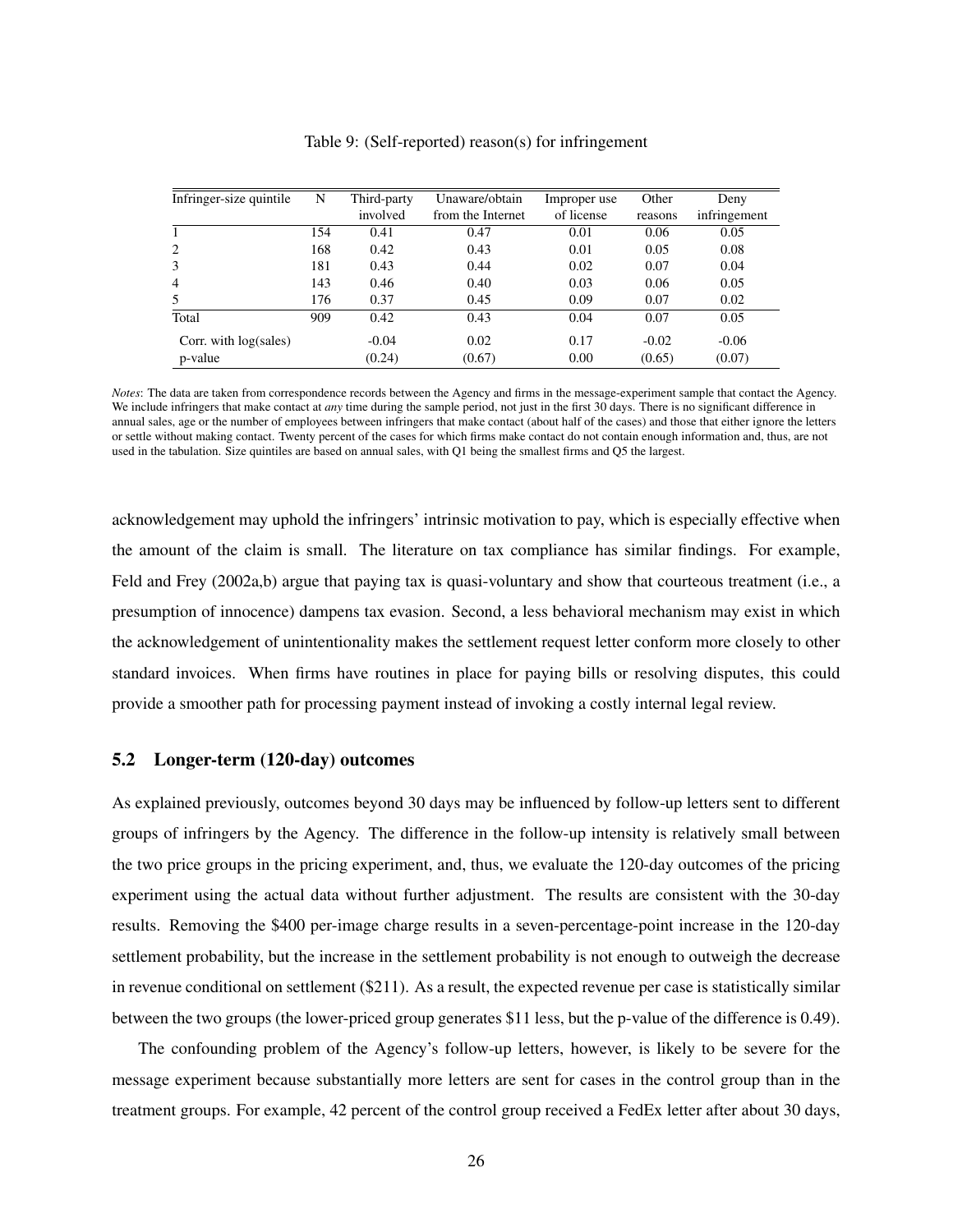Table 9: (Self-reported) reason(s) for infringement

| Infringer-size quintile | N | Third-party involved | Unaware/obtain from the Internet | Improper use of license | Other reasons | Deny infringement |
|---|---|---|---|---|---|---|
| 1 | 154 | 0.41 | 0.47 | 0.01 | 0.06 | 0.05 |
| 2 | 168 | 0.42 | 0.43 | 0.01 | 0.05 | 0.08 |
| 3 | 181 | 0.43 | 0.44 | 0.02 | 0.07 | 0.04 |
| 4 | 143 | 0.46 | 0.40 | 0.03 | 0.06 | 0.05 |
| 5 | 176 | 0.37 | 0.45 | 0.09 | 0.07 | 0.02 |
| Total | 909 | 0.42 | 0.43 | 0.04 | 0.07 | 0.05 |
| Corr. with log(sales) | | -0.04 | 0.02 | 0.17 | -0.02 | -0.06 |
| p-value | | (0.24) | (0.67) | 0.00 | (0.65) | (0.07) |

*Notes*: The data are taken from correspondence records between the Agency and firms in the message-experiment sample that contact the Agency. We include infringers that make contact at *any* time during the sample period, not just in the first 30 days. There is no significant difference in annual sales, age or the number of employees between infringers that make contact (about half of the cases) and those that either ignore the letters or settle without making contact. Twenty percent of the cases for which firms make contact do not contain enough information and, thus, are not used in the tabulation. Size quintiles are based on annual sales, with Q1 being the smallest firms and Q5 the largest.

acknowledgement may uphold the infringers' intrinsic motivation to pay, which is especially effective when the amount of the claim is small. The literature on tax compliance has similar findings. For example, Feld and Frey (2002a,b) argue that paying tax is quasi-voluntary and show that courteous treatment (i.e., a presumption of innocence) dampens tax evasion. Second, a less behavioral mechanism may exist in which the acknowledgement of unintentionality makes the settlement request letter conform more closely to other standard invoices. When firms have routines in place for paying bills or resolving disputes, this could provide a smoother path for processing payment instead of invoking a costly internal legal review.

## 5.2 Longer-term (120-day) outcomes

As explained previously, outcomes beyond 30 days may be influenced by follow-up letters sent to different groups of infringers by the Agency. The difference in the follow-up intensity is relatively small between the two price groups in the pricing experiment, and, thus, we evaluate the 120-day outcomes of the pricing experiment using the actual data without further adjustment. The results are consistent with the 30-day results. Removing the $400 per-image charge results in a seven-percentage-point increase in the 120-day settlement probability, but the increase in the settlement probability is not enough to outweigh the decrease in revenue conditional on settlement ($211). As a result, the expected revenue per case is statistically similar between the two groups (the lower-priced group generates $11 less, but the p-value of the difference is 0.49).

The confounding problem of the Agency's follow-up letters, however, is likely to be severe for the message experiment because substantially more letters are sent for cases in the control group than in the treatment groups. For example, 42 percent of the control group received a FedEx letter after about 30 days,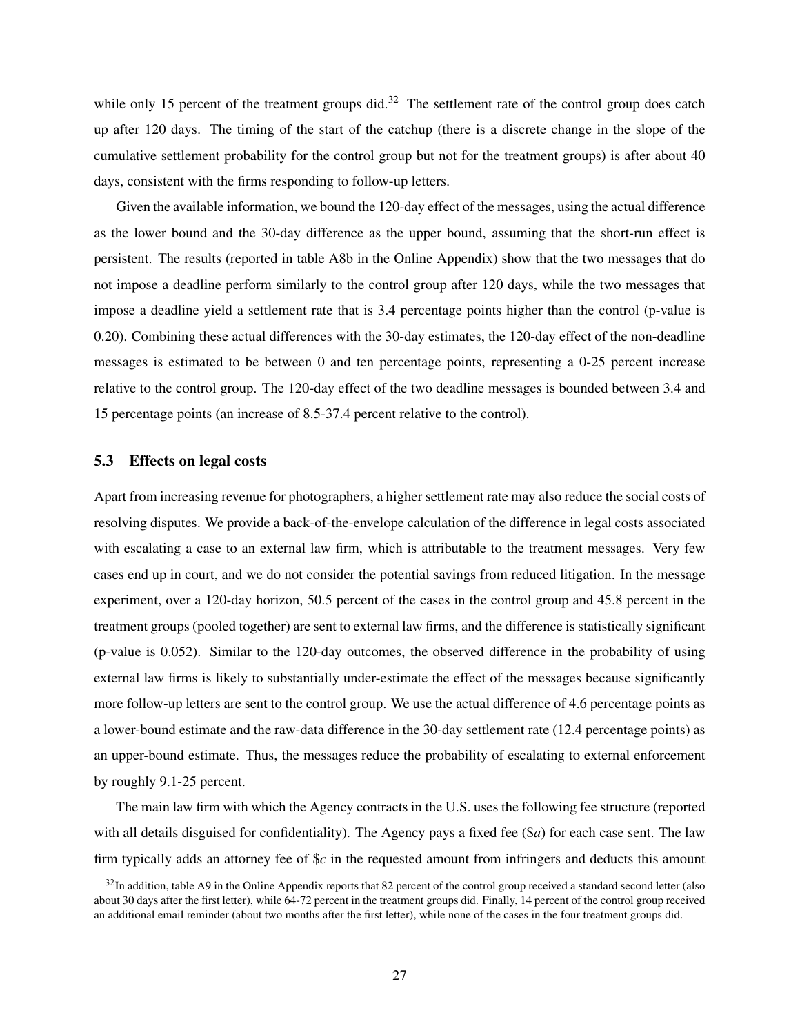while only 15 percent of the treatment groups did.[32] The settlement rate of the control group does catch up after 120 days. The timing of the start of the catchup (there is a discrete change in the slope of the cumulative settlement probability for the control group but not for the treatment groups) is after about 40 days, consistent with the firms responding to follow-up letters.

Given the available information, we bound the 120-day effect of the messages, using the actual difference as the lower bound and the 30-day difference as the upper bound, assuming that the short-run effect is persistent. The results (reported in table A8b in the Online Appendix) show that the two messages that do not impose a deadline perform similarly to the control group after 120 days, while the two messages that impose a deadline yield a settlement rate that is 3.4 percentage points higher than the control (p-value is 0.20). Combining these actual differences with the 30-day estimates, the 120-day effect of the non-deadline messages is estimated to be between 0 and ten percentage points, representing a 0-25 percent increase relative to the control group. The 120-day effect of the two deadline messages is bounded between 3.4 and 15 percentage points (an increase of 8.5-37.4 percent relative to the control).

### 5.3 Effects on legal costs

Apart from increasing revenue for photographers, a higher settlement rate may also reduce the social costs of resolving disputes. We provide a back-of-the-envelope calculation of the difference in legal costs associated with escalating a case to an external law firm, which is attributable to the treatment messages. Very few cases end up in court, and we do not consider the potential savings from reduced litigation. In the message experiment, over a 120-day horizon, 50.5 percent of the cases in the control group and 45.8 percent in the treatment groups (pooled together) are sent to external law firms, and the difference is statistically significant (p-value is 0.052). Similar to the 120-day outcomes, the observed difference in the probability of using external law firms is likely to substantially under-estimate the effect of the messages because significantly more follow-up letters are sent to the control group. We use the actual difference of 4.6 percentage points as a lower-bound estimate and the raw-data difference in the 30-day settlement rate (12.4 percentage points) as an upper-bound estimate. Thus, the messages reduce the probability of escalating to external enforcement by roughly 9.1-25 percent.

The main law firm with which the Agency contracts in the U.S. uses the following fee structure (reported with all details disguised for confidentiality). The Agency pays a fixed fee (\$$a$) for each case sent. The law firm typically adds an attorney fee of \$$c$ in the requested amount from infringers and deducts this amount

[32] In addition, table A9 in the Online Appendix reports that 82 percent of the control group received a standard second letter (also about 30 days after the first letter), while 64-72 percent in the treatment groups did. Finally, 14 percent of the control group received an additional email reminder (about two months after the first letter), while none of the cases in the four treatment groups did.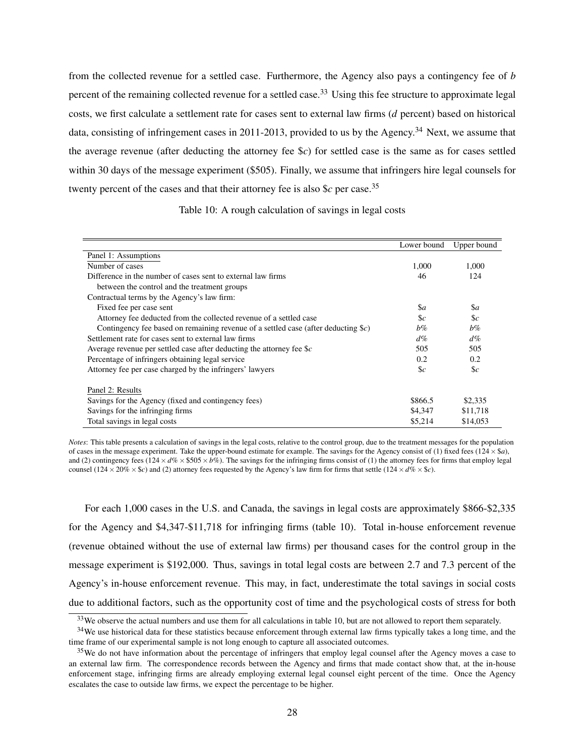from the collected revenue for a settled case. Furthermore, the Agency also pays a contingency fee of $b$ percent of the remaining collected revenue for a settled case.[33] Using this fee structure to approximate legal costs, we first calculate a settlement rate for cases sent to external law firms ($d$ percent) based on historical data, consisting of infringement cases in 2011-2013, provided to us by the Agency.[34] Next, we assume that the average revenue (after deducting the attorney fee \$$c$) for settled case is the same as for cases settled within 30 days of the message experiment (\$505). Finally, we assume that infringers hire legal counsels for twenty percent of the cases and that their attorney fee is also \$$c$ per case.[35]

Table 10: A rough calculation of savings in legal costs

| | Lower bound | Upper bound |
|---|---|---|
| Panel 1: Assumptions | | |
| Number of cases | 1,000 | 1,000 |
| Difference in the number of cases sent to external law firms between the control and the treatment groups | 46 | 124 |
| Contractual terms by the Agency's law firm: | | |
| Fixed fee per case sent | \$$a$ | \$$a$ |
| Attorney fee deducted from the collected revenue of a settled case | \$$c$ | \$$c$ |
| Contingency fee based on remaining revenue of a settled case (after deducting \$$c$) | $b$% | $b$% |
| Settlement rate for cases sent to external law firms | $d$% | $d$% |
| Average revenue per settled case after deducting the attorney fee \$$c$ | 505 | 505 |
| Percentage of infringers obtaining legal service | 0.2 | 0.2 |
| Attorney fee per case charged by the infringers' lawyers | \$$c$ | \$$c$ |
| Panel 2: Results | | |
| Savings for the Agency (fixed and contingency fees) | \$866.5 | \$2,335 |
| Savings for the infringing firms | \$4,347 | \$11,718 |
| Total savings in legal costs | \$5,214 | \$14,053 |

*Notes*: This table presents a calculation of savings in the legal costs, relative to the control group, due to the treatment messages for the population of cases in the message experiment. Take the upper-bound estimate for example. The savings for the Agency consist of (1) fixed fees ($124 \times \$a$), and (2) contingency fees ($124 \times d\% \times \$505 \times b\%$). The savings for the infringing firms consist of (1) the attorney fees for firms that employ legal counsel ($124 \times 20\% \times \$c$) and (2) attorney fees requested by the Agency's law firm for firms that settle ($124 \times d\% \times \$c$).

For each 1,000 cases in the U.S. and Canada, the savings in legal costs are approximately \$866-\$2,335 for the Agency and \$4,347-\$11,718 for infringing firms (table 10). Total in-house enforcement revenue (revenue obtained without the use of external law firms) per thousand cases for the control group in the message experiment is \$192,000. Thus, savings in total legal costs are between 2.7 and 7.3 percent of the Agency's in-house enforcement revenue. This may, in fact, underestimate the total savings in social costs due to additional factors, such as the opportunity cost of time and the psychological costs of stress for both

[33] We observe the actual numbers and use them for all calculations in table 10, but are not allowed to report them separately.

[34] We use historical data for these statistics because enforcement through external law firms typically takes a long time, and the time frame of our experimental sample is not long enough to capture all associated outcomes.

[35] We do not have information about the percentage of infringers that employ legal counsel after the Agency moves a case to an external law firm. The correspondence records between the Agency and firms that made contact show that, at the in-house enforcement stage, infringing firms are already employing external legal counsel eight percent of the time. Once the Agency escalates the case to outside law firms, we expect the percentage to be higher.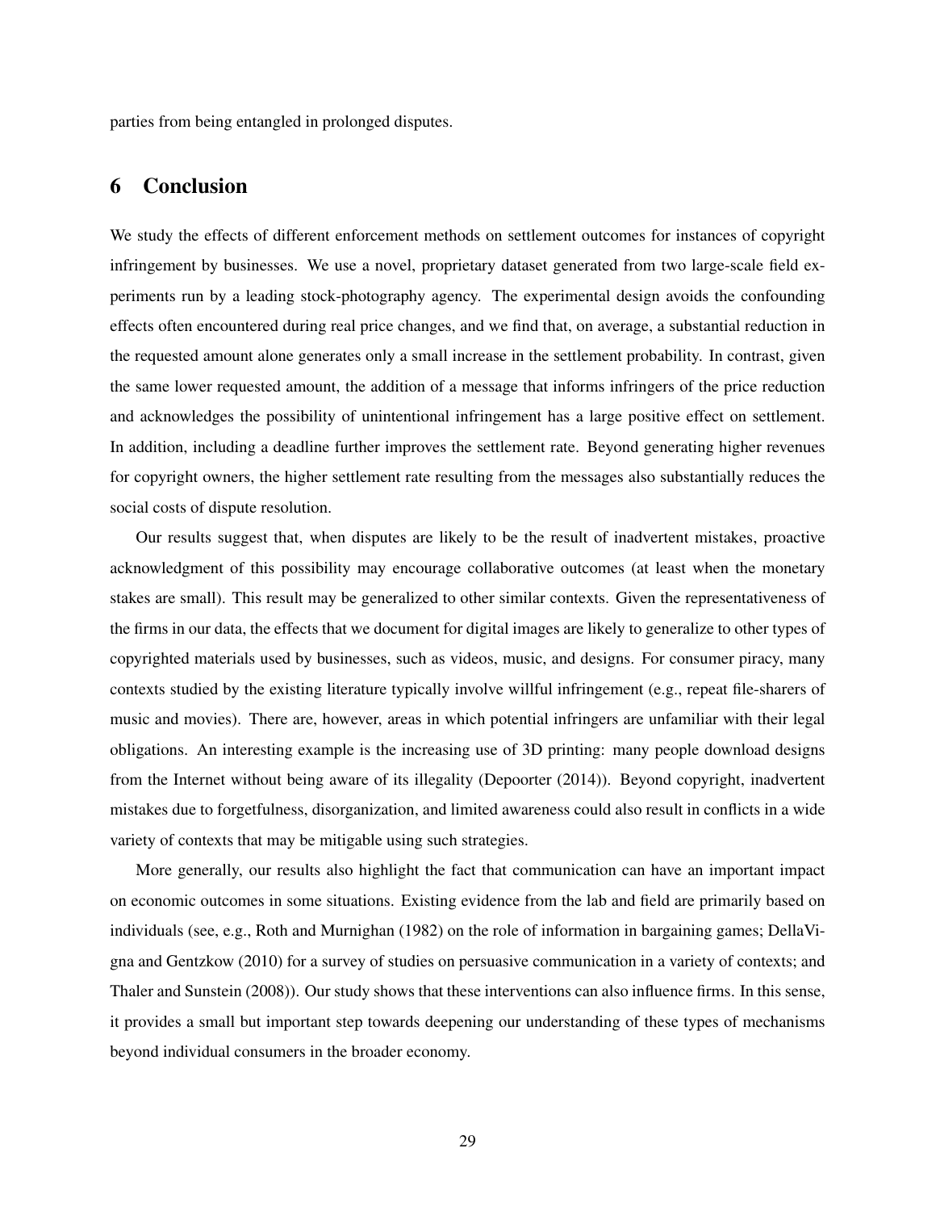parties from being entangled in prolonged disputes.

## 6 Conclusion

We study the effects of different enforcement methods on settlement outcomes for instances of copyright infringement by businesses. We use a novel, proprietary dataset generated from two large-scale field experiments run by a leading stock-photography agency. The experimental design avoids the confounding effects often encountered during real price changes, and we find that, on average, a substantial reduction in the requested amount alone generates only a small increase in the settlement probability. In contrast, given the same lower requested amount, the addition of a message that informs infringers of the price reduction and acknowledges the possibility of unintentional infringement has a large positive effect on settlement. In addition, including a deadline further improves the settlement rate. Beyond generating higher revenues for copyright owners, the higher settlement rate resulting from the messages also substantially reduces the social costs of dispute resolution.

Our results suggest that, when disputes are likely to be the result of inadvertent mistakes, proactive acknowledgment of this possibility may encourage collaborative outcomes (at least when the monetary stakes are small). This result may be generalized to other similar contexts. Given the representativeness of the firms in our data, the effects that we document for digital images are likely to generalize to other types of copyrighted materials used by businesses, such as videos, music, and designs. For consumer piracy, many contexts studied by the existing literature typically involve willful infringement (e.g., repeat file-sharers of music and movies). There are, however, areas in which potential infringers are unfamiliar with their legal obligations. An interesting example is the increasing use of 3D printing: many people download designs from the Internet without being aware of its illegality (Depoorter (2014)). Beyond copyright, inadvertent mistakes due to forgetfulness, disorganization, and limited awareness could also result in conflicts in a wide variety of contexts that may be mitigable using such strategies.

More generally, our results also highlight the fact that communication can have an important impact on economic outcomes in some situations. Existing evidence from the lab and field are primarily based on individuals (see, e.g., Roth and Murnighan (1982) on the role of information in bargaining games; DellaVigna and Gentzkow (2010) for a survey of studies on persuasive communication in a variety of contexts; and Thaler and Sunstein (2008)). Our study shows that these interventions can also influence firms. In this sense, it provides a small but important step towards deepening our understanding of these types of mechanisms beyond individual consumers in the broader economy.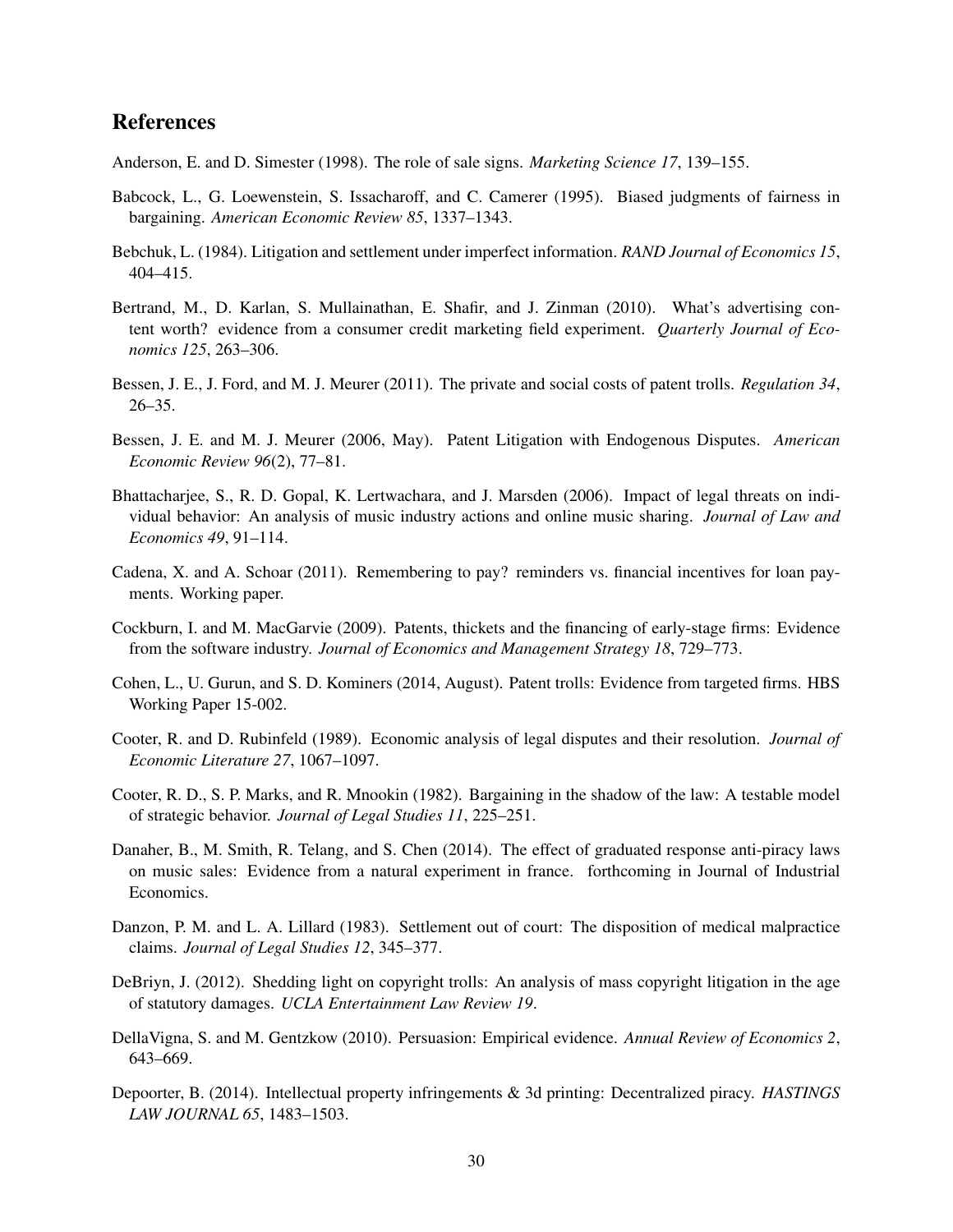## References

Anderson, E. and D. Simester (1998). The role of sale signs. *Marketing Science 17*, 139–155.

Babcock, L., G. Loewenstein, S. Issacharoff, and C. Camerer (1995). Biased judgments of fairness in bargaining. *American Economic Review 85*, 1337–1343.

Bebchuk, L. (1984). Litigation and settlement under imperfect information. *RAND Journal of Economics 15*, 404–415.

Bertrand, M., D. Karlan, S. Mullainathan, E. Shafir, and J. Zinman (2010). What's advertising content worth? evidence from a consumer credit marketing field experiment. *Quarterly Journal of Economics 125*, 263–306.

Bessen, J. E., J. Ford, and M. J. Meurer (2011). The private and social costs of patent trolls. *Regulation 34*, 26–35.

Bessen, J. E. and M. J. Meurer (2006, May). Patent Litigation with Endogenous Disputes. *American Economic Review 96*(2), 77–81.

Bhattacharjee, S., R. D. Gopal, K. Lertwachara, and J. Marsden (2006). Impact of legal threats on individual behavior: An analysis of music industry actions and online music sharing. *Journal of Law and Economics 49*, 91–114.

Cadena, X. and A. Schoar (2011). Remembering to pay? reminders vs. financial incentives for loan payments. Working paper.

Cockburn, I. and M. MacGarvie (2009). Patents, thickets and the financing of early-stage firms: Evidence from the software industry. *Journal of Economics and Management Strategy 18*, 729–773.

Cohen, L., U. Gurun, and S. D. Kominers (2014, August). Patent trolls: Evidence from targeted firms. HBS Working Paper 15-002.

Cooter, R. and D. Rubinfeld (1989). Economic analysis of legal disputes and their resolution. *Journal of Economic Literature 27*, 1067–1097.

Cooter, R. D., S. P. Marks, and R. Mnookin (1982). Bargaining in the shadow of the law: A testable model of strategic behavior. *Journal of Legal Studies 11*, 225–251.

Danaher, B., M. Smith, R. Telang, and S. Chen (2014). The effect of graduated response anti-piracy laws on music sales: Evidence from a natural experiment in france. forthcoming in Journal of Industrial Economics.

Danzon, P. M. and L. A. Lillard (1983). Settlement out of court: The disposition of medical malpractice claims. *Journal of Legal Studies 12*, 345–377.

DeBriyn, J. (2012). Shedding light on copyright trolls: An analysis of mass copyright litigation in the age of statutory damages. *UCLA Entertainment Law Review 19*.

DellaVigna, S. and M. Gentzkow (2010). Persuasion: Empirical evidence. *Annual Review of Economics 2*, 643–669.

Depoorter, B. (2014). Intellectual property infringements & 3d printing: Decentralized piracy. *HASTINGS LAW JOURNAL 65*, 1483–1503.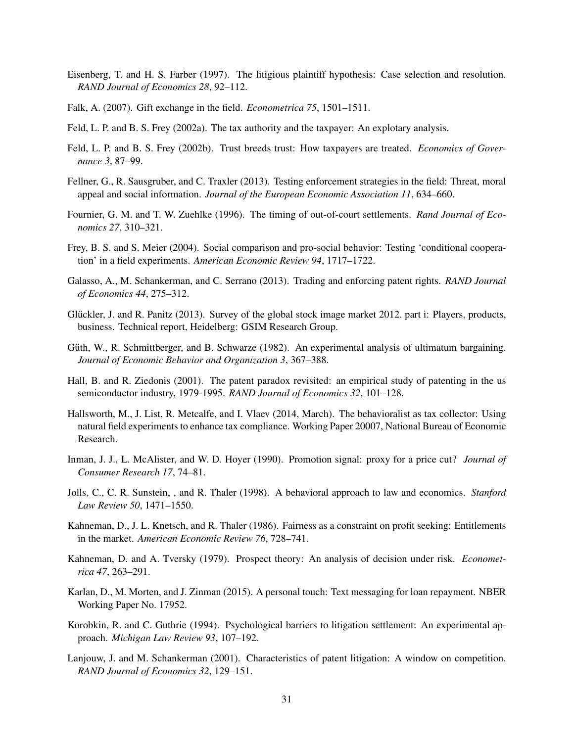Eisenberg, T. and H. S. Farber (1997). The litigious plaintiff hypothesis: Case selection and resolution. *RAND Journal of Economics 28*, 92–112.

Falk, A. (2007). Gift exchange in the field. *Econometrica 75*, 1501–1511.

Feld, L. P. and B. S. Frey (2002a). The tax authority and the taxpayer: An explotary analysis.

Feld, L. P. and B. S. Frey (2002b). Trust breeds trust: How taxpayers are treated. *Economics of Governance 3*, 87–99.

Fellner, G., R. Sausgruber, and C. Traxler (2013). Testing enforcement strategies in the field: Threat, moral appeal and social information. *Journal of the European Economic Association 11*, 634–660.

Fournier, G. M. and T. W. Zuehlke (1996). The timing of out-of-court settlements. *Rand Journal of Economics 27*, 310–321.

Frey, B. S. and S. Meier (2004). Social comparison and pro-social behavior: Testing 'conditional cooperation' in a field experiments. *American Economic Review 94*, 1717–1722.

Galasso, A., M. Schankerman, and C. Serrano (2013). Trading and enforcing patent rights. *RAND Journal of Economics 44*, 275–312.

Glückler, J. and R. Panitz (2013). Survey of the global stock image market 2012. part i: Players, products, business. Technical report, Heidelberg: GSIM Research Group.

Güth, W., R. Schmittberger, and B. Schwarze (1982). An experimental analysis of ultimatum bargaining. *Journal of Economic Behavior and Organization 3*, 367–388.

Hall, B. and R. Ziedonis (2001). The patent paradox revisited: an empirical study of patenting in the us semiconductor industry, 1979-1995. *RAND Journal of Economics 32*, 101–128.

Hallsworth, M., J. List, R. Metcalfe, and I. Vlaev (2014, March). The behavioralist as tax collector: Using natural field experiments to enhance tax compliance. Working Paper 20007, National Bureau of Economic Research.

Inman, J. J., L. McAlister, and W. D. Hoyer (1990). Promotion signal: proxy for a price cut? *Journal of Consumer Research 17*, 74–81.

Jolls, C., C. R. Sunstein, , and R. Thaler (1998). A behavioral approach to law and economics. *Stanford Law Review 50*, 1471–1550.

Kahneman, D., J. L. Knetsch, and R. Thaler (1986). Fairness as a constraint on profit seeking: Entitlements in the market. *American Economic Review 76*, 728–741.

Kahneman, D. and A. Tversky (1979). Prospect theory: An analysis of decision under risk. *Econometrica 47*, 263–291.

Karlan, D., M. Morten, and J. Zinman (2015). A personal touch: Text messaging for loan repayment. NBER Working Paper No. 17952.

Korobkin, R. and C. Guthrie (1994). Psychological barriers to litigation settlement: An experimental approach. *Michigan Law Review 93*, 107–192.

Lanjouw, J. and M. Schankerman (2001). Characteristics of patent litigation: A window on competition. *RAND Journal of Economics 32*, 129–151.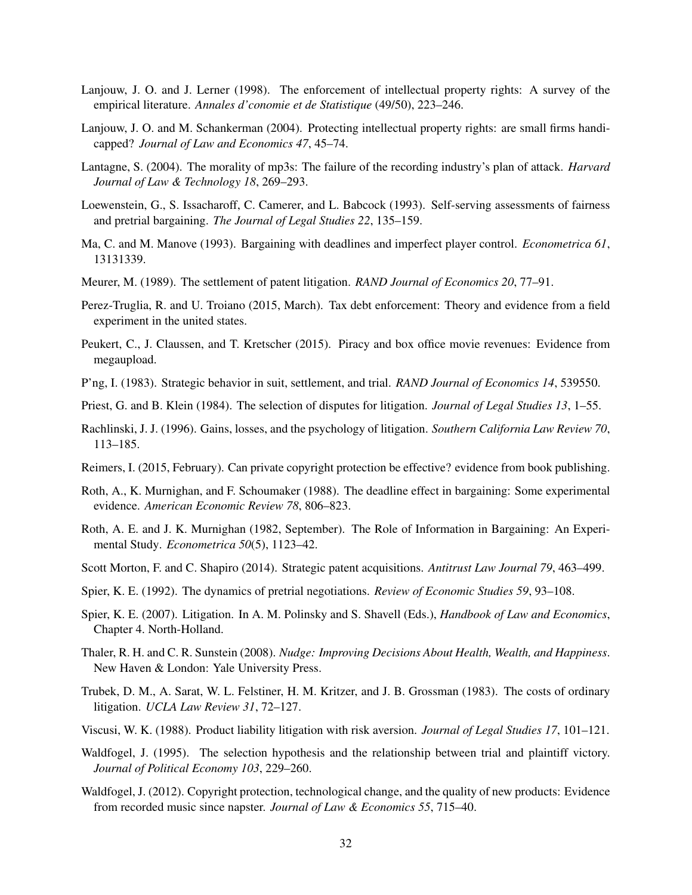Lanjouw, J. O. and J. Lerner (1998). The enforcement of intellectual property rights: A survey of the empirical literature. *Annales d'conomie et de Statistique* (49/50), 223–246.

Lanjouw, J. O. and M. Schankerman (2004). Protecting intellectual property rights: are small firms handicapped? *Journal of Law and Economics 47*, 45–74.

Lantagne, S. (2004). The morality of mp3s: The failure of the recording industry's plan of attack. *Harvard Journal of Law & Technology 18*, 269–293.

Loewenstein, G., S. Issacharoff, C. Camerer, and L. Babcock (1993). Self-serving assessments of fairness and pretrial bargaining. *The Journal of Legal Studies 22*, 135–159.

Ma, C. and M. Manove (1993). Bargaining with deadlines and imperfect player control. *Econometrica 61*, 13131339.

Meurer, M. (1989). The settlement of patent litigation. *RAND Journal of Economics 20*, 77–91.

Perez-Truglia, R. and U. Troiano (2015, March). Tax debt enforcement: Theory and evidence from a field experiment in the united states.

Peukert, C., J. Claussen, and T. Kretscher (2015). Piracy and box office movie revenues: Evidence from megaupload.

P'ng, I. (1983). Strategic behavior in suit, settlement, and trial. *RAND Journal of Economics 14*, 539550.

Priest, G. and B. Klein (1984). The selection of disputes for litigation. *Journal of Legal Studies 13*, 1–55.

Rachlinski, J. J. (1996). Gains, losses, and the psychology of litigation. *Southern California Law Review 70*, 113–185.

Reimers, I. (2015, February). Can private copyright protection be effective? evidence from book publishing.

Roth, A., K. Murnighan, and F. Schoumaker (1988). The deadline effect in bargaining: Some experimental evidence. *American Economic Review 78*, 806–823.

Roth, A. E. and J. K. Murnighan (1982, September). The Role of Information in Bargaining: An Experimental Study. *Econometrica 50*(5), 1123–42.

Scott Morton, F. and C. Shapiro (2014). Strategic patent acquisitions. *Antitrust Law Journal 79*, 463–499.

Spier, K. E. (1992). The dynamics of pretrial negotiations. *Review of Economic Studies 59*, 93–108.

Spier, K. E. (2007). Litigation. In A. M. Polinsky and S. Shavell (Eds.), *Handbook of Law and Economics*, Chapter 4. North-Holland.

Thaler, R. H. and C. R. Sunstein (2008). *Nudge: Improving Decisions About Health, Wealth, and Happiness*. New Haven & London: Yale University Press.

Trubek, D. M., A. Sarat, W. L. Felstiner, H. M. Kritzer, and J. B. Grossman (1983). The costs of ordinary litigation. *UCLA Law Review 31*, 72–127.

Viscusi, W. K. (1988). Product liability litigation with risk aversion. *Journal of Legal Studies 17*, 101–121.

Waldfogel, J. (1995). The selection hypothesis and the relationship between trial and plaintiff victory. *Journal of Political Economy 103*, 229–260.

Waldfogel, J. (2012). Copyright protection, technological change, and the quality of new products: Evidence from recorded music since napster. *Journal of Law & Economics 55*, 715–40.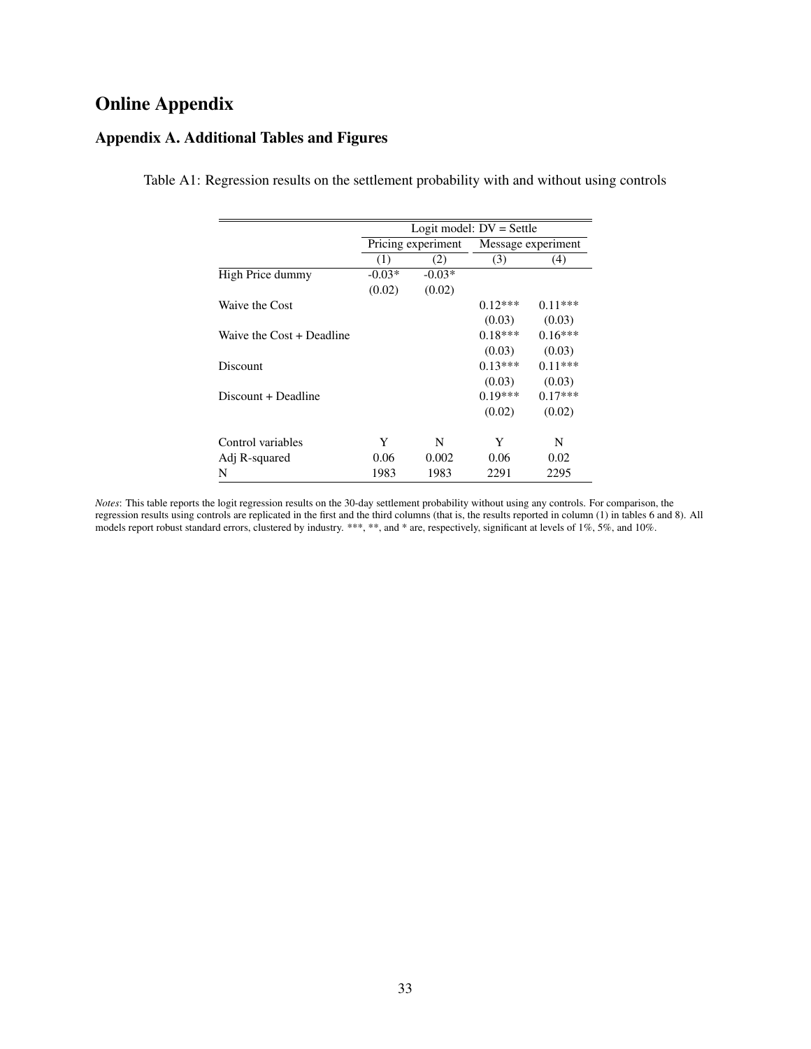# Online Appendix

## Appendix A. Additional Tables and Figures

Table A1: Regression results on the settlement probability with and without using controls

| | Logit model: DV = Settle | | | |
|---|---|---|---|---|
| | Pricing experiment | | Message experiment | |
| | (1) | (2) | (3) | (4) |
| High Price dummy | -0.03* | -0.03* | | |
| | (0.02) | (0.02) | | |
| Waive the Cost | | | 0.12*** | 0.11*** |
| | | | (0.03) | (0.03) |
| Waive the Cost + Deadline | | | 0.18*** | 0.16*** |
| | | | (0.03) | (0.03) |
| Discount | | | 0.13*** | 0.11*** |
| | | | (0.03) | (0.03) |
| Discount + Deadline | | | 0.19*** | 0.17*** |
| | | | (0.02) | (0.02) |
| Control variables | Y | N | Y | N |
| Adj R-squared | 0.06 | 0.002 | 0.06 | 0.02 |
| N | 1983 | 1983 | 2291 | 2295 |

*Notes*: This table reports the logit regression results on the 30-day settlement probability without using any controls. For comparison, the regression results using controls are replicated in the first and the third columns (that is, the results reported in column (1) in tables 6 and 8). All models report robust standard errors, clustered by industry. ***, **, and * are, respectively, significant at levels of 1%, 5%, and 10%.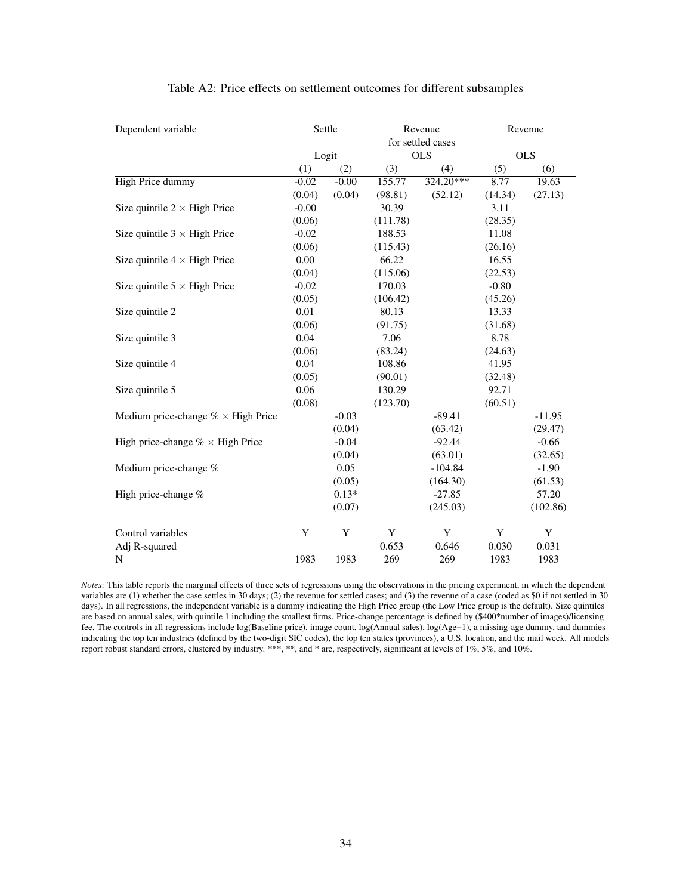Table A2: Price effects on settlement outcomes for different subsamples

| Dependent variable | Settle | | Revenue for settled cases | | Revenue | |
|---|---|---|---|---|---|---|
| | Logit | | OLS | | OLS | |
| | (1) | (2) | (3) | (4) | (5) | (6) |
| High Price dummy | -0.02 | -0.00 | 155.77 | 324.20*** | 8.77 | 19.63 |
| | (0.04) | (0.04) | (98.81) | (52.12) | (14.34) | (27.13) |
| Size quintile 2 × High Price | -0.00 | | 30.39 | | 3.11 | |
| | (0.06) | | (111.78) | | (28.35) | |
| Size quintile 3 × High Price | -0.02 | | 188.53 | | 11.08 | |
| | (0.06) | | (115.43) | | (26.16) | |
| Size quintile 4 × High Price | 0.00 | | 66.22 | | 16.55 | |
| | (0.04) | | (115.06) | | (22.53) | |
| Size quintile 5 × High Price | -0.02 | | 170.03 | | -0.80 | |
| | (0.05) | | (106.42) | | (45.26) | |
| Size quintile 2 | 0.01 | | 80.13 | | 13.33 | |
| | (0.06) | | (91.75) | | (31.68) | |
| Size quintile 3 | 0.04 | | 7.06 | | 8.78 | |
| | (0.06) | | (83.24) | | (24.63) | |
| Size quintile 4 | 0.04 | | 108.86 | | 41.95 | |
| | (0.05) | | (90.01) | | (32.48) | |
| Size quintile 5 | 0.06 | | 130.29 | | 92.71 | |
| | (0.08) | | (123.70) | | (60.51) | |
| Medium price-change % × High Price | | -0.03 | | -89.41 | | -11.95 |
| | | (0.04) | | (63.42) | | (29.47) |
| High price-change % × High Price | | -0.04 | | -92.44 | | -0.66 |
| | | (0.04) | | (63.01) | | (32.65) |
| Medium price-change % | | 0.05 | | -104.84 | | -1.90 |
| | | (0.05) | | (164.30) | | (61.53) |
| High price-change % | | 0.13* | | -27.85 | | 57.20 |
| | | (0.07) | | (245.03) | | (102.86) |
| Control variables | Y | Y | Y | Y | Y | Y |
| Adj R-squared | | | 0.653 | 0.646 | 0.030 | 0.031 |
| N | 1983 | 1983 | 269 | 269 | 1983 | 1983 |

*Notes*: This table reports the marginal effects of three sets of regressions using the observations in the pricing experiment, in which the dependent variables are (1) whether the case settles in 30 days; (2) the revenue for settled cases; and (3) the revenue of a case (coded as $0 if not settled in 30 days). In all regressions, the independent variable is a dummy indicating the High Price group (the Low Price group is the default). Size quintiles are based on annual sales, with quintile 1 including the smallest firms. Price-change percentage is defined by ($400*number of images)/licensing fee. The controls in all regressions include log(Baseline price), image count, log(Annual sales), log(Age+1), a missing-age dummy, and dummies indicating the top ten industries (defined by the two-digit SIC codes), the top ten states (provinces), a U.S. location, and the mail week. All models report robust standard errors, clustered by industry. ***, **, and * are, respectively, significant at levels of 1%, 5%, and 10%.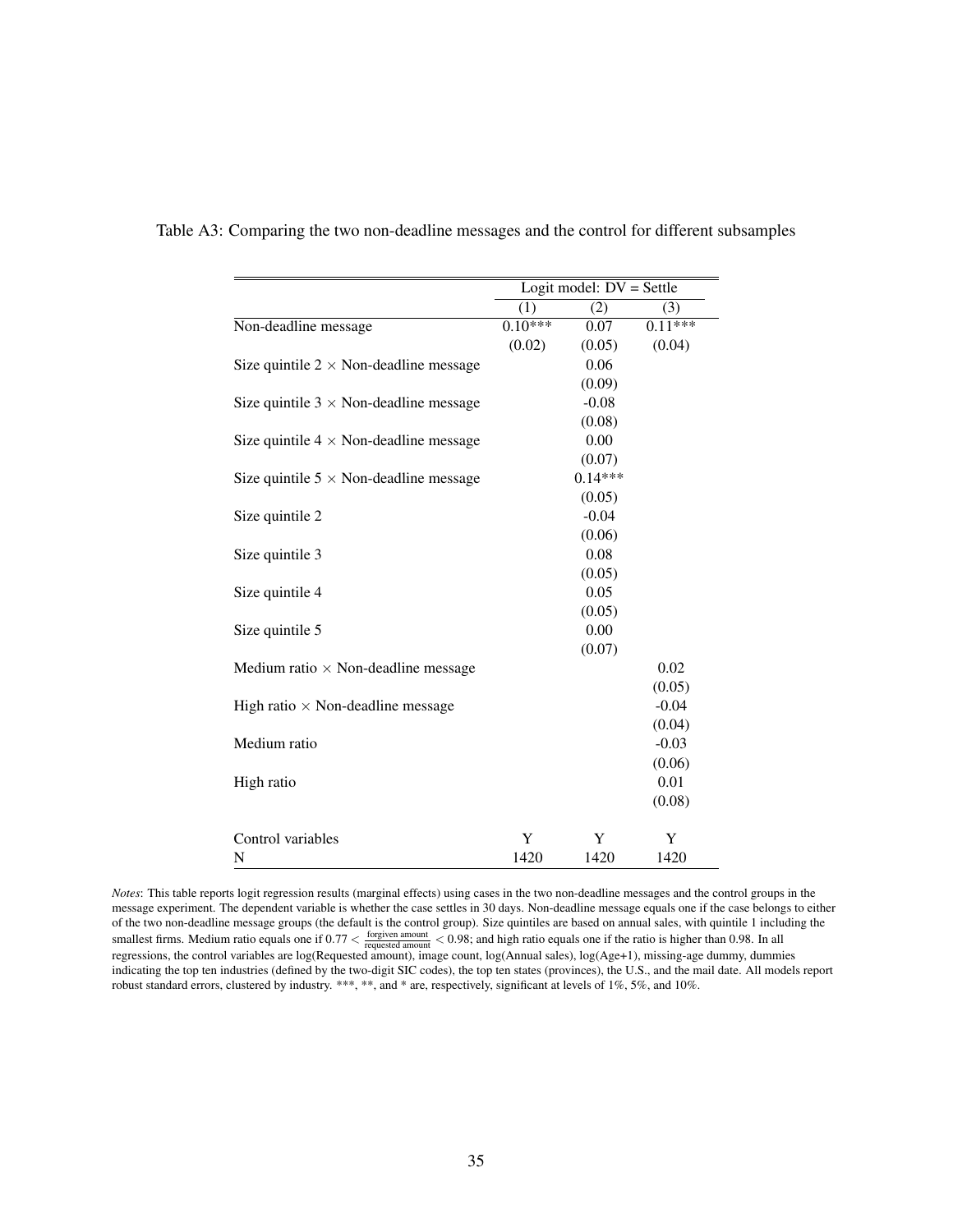Table A3: Comparing the two non-deadline messages and the control for different subsamples

| | Logit model: DV = Settle | | |
|---|---|---|---|
| | (1) | (2) | (3) |
| Non-deadline message | 0.10*** | 0.07 | 0.11*** |
| | (0.02) | (0.05) | (0.04) |
| Size quintile 2 × Non-deadline message | | 0.06 | |
| | | (0.09) | |
| Size quintile 3 × Non-deadline message | | -0.08 | |
| | | (0.08) | |
| Size quintile 4 × Non-deadline message | | 0.00 | |
| | | (0.07) | |
| Size quintile 5 × Non-deadline message | | 0.14*** | |
| | | (0.05) | |
| Size quintile 2 | | -0.04 | |
| | | (0.06) | |
| Size quintile 3 | | 0.08 | |
| | | (0.05) | |
| Size quintile 4 | | 0.05 | |
| | | (0.05) | |
| Size quintile 5 | | 0.00 | |
| | | (0.07) | |
| Medium ratio × Non-deadline message | | | 0.02 |
| | | | (0.05) |
| High ratio × Non-deadline message | | | -0.04 |
| | | | (0.04) |
| Medium ratio | | | -0.03 |
| | | | (0.06) |
| High ratio | | | 0.01 |
| | | | (0.08) |
| Control variables | Y | Y | Y |
| N | 1420 | 1420 | 1420 |

*Notes*: This table reports logit regression results (marginal effects) using cases in the two non-deadline messages and the control groups in the message experiment. The dependent variable is whether the case settles in 30 days. Non-deadline message equals one if the case belongs to either of the two non-deadline message groups (the default is the control group). Size quintiles are based on annual sales, with quintile 1 including the smallest firms. Medium ratio equals one if $0.77 < \frac{\text{forgiven amount}}{\text{requested amount}} < 0.98$; and high ratio equals one if the ratio is higher than 0.98. In all regressions, the control variables are log(Requested amount), image count, log(Annual sales), log(Age+1), missing-age dummy, dummies indicating the top ten industries (defined by the two-digit SIC codes), the top ten states (provinces), the U.S., and the mail date. All models report robust standard errors, clustered by industry. ***, **, and * are, respectively, significant at levels of 1%, 5%, and 10%.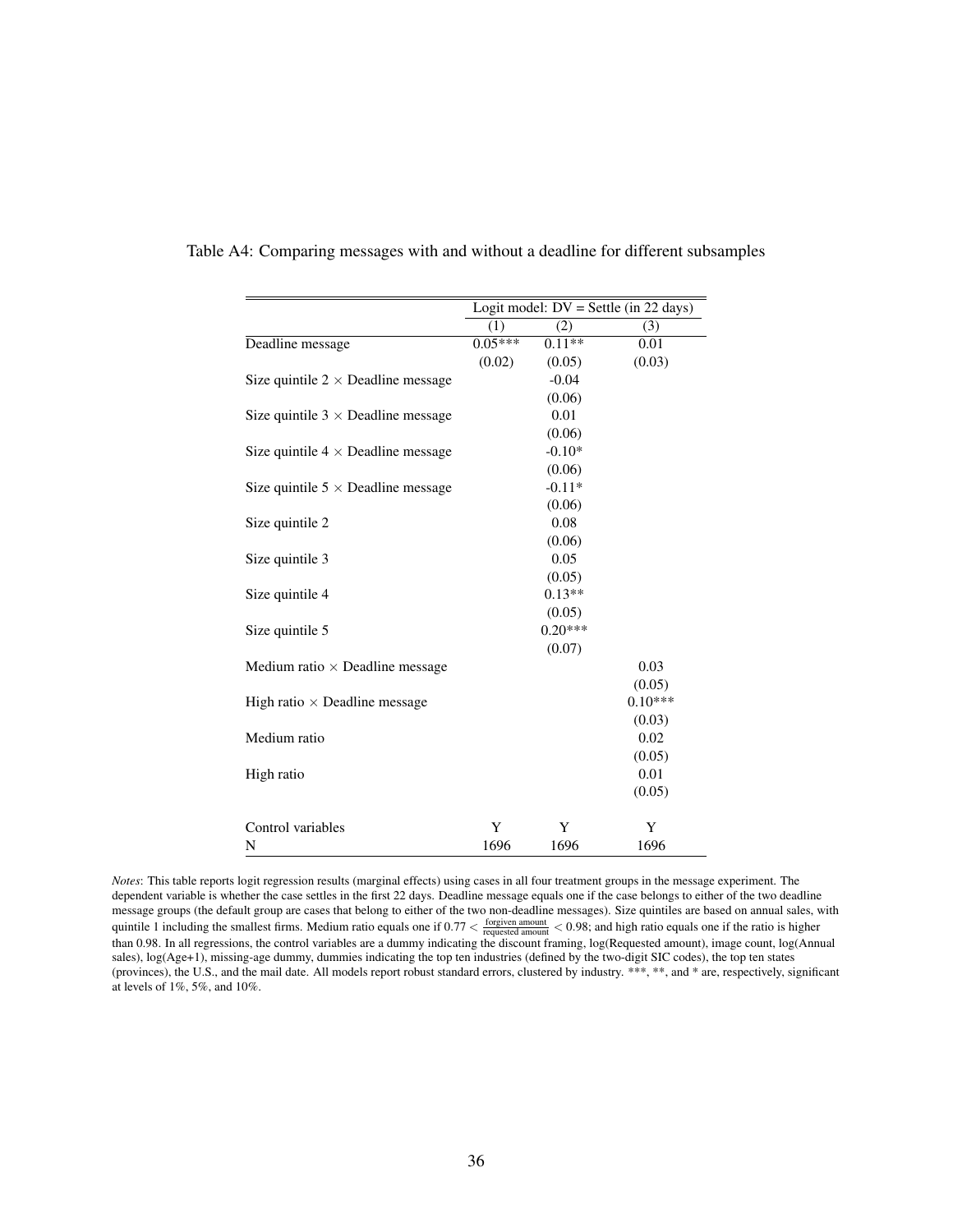Table A4: Comparing messages with and without a deadline for different subsamples

| | Logit model: DV = Settle (in 22 days) | | |
|---|---|---|---|
| | (1) | (2) | (3) |
| Deadline message | 0.05*** | 0.11** | 0.01 |
| | (0.02) | (0.05) | (0.03) |
| Size quintile 2 × Deadline message | | -0.04 | |
| | | (0.06) | |
| Size quintile 3 × Deadline message | | 0.01 | |
| | | (0.06) | |
| Size quintile 4 × Deadline message | | -0.10* | |
| | | (0.06) | |
| Size quintile 5 × Deadline message | | -0.11* | |
| | | (0.06) | |
| Size quintile 2 | | 0.08 | |
| | | (0.06) | |
| Size quintile 3 | | 0.05 | |
| | | (0.05) | |
| Size quintile 4 | | 0.13** | |
| | | (0.05) | |
| Size quintile 5 | | 0.20*** | |
| | | (0.07) | |
| Medium ratio × Deadline message | | | 0.03 |
| | | | (0.05) |
| High ratio × Deadline message | | | 0.10*** |
| | | | (0.03) |
| Medium ratio | | | 0.02 |
| | | | (0.05) |
| High ratio | | | 0.01 |
| | | | (0.05) |
| Control variables | Y | Y | Y |
| N | 1696 | 1696 | 1696 |

*Notes*: This table reports logit regression results (marginal effects) using cases in all four treatment groups in the message experiment. The dependent variable is whether the case settles in the first 22 days. Deadline message equals one if the case belongs to either of the two deadline message groups (the default group are cases that belong to either of the two non-deadline messages). Size quintiles are based on annual sales, with quintile 1 including the smallest firms. Medium ratio equals one if $0.77 < \frac{\text{forgiven amount}}{\text{requested amount}} < 0.98$; and high ratio equals one if the ratio is higher than 0.98. In all regressions, the control variables are a dummy indicating the discount framing, log(Requested amount), image count, log(Annual sales), log(Age+1), missing-age dummy, dummies indicating the top ten industries (defined by the two-digit SIC codes), the top ten states (provinces), the U.S., and the mail date. All models report robust standard errors, clustered by industry. ***, **, and * are, respectively, significant at levels of 1%, 5%, and 10%.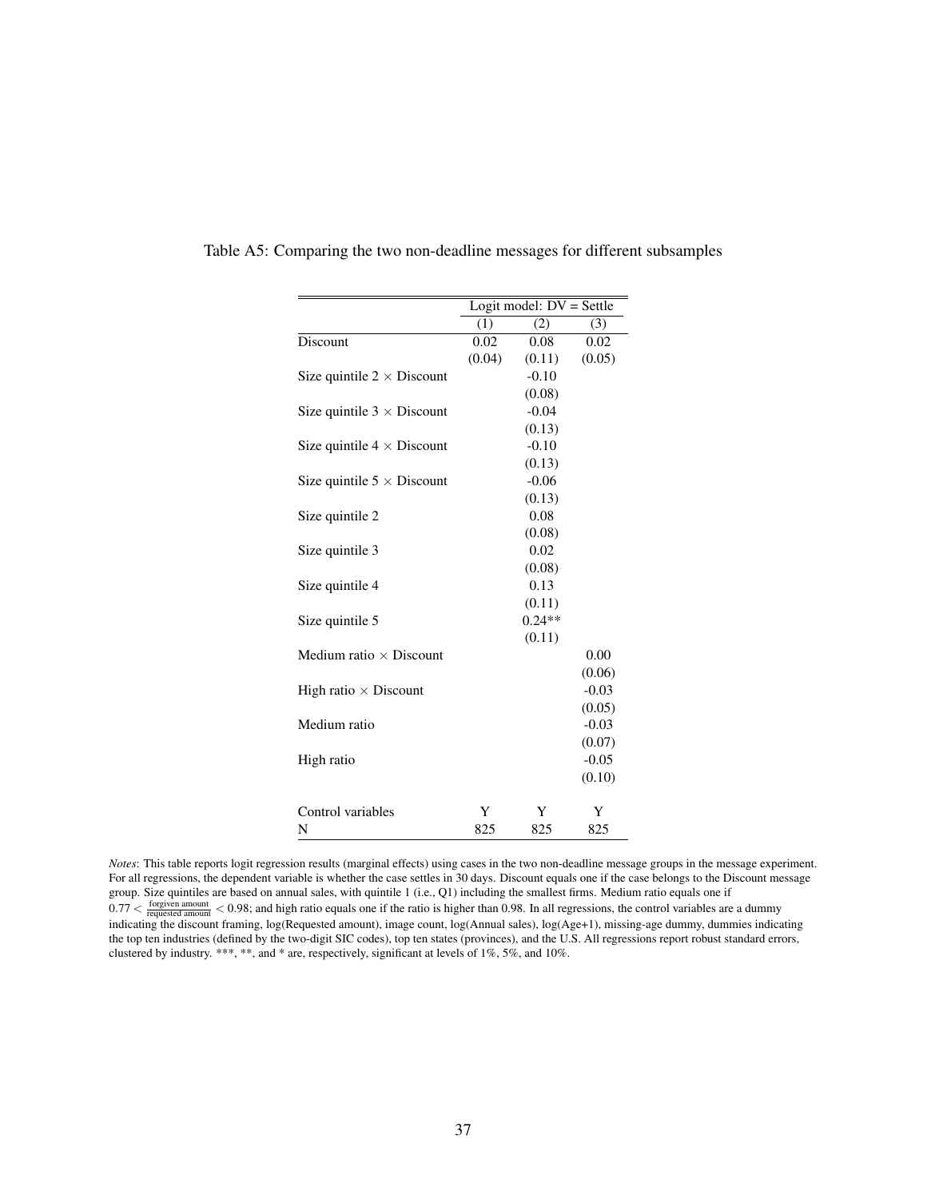Table A5: Comparing the two non-deadline messages for different subsamples

| | Logit model: DV = Settle | | |
|---|---|---|---|
| | (1) | (2) | (3) |
| Discount | 0.02 | 0.08 | 0.02 |
| | (0.04) | (0.11) | (0.05) |
| Size quintile 2 × Discount | | -0.10 | |
| | | (0.08) | |
| Size quintile 3 × Discount | | -0.04 | |
| | | (0.13) | |
| Size quintile 4 × Discount | | -0.10 | |
| | | (0.13) | |
| Size quintile 5 × Discount | | -0.06 | |
| | | (0.13) | |
| Size quintile 2 | | 0.08 | |
| | | (0.08) | |
| Size quintile 3 | | 0.02 | |
| | | (0.08) | |
| Size quintile 4 | | 0.13 | |
| | | (0.11) | |
| Size quintile 5 | | 0.24** | |
| | | (0.11) | |
| Medium ratio × Discount | | | 0.00 |
| | | | (0.06) |
| High ratio × Discount | | | -0.03 |
| | | | (0.05) |
| Medium ratio | | | -0.03 |
| | | | (0.07) |
| High ratio | | | -0.05 |
| | | | (0.10) |
| Control variables | Y | Y | Y |
| N | 825 | 825 | 825 |

*Notes*: This table reports logit regression results (marginal effects) using cases in the two non-deadline message groups in the message experiment. For all regressions, the dependent variable is whether the case settles in 30 days. Discount equals one if the case belongs to the Discount message group. Size quintiles are based on annual sales, with quintile 1 (i.e., Q1) including the smallest firms. Medium ratio equals one if $0.77 < \frac{\text{forgiven amount}}{\text{requested amount}} < 0.98$; and high ratio equals one if the ratio is higher than 0.98. In all regressions, the control variables are a dummy indicating the discount framing, log(Requested amount), image count, log(Annual sales), log(Age+1), missing-age dummy, dummies indicating the top ten industries (defined by the two-digit SIC codes), top ten states (provinces), and the U.S. All regressions report robust standard errors, clustered by industry. ***, **, and * are, respectively, significant at levels of 1%, 5%, and 10%.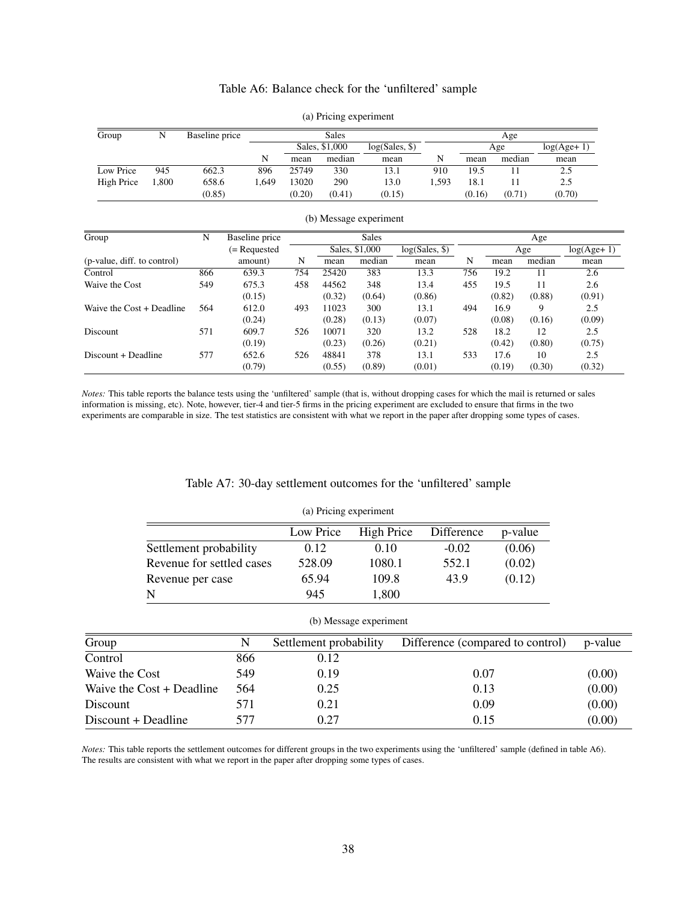Table A6: Balance check for the 'unfiltered' sample

(a) Pricing experiment

| Group | N | Baseline price | Sales | | | | Age | | | |
|---|---|---|---|---|---|---|---|---|---|---|
| | | | | Sales, \$1,000 | | log(Sales, \$) | | Age | | log(Age+ 1) |
| | | | N | mean | median | mean | N | mean | median | mean |
| Low Price | 945 | 662.3 | 896 | 25749 | 330 | 13.1 | 910 | 19.5 | 11 | 2.5 |
| High Price | 1,800 | 658.6 | 1,649 | 13020 | 290 | 13.0 | 1,593 | 18.1 | 11 | 2.5 |
| | | (0.85) | | (0.20) | (0.41) | (0.15) | | (0.16) | (0.71) | (0.70) |

(b) Message experiment

| Group | N | Baseline price | Sales | | | | Age | | | |
|---|---|---|---|---|---|---|---|---|---|---|
| | | (= Requested | | Sales, \$1,000 | | log(Sales, \$) | | Age | | log(Age+ 1) |
| (p-value, diff. to control) | | amount) | N | mean | median | mean | N | mean | median | mean |
| Control | 866 | 639.3 | 754 | 25420 | 383 | 13.3 | 756 | 19.2 | 11 | 2.6 |
| Waive the Cost | 549 | 675.3 | 458 | 44562 | 348 | 13.4 | 455 | 19.5 | 11 | 2.6 |
| | | (0.15) | | (0.32) | (0.64) | (0.86) | | (0.82) | (0.88) | (0.91) |
| Waive the Cost + Deadline | 564 | 612.0 | 493 | 11023 | 300 | 13.1 | 494 | 16.9 | 9 | 2.5 |
| | | (0.24) | | (0.28) | (0.13) | (0.07) | | (0.08) | (0.16) | (0.09) |
| Discount | 571 | 609.7 | 526 | 10071 | 320 | 13.2 | 528 | 18.2 | 12 | 2.5 |
| | | (0.19) | | (0.23) | (0.26) | (0.21) | | (0.42) | (0.80) | (0.75) |
| Discount + Deadline | 577 | 652.6 | 526 | 48841 | 378 | 13.1 | 533 | 17.6 | 10 | 2.5 |
| | | (0.79) | | (0.55) | (0.89) | (0.01) | | (0.19) | (0.30) | (0.32) |

*Notes:* This table reports the balance tests using the 'unfiltered' sample (that is, without dropping cases for which the mail is returned or sales information is missing, etc). Note, however, tier-4 and tier-5 firms in the pricing experiment are excluded to ensure that firms in the two experiments are comparable in size. The test statistics are consistent with what we report in the paper after dropping some types of cases.

Table A7: 30-day settlement outcomes for the 'unfiltered' sample

(a) Pricing experiment

| | Low Price | High Price | Difference | p-value |
|---|---|---|---|---|
| Settlement probability | 0.12 | 0.10 | -0.02 | (0.06) |
| Revenue for settled cases | 528.09 | 1080.1 | 552.1 | (0.02) |
| Revenue per case | 65.94 | 109.8 | 43.9 | (0.12) |
| N | 945 | 1,800 | | |

(b) Message experiment

| Group | N | Settlement probability | Difference (compared to control) | p-value |
|---|---|---|---|---|
| Control | 866 | 0.12 | | |
| Waive the Cost | 549 | 0.19 | 0.07 | (0.00) |
| Waive the Cost + Deadline | 564 | 0.25 | 0.13 | (0.00) |
| Discount | 571 | 0.21 | 0.09 | (0.00) |
| Discount + Deadline | 577 | 0.27 | 0.15 | (0.00) |

*Notes:* This table reports the settlement outcomes for different groups in the two experiments using the 'unfiltered' sample (defined in table A6). The results are consistent with what we report in the paper after dropping some types of cases.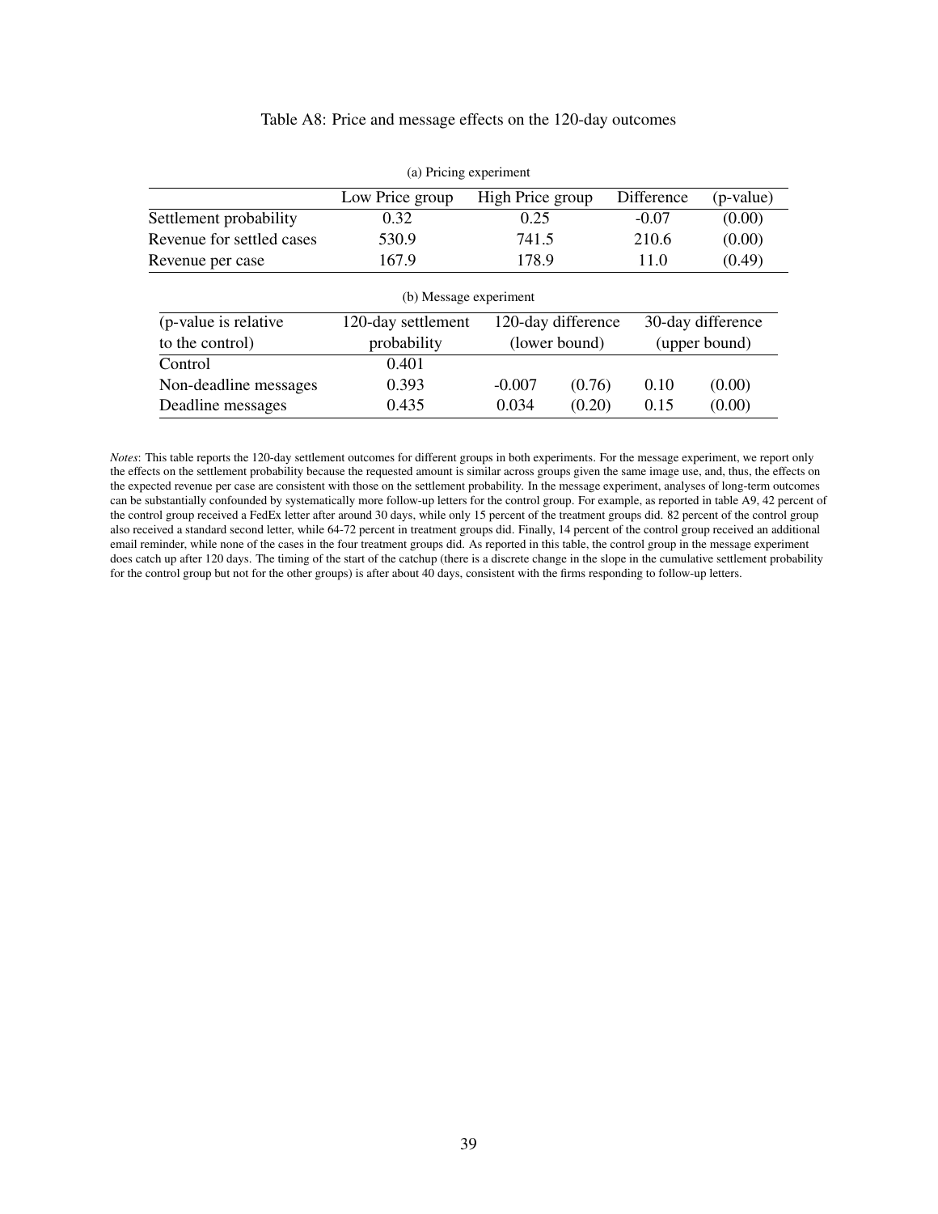Table A8: Price and message effects on the 120-day outcomes

(a) Pricing experiment

| | Low Price group | High Price group | Difference | (p-value) |
|---|---|---|---|---|
| Settlement probability | 0.32 | 0.25 | -0.07 | (0.00) |
| Revenue for settled cases | 530.9 | 741.5 | 210.6 | (0.00) |
| Revenue per case | 167.9 | 178.9 | 11.0 | (0.49) |

(b) Message experiment

| (p-value is relative to the control) | 120-day settlement probability | 120-day difference (lower bound) | | 30-day difference (upper bound) | |
|---|---|---|---|---|---|
| Control | 0.401 | | | | |
| Non-deadline messages | 0.393 | -0.007 | (0.76) | 0.10 | (0.00) |
| Deadline messages | 0.435 | 0.034 | (0.20) | 0.15 | (0.00) |

*Notes*: This table reports the 120-day settlement outcomes for different groups in both experiments. For the message experiment, we report only the effects on the settlement probability because the requested amount is similar across groups given the same image use, and, thus, the effects on the expected revenue per case are consistent with those on the settlement probability. In the message experiment, analyses of long-term outcomes can be substantially confounded by systematically more follow-up letters for the control group. For example, as reported in table A9, 42 percent of the control group received a FedEx letter after around 30 days, while only 15 percent of the treatment groups did. 82 percent of the control group also received a standard second letter, while 64-72 percent in treatment groups did. Finally, 14 percent of the control group received an additional email reminder, while none of the cases in the four treatment groups did. As reported in this table, the control group in the message experiment does catch up after 120 days. The timing of the start of the catchup (there is a discrete change in the slope in the cumulative settlement probability for the control group but not for the other groups) is after about 40 days, consistent with the firms responding to follow-up letters.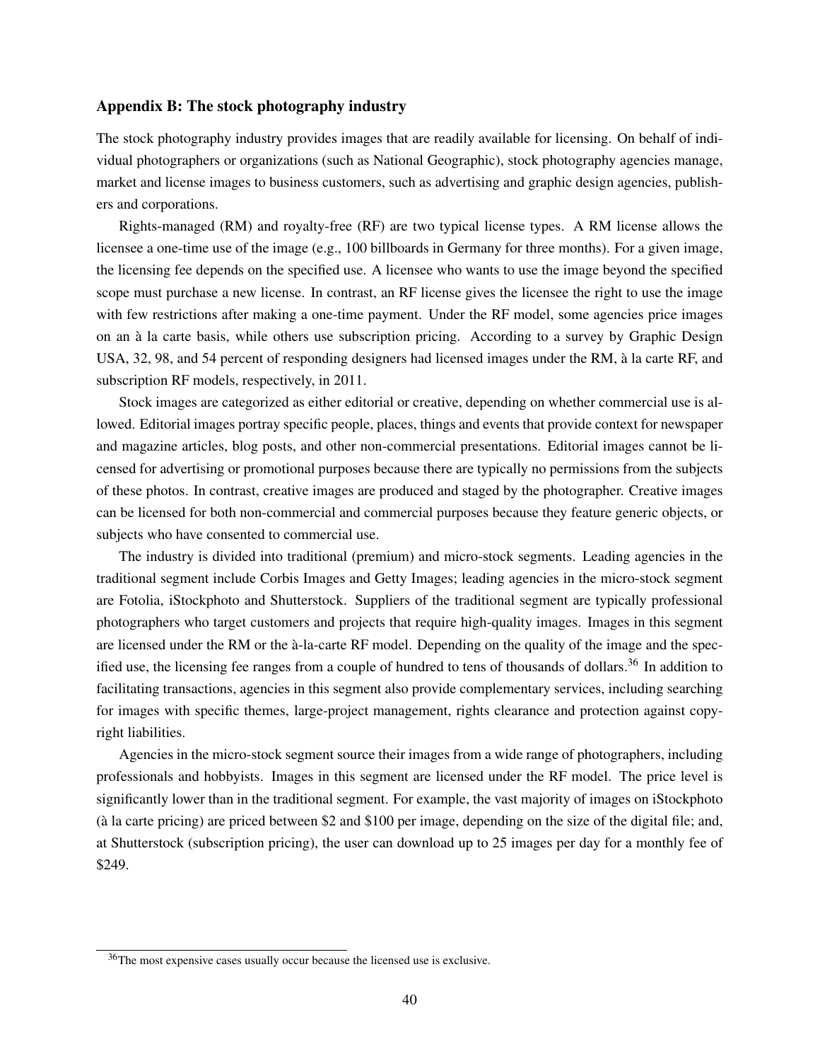### Appendix B: The stock photography industry

The stock photography industry provides images that are readily available for licensing. On behalf of individual photographers or organizations (such as National Geographic), stock photography agencies manage, market and license images to business customers, such as advertising and graphic design agencies, publishers and corporations.

Rights-managed (RM) and royalty-free (RF) are two typical license types. A RM license allows the licensee a one-time use of the image (e.g., 100 billboards in Germany for three months). For a given image, the licensing fee depends on the specified use. A licensee who wants to use the image beyond the specified scope must purchase a new license. In contrast, an RF license gives the licensee the right to use the image with few restrictions after making a one-time payment. Under the RF model, some agencies price images on an à la carte basis, while others use subscription pricing. According to a survey by Graphic Design USA, 32, 98, and 54 percent of responding designers had licensed images under the RM, à la carte RF, and subscription RF models, respectively, in 2011.

Stock images are categorized as either editorial or creative, depending on whether commercial use is allowed. Editorial images portray specific people, places, things and events that provide context for newspaper and magazine articles, blog posts, and other non-commercial presentations. Editorial images cannot be licensed for advertising or promotional purposes because there are typically no permissions from the subjects of these photos. In contrast, creative images are produced and staged by the photographer. Creative images can be licensed for both non-commercial and commercial purposes because they feature generic objects, or subjects who have consented to commercial use.

The industry is divided into traditional (premium) and micro-stock segments. Leading agencies in the traditional segment include Corbis Images and Getty Images; leading agencies in the micro-stock segment are Fotolia, iStockphoto and Shutterstock. Suppliers of the traditional segment are typically professional photographers who target customers and projects that require high-quality images. Images in this segment are licensed under the RM or the à-la-carte RF model. Depending on the quality of the image and the specified use, the licensing fee ranges from a couple of hundred to tens of thousands of dollars.[36] In addition to facilitating transactions, agencies in this segment also provide complementary services, including searching for images with specific themes, large-project management, rights clearance and protection against copyright liabilities.

Agencies in the micro-stock segment source their images from a wide range of photographers, including professionals and hobbyists. Images in this segment are licensed under the RF model. The price level is significantly lower than in the traditional segment. For example, the vast majority of images on iStockphoto (à la carte pricing) are priced between \$2 and \$100 per image, depending on the size of the digital file; and, at Shutterstock (subscription pricing), the user can download up to 25 images per day for a monthly fee of \$249.

[36] The most expensive cases usually occur because the licensed use is exclusive.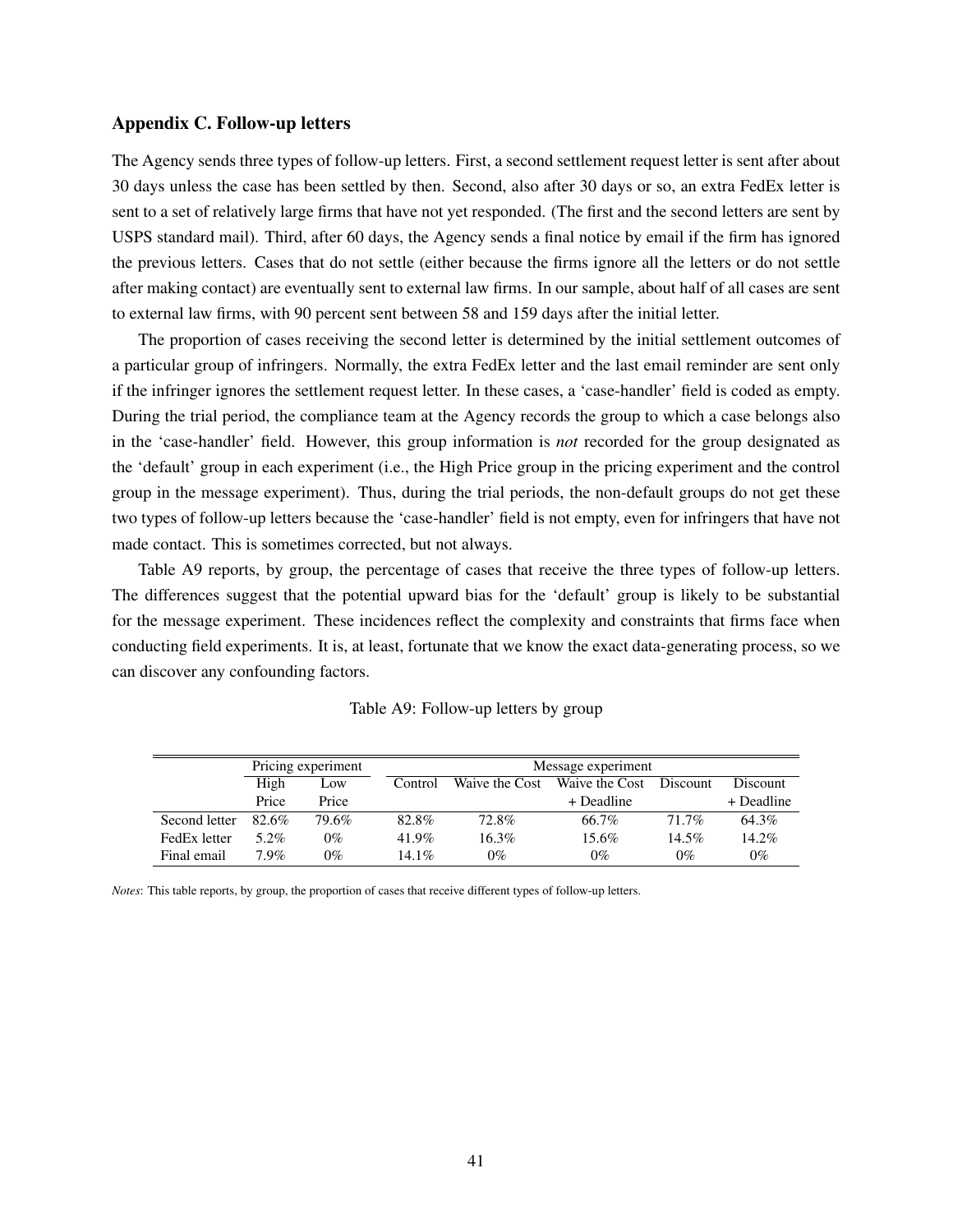### Appendix C. Follow-up letters

The Agency sends three types of follow-up letters. First, a second settlement request letter is sent after about 30 days unless the case has been settled by then. Second, also after 30 days or so, an extra FedEx letter is sent to a set of relatively large firms that have not yet responded. (The first and the second letters are sent by USPS standard mail). Third, after 60 days, the Agency sends a final notice by email if the firm has ignored the previous letters. Cases that do not settle (either because the firms ignore all the letters or do not settle after making contact) are eventually sent to external law firms. In our sample, about half of all cases are sent to external law firms, with 90 percent sent between 58 and 159 days after the initial letter.

The proportion of cases receiving the second letter is determined by the initial settlement outcomes of a particular group of infringers. Normally, the extra FedEx letter and the last email reminder are sent only if the infringer ignores the settlement request letter. In these cases, a 'case-handler' field is coded as empty. During the trial period, the compliance team at the Agency records the group to which a case belongs also in the 'case-handler' field. However, this group information is *not* recorded for the group designated as the 'default' group in each experiment (i.e., the High Price group in the pricing experiment and the control group in the message experiment). Thus, during the trial periods, the non-default groups do not get these two types of follow-up letters because the 'case-handler' field is not empty, even for infringers that have not made contact. This is sometimes corrected, but not always.

Table A9 reports, by group, the percentage of cases that receive the three types of follow-up letters. The differences suggest that the potential upward bias for the 'default' group is likely to be substantial for the message experiment. These incidences reflect the complexity and constraints that firms face when conducting field experiments. It is, at least, fortunate that we know the exact data-generating process, so we can discover any confounding factors.

Table A9: Follow-up letters by group

| | Pricing experiment | | Message experiment | | | | |
|---|---|---|---|---|---|---|---|
| | High Price | Low Price | Control | Waive the Cost | Waive the Cost + Deadline | Discount | Discount + Deadline |
| Second letter | 82.6% | 79.6% | 82.8% | 72.8% | 66.7% | 71.7% | 64.3% |
| FedEx letter | 5.2% | 0% | 41.9% | 16.3% | 15.6% | 14.5% | 14.2% |
| Final email | 7.9% | 0% | 14.1% | 0% | 0% | 0% | 0% |

*Notes*: This table reports, by group, the proportion of cases that receive different types of follow-up letters.